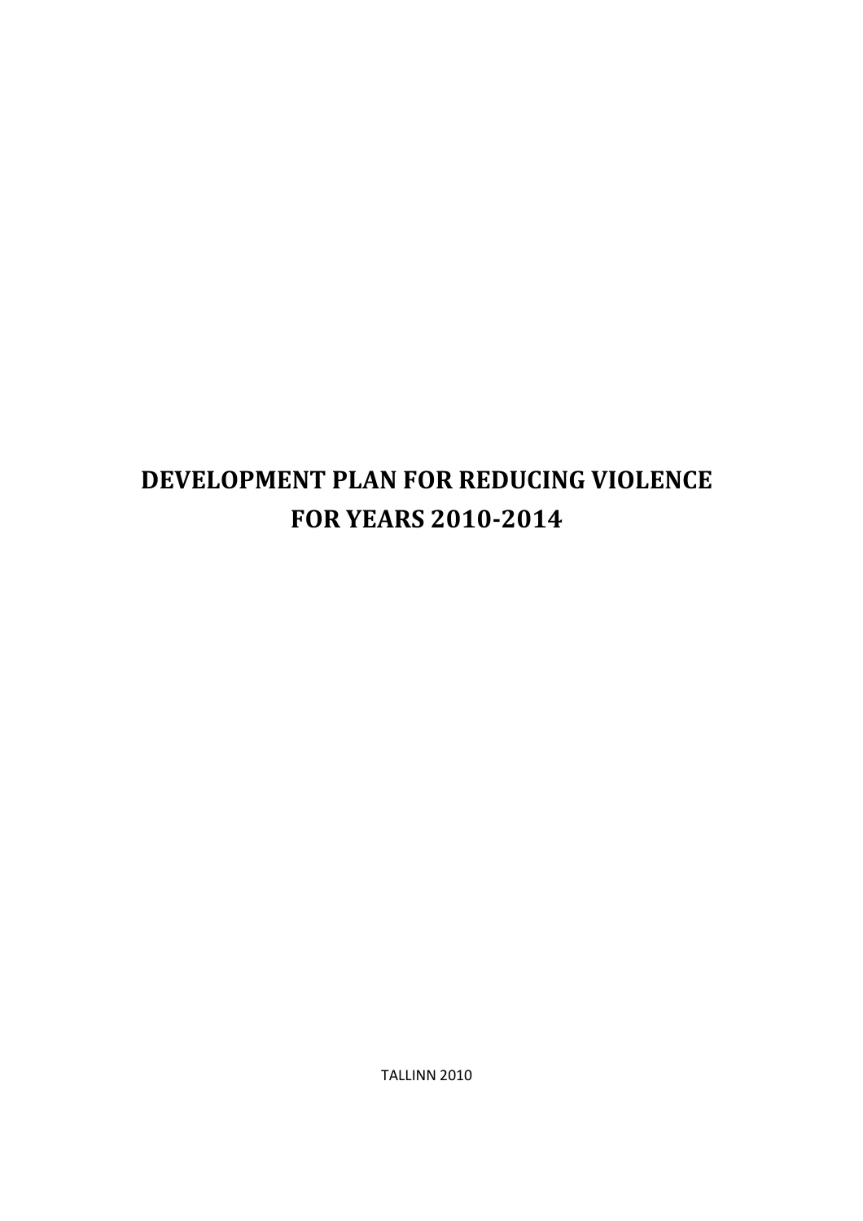# DEVELOPMENT PLAN FOR REDUCING VIOLENCE FOR YEARS 2010-2014

TALLINN 2010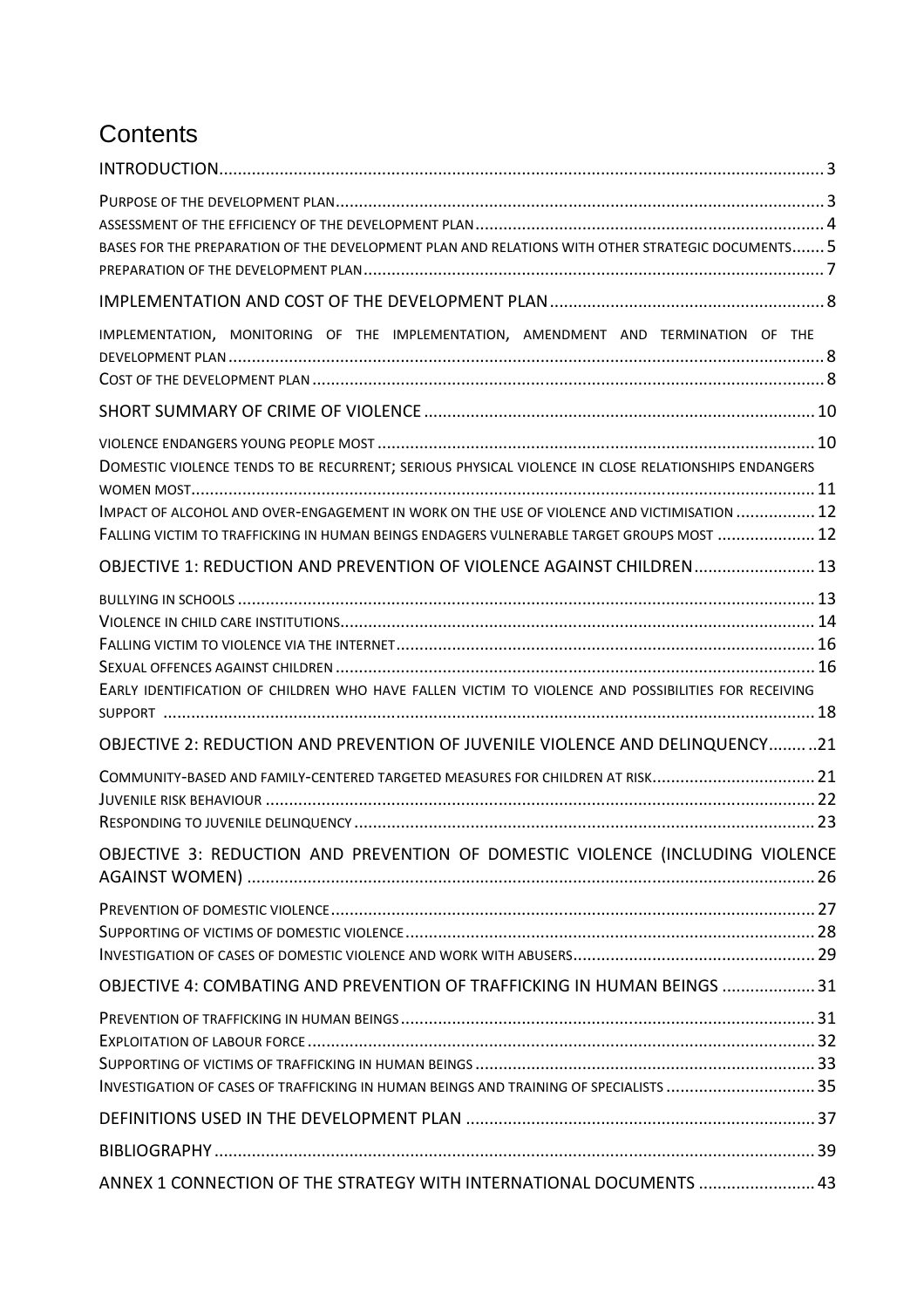# Contents

INTRODUCTION ..... 3

PURPOSE OF THE DEVELOPMENT PLAN ..... 3
ASSESSMENT OF THE EFFICIENCY OF THE DEVELOPMENT PLAN ..... 4
BASES FOR THE PREPARATION OF THE DEVELOPMENT PLAN AND RELATIONS WITH OTHER STRATEGIC DOCUMENTS ..... 5
PREPARATION OF THE DEVELOPMENT PLAN ..... 7

IMPLEMENTATION AND COST OF THE DEVELOPMENT PLAN ..... 8

IMPLEMENTATION, MONITORING OF THE IMPLEMENTATION, AMENDMENT AND TERMINATION OF THE DEVELOPMENT PLAN ..... 8
COST OF THE DEVELOPMENT PLAN ..... 8

SHORT SUMMARY OF CRIME OF VIOLENCE ..... 10

VIOLENCE ENDANGERS YOUNG PEOPLE MOST ..... 10
DOMESTIC VIOLENCE TENDS TO BE RECURRENT; SERIOUS PHYSICAL VIOLENCE IN CLOSE RELATIONSHIPS ENDANGERS WOMEN MOST ..... 11
IMPACT OF ALCOHOL AND OVER-ENGAGEMENT IN WORK ON THE USE OF VIOLENCE AND VICTIMISATION ..... 12
FALLING VICTIM TO TRAFFICKING IN HUMAN BEINGS ENDAGERS VULNERABLE TARGET GROUPS MOST ..... 12

OBJECTIVE 1: REDUCTION AND PREVENTION OF VIOLENCE AGAINST CHILDREN ..... 13

BULLYING IN SCHOOLS ..... 13
VIOLENCE IN CHILD CARE INSTITUTIONS ..... 14
FALLING VICTIM TO VIOLENCE VIA THE INTERNET ..... 16
SEXUAL OFFENCES AGAINST CHILDREN ..... 16
EARLY IDENTIFICATION OF CHILDREN WHO HAVE FALLEN VICTIM TO VIOLENCE AND POSSIBILITIES FOR RECEIVING SUPPORT ..... 18

OBJECTIVE 2: REDUCTION AND PREVENTION OF JUVENILE VIOLENCE AND DELINQUENCY ..... 21

COMMUNITY-BASED AND FAMILY-CENTERED TARGETED MEASURES FOR CHILDREN AT RISK ..... 21
JUVENILE RISK BEHAVIOUR ..... 22
RESPONDING TO JUVENILE DELINQUENCY ..... 23

OBJECTIVE 3: REDUCTION AND PREVENTION OF DOMESTIC VIOLENCE (INCLUDING VIOLENCE AGAINST WOMEN) ..... 26

PREVENTION OF DOMESTIC VIOLENCE ..... 27
SUPPORTING OF VICTIMS OF DOMESTIC VIOLENCE ..... 28
INVESTIGATION OF CASES OF DOMESTIC VIOLENCE AND WORK WITH ABUSERS ..... 29

OBJECTIVE 4: COMBATING AND PREVENTION OF TRAFFICKING IN HUMAN BEINGS ..... 31

PREVENTION OF TRAFFICKING IN HUMAN BEINGS ..... 31
EXPLOITATION OF LABOUR FORCE ..... 32
SUPPORTING OF VICTIMS OF TRAFFICKING IN HUMAN BEINGS ..... 33
INVESTIGATION OF CASES OF TRAFFICKING IN HUMAN BEINGS AND TRAINING OF SPECIALISTS ..... 35

DEFINITIONS USED IN THE DEVELOPMENT PLAN ..... 37

BIBLIOGRAPHY ..... 39

ANNEX 1 CONNECTION OF THE STRATEGY WITH INTERNATIONAL DOCUMENTS ..... 43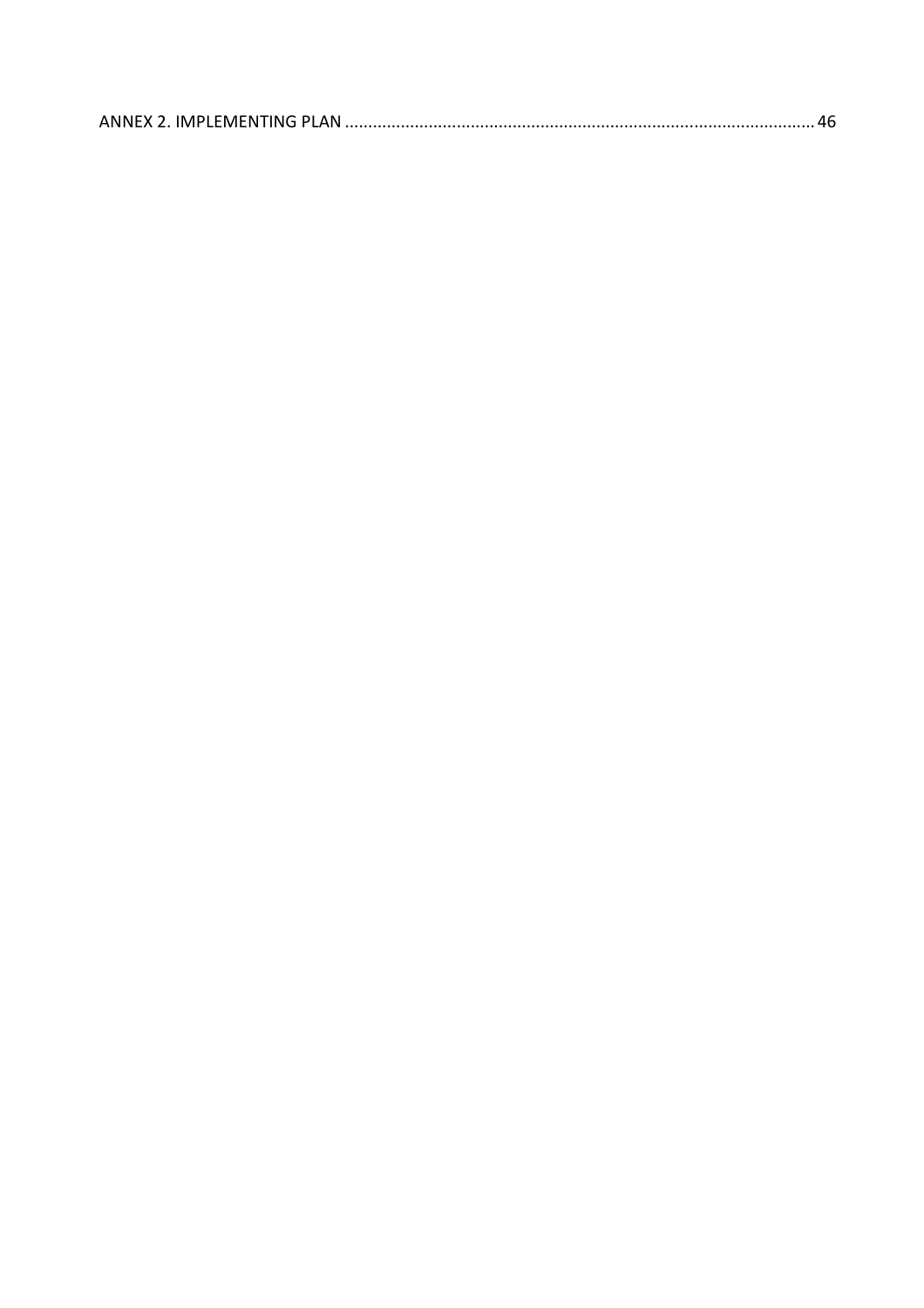ANNEX 2. IMPLEMENTING PLAN .................................................................................................... 46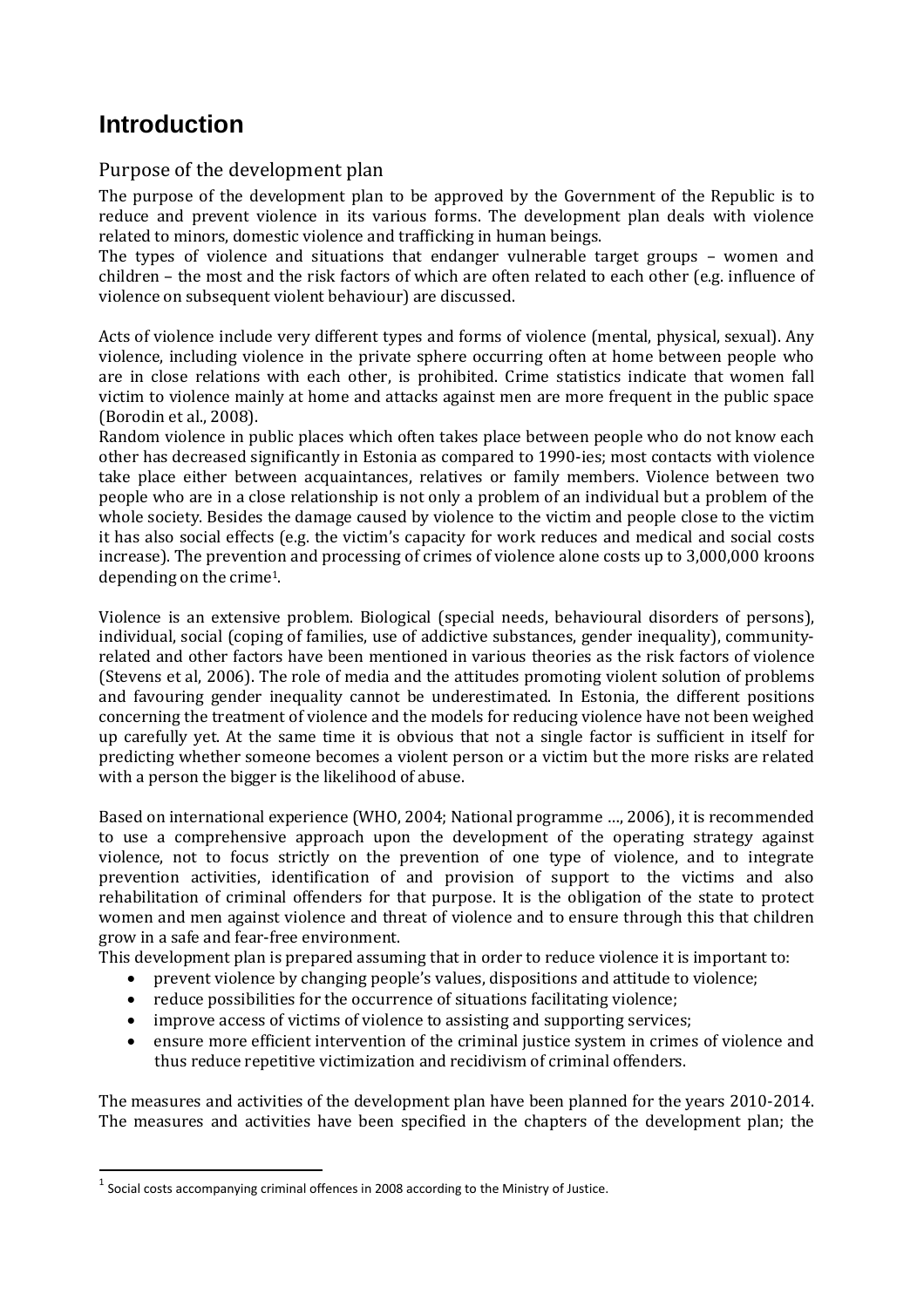# Introduction

## Purpose of the development plan

The purpose of the development plan to be approved by the Government of the Republic is to reduce and prevent violence in its various forms. The development plan deals with violence related to minors, domestic violence and trafficking in human beings.

The types of violence and situations that endanger vulnerable target groups – women and children – the most and the risk factors of which are often related to each other (e.g. influence of violence on subsequent violent behaviour) are discussed.

Acts of violence include very different types and forms of violence (mental, physical, sexual). Any violence, including violence in the private sphere occurring often at home between people who are in close relations with each other, is prohibited. Crime statistics indicate that women fall victim to violence mainly at home and attacks against men are more frequent in the public space (Borodin et al., 2008).

Random violence in public places which often takes place between people who do not know each other has decreased significantly in Estonia as compared to 1990-ies; most contacts with violence take place either between acquaintances, relatives or family members. Violence between two people who are in a close relationship is not only a problem of an individual but a problem of the whole society. Besides the damage caused by violence to the victim and people close to the victim it has also social effects (e.g. the victim's capacity for work reduces and medical and social costs increase). The prevention and processing of crimes of violence alone costs up to 3,000,000 kroons depending on the crime[1].

Violence is an extensive problem. Biological (special needs, behavioural disorders of persons), individual, social (coping of families, use of addictive substances, gender inequality), community-related and other factors have been mentioned in various theories as the risk factors of violence (Stevens et al, 2006). The role of media and the attitudes promoting violent solution of problems and favouring gender inequality cannot be underestimated. In Estonia, the different positions concerning the treatment of violence and the models for reducing violence have not been weighed up carefully yet. At the same time it is obvious that not a single factor is sufficient in itself for predicting whether someone becomes a violent person or a victim but the more risks are related with a person the bigger is the likelihood of abuse.

Based on international experience (WHO, 2004; National programme …, 2006), it is recommended to use a comprehensive approach upon the development of the operating strategy against violence, not to focus strictly on the prevention of one type of violence, and to integrate prevention activities, identification of and provision of support to the victims and also rehabilitation of criminal offenders for that purpose. It is the obligation of the state to protect women and men against violence and threat of violence and to ensure through this that children grow in a safe and fear-free environment.

This development plan is prepared assuming that in order to reduce violence it is important to:

- prevent violence by changing people's values, dispositions and attitude to violence;
- reduce possibilities for the occurrence of situations facilitating violence;
- improve access of victims of violence to assisting and supporting services;
- ensure more efficient intervention of the criminal justice system in crimes of violence and thus reduce repetitive victimization and recidivism of criminal offenders.

The measures and activities of the development plan have been planned for the years 2010-2014. The measures and activities have been specified in the chapters of the development plan; the

[1] Social costs accompanying criminal offences in 2008 according to the Ministry of Justice.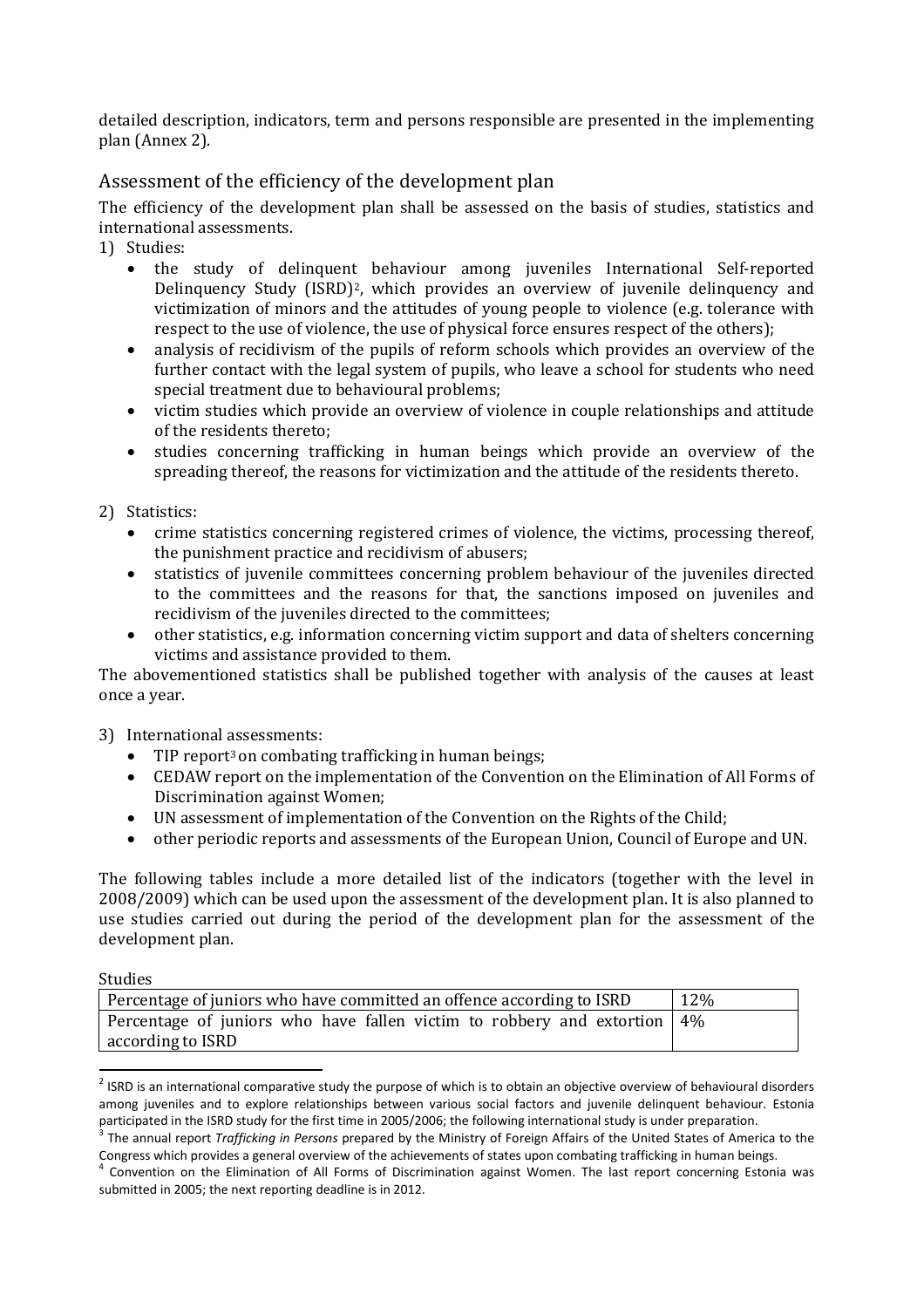detailed description, indicators, term and persons responsible are presented in the implementing plan (Annex 2).

## Assessment of the efficiency of the development plan

The efficiency of the development plan shall be assessed on the basis of studies, statistics and international assessments.

1) Studies:
   - the study of delinquent behaviour among juveniles International Self-reported Delinquency Study (ISRD)[2], which provides an overview of juvenile delinquency and victimization of minors and the attitudes of young people to violence (e.g. tolerance with respect to the use of violence, the use of physical force ensures respect of the others);
   - analysis of recidivism of the pupils of reform schools which provides an overview of the further contact with the legal system of pupils, who leave a school for students who need special treatment due to behavioural problems;
   - victim studies which provide an overview of violence in couple relationships and attitude of the residents thereto;
   - studies concerning trafficking in human beings which provide an overview of the spreading thereof, the reasons for victimization and the attitude of the residents thereto.

2) Statistics:
   - crime statistics concerning registered crimes of violence, the victims, processing thereof, the punishment practice and recidivism of abusers;
   - statistics of juvenile committees concerning problem behaviour of the juveniles directed to the committees and the reasons for that, the sanctions imposed on juveniles and recidivism of the juveniles directed to the committees;
   - other statistics, e.g. information concerning victim support and data of shelters concerning victims and assistance provided to them.

The abovementioned statistics shall be published together with analysis of the causes at least once a year.

3) International assessments:
   - TIP report[3] on combating trafficking in human beings;
   - CEDAW report on the implementation of the Convention on the Elimination of All Forms of Discrimination against Women;
   - UN assessment of implementation of the Convention on the Rights of the Child;
   - other periodic reports and assessments of the European Union, Council of Europe and UN.

The following tables include a more detailed list of the indicators (together with the level in 2008/2009) which can be used upon the assessment of the development plan. It is also planned to use studies carried out during the period of the development plan for the assessment of the development plan.

Studies

| | |
|---|---|
| Percentage of juniors who have committed an offence according to ISRD | 12% |
| Percentage of juniors who have fallen victim to robbery and extortion according to ISRD | 4% |

[2] ISRD is an international comparative study the purpose of which is to obtain an objective overview of behavioural disorders among juveniles and to explore relationships between various social factors and juvenile delinquent behaviour. Estonia participated in the ISRD study for the first time in 2005/2006; the following international study is under preparation.

[3] The annual report *Trafficking in Persons* prepared by the Ministry of Foreign Affairs of the United States of America to the Congress which provides a general overview of the achievements of states upon combating trafficking in human beings.

[4] Convention on the Elimination of All Forms of Discrimination against Women. The last report concerning Estonia was submitted in 2005; the next reporting deadline is in 2012.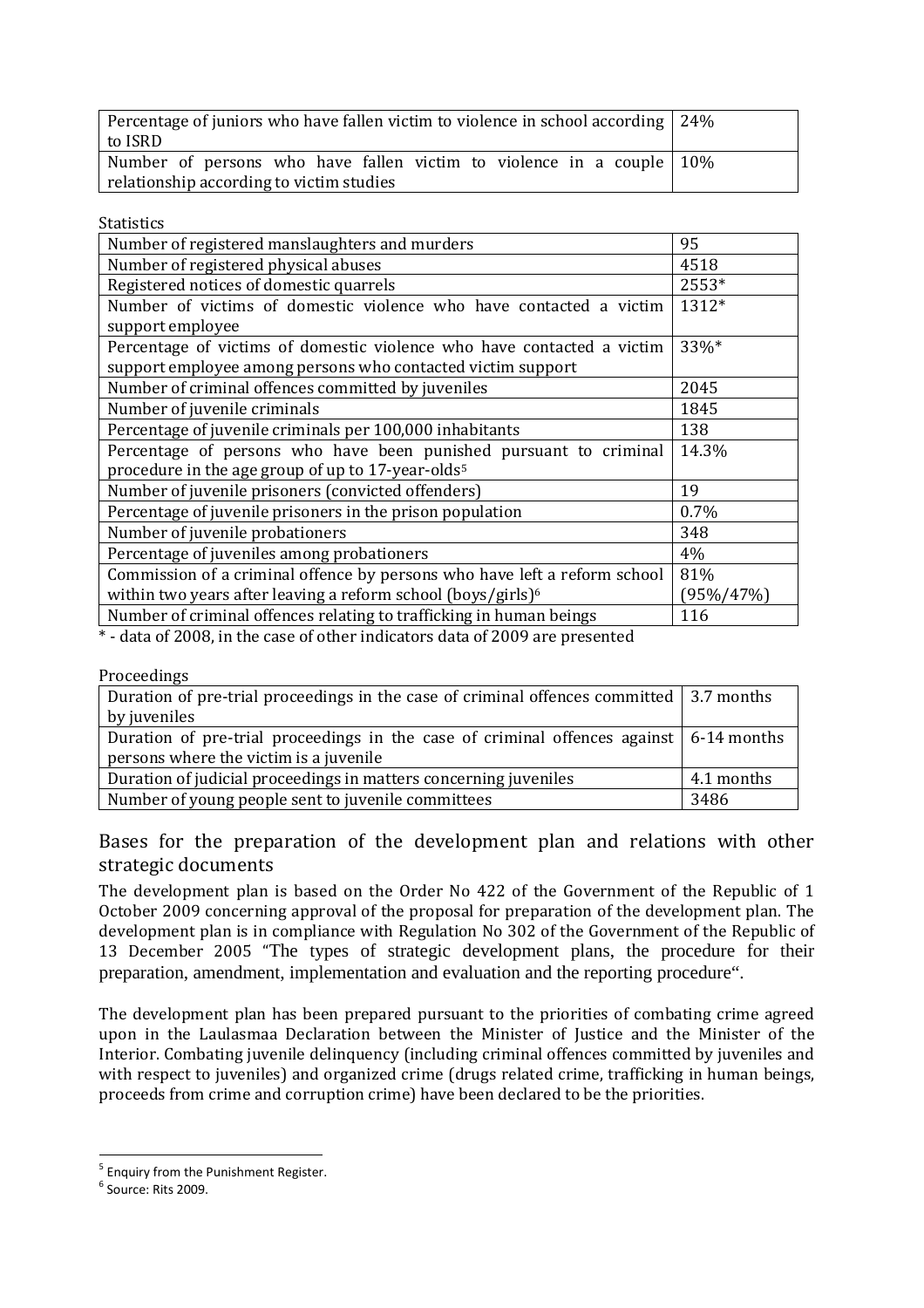| | |
|---|---|
| Percentage of juniors who have fallen victim to violence in school according to ISRD | 24% |
| Number of persons who have fallen victim to violence in a couple relationship according to victim studies | 10% |

Statistics

| | |
|---|---|
| Number of registered manslaughters and murders | 95 |
| Number of registered physical abuses | 4518 |
| Registered notices of domestic quarrels | 2553* |
| Number of victims of domestic violence who have contacted a victim support employee | 1312* |
| Percentage of victims of domestic violence who have contacted a victim support employee among persons who contacted victim support | 33%* |
| Number of criminal offences committed by juveniles | 2045 |
| Number of juvenile criminals | 1845 |
| Percentage of juvenile criminals per 100,000 inhabitants | 138 |
| Percentage of persons who have been punished pursuant to criminal procedure in the age group of up to 17-year-olds[5] | 14.3% |
| Number of juvenile prisoners (convicted offenders) | 19 |
| Percentage of juvenile prisoners in the prison population | 0.7% |
| Number of juvenile probationers | 348 |
| Percentage of juveniles among probationers | 4% |
| Commission of a criminal offence by persons who have left a reform school within two years after leaving a reform school (boys/girls)[6] | 81% (95%/47%) |
| Number of criminal offences relating to trafficking in human beings | 116 |

\* - data of 2008, in the case of other indicators data of 2009 are presented

Proceedings

| | |
|---|---|
| Duration of pre-trial proceedings in the case of criminal offences committed by juveniles | 3.7 months |
| Duration of pre-trial proceedings in the case of criminal offences against persons where the victim is a juvenile | 6-14 months |
| Duration of judicial proceedings in matters concerning juveniles | 4.1 months |
| Number of young people sent to juvenile committees | 3486 |

## Bases for the preparation of the development plan and relations with other strategic documents

The development plan is based on the Order No 422 of the Government of the Republic of 1 October 2009 concerning approval of the proposal for preparation of the development plan. The development plan is in compliance with Regulation No 302 of the Government of the Republic of 13 December 2005 "The types of strategic development plans, the procedure for their preparation, amendment, implementation and evaluation and the reporting procedure".

The development plan has been prepared pursuant to the priorities of combating crime agreed upon in the Laulasmaa Declaration between the Minister of Justice and the Minister of the Interior. Combating juvenile delinquency (including criminal offences committed by juveniles and with respect to juveniles) and organized crime (drugs related crime, trafficking in human beings, proceeds from crime and corruption crime) have been declared to be the priorities.

[5] Enquiry from the Punishment Register.

[6] Source: Rits 2009.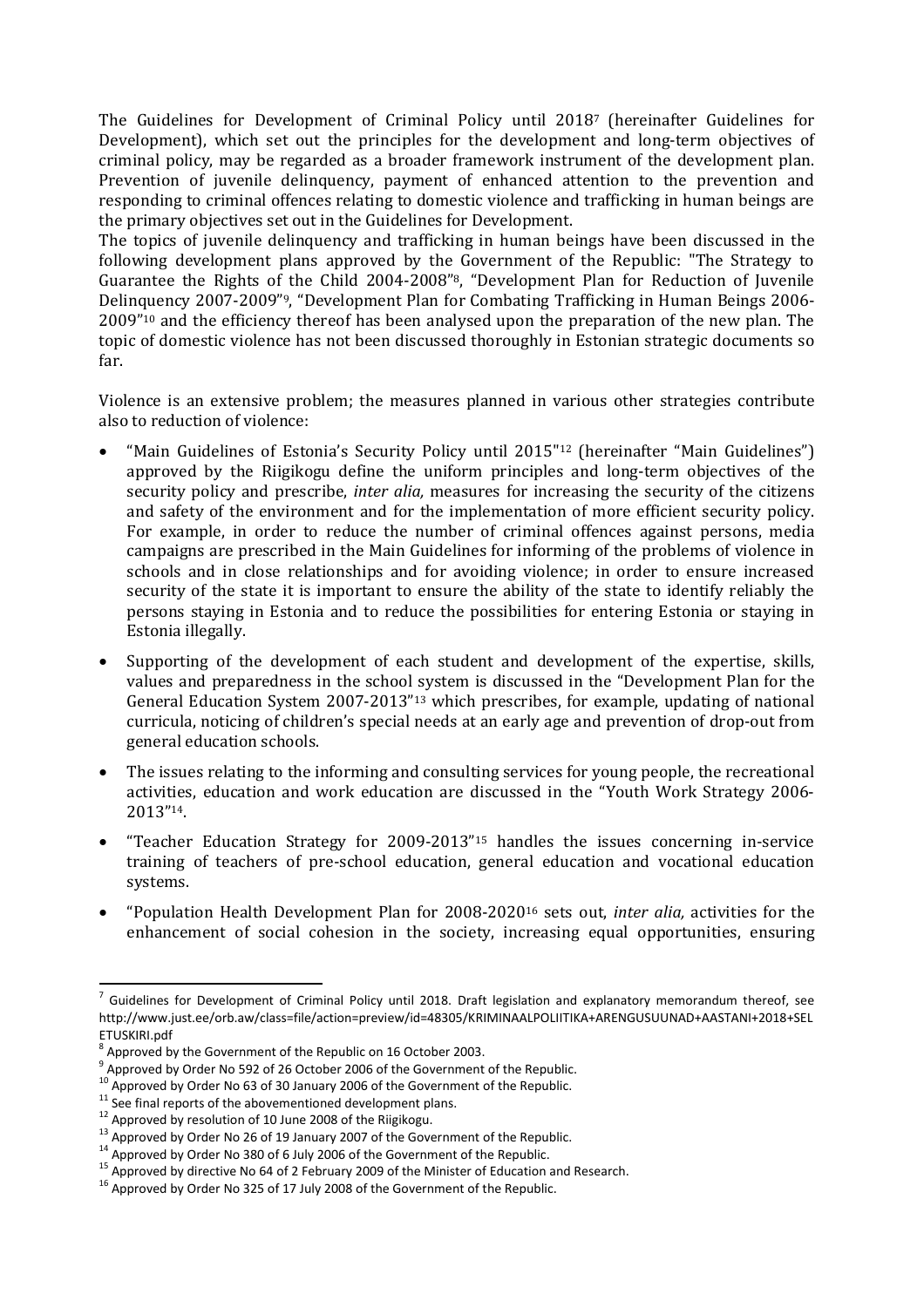The Guidelines for Development of Criminal Policy until 2018[7] (hereinafter Guidelines for Development), which set out the principles for the development and long-term objectives of criminal policy, may be regarded as a broader framework instrument of the development plan. Prevention of juvenile delinquency, payment of enhanced attention to the prevention and responding to criminal offences relating to domestic violence and trafficking in human beings are the primary objectives set out in the Guidelines for Development.

The topics of juvenile delinquency and trafficking in human beings have been discussed in the following development plans approved by the Government of the Republic: "The Strategy to Guarantee the Rights of the Child 2004-2008"[8], "Development Plan for Reduction of Juvenile Delinquency 2007-2009"[9], "Development Plan for Combating Trafficking in Human Beings 2006-2009"[10] and the efficiency thereof has been analysed upon the preparation of the new plan. The topic of domestic violence has not been discussed thoroughly in Estonian strategic documents so far.

Violence is an extensive problem; the measures planned in various other strategies contribute also to reduction of violence:

- "Main Guidelines of Estonia's Security Policy until 2015"[12] (hereinafter "Main Guidelines") approved by the Riigikogu define the uniform principles and long-term objectives of the security policy and prescribe, *inter alia,* measures for increasing the security of the citizens and safety of the environment and for the implementation of more efficient security policy. For example, in order to reduce the number of criminal offences against persons, media campaigns are prescribed in the Main Guidelines for informing of the problems of violence in schools and in close relationships and for avoiding violence; in order to ensure increased security of the state it is important to ensure the ability of the state to identify reliably the persons staying in Estonia and to reduce the possibilities for entering Estonia or staying in Estonia illegally.

- Supporting of the development of each student and development of the expertise, skills, values and preparedness in the school system is discussed in the "Development Plan for the General Education System 2007-2013"[13] which prescribes, for example, updating of national curricula, noticing of children's special needs at an early age and prevention of drop-out from general education schools.

- The issues relating to the informing and consulting services for young people, the recreational activities, education and work education are discussed in the "Youth Work Strategy 2006-2013"[14].

- "Teacher Education Strategy for 2009-2013"[15] handles the issues concerning in-service training of teachers of pre-school education, general education and vocational education systems.

- "Population Health Development Plan for 2008-2020[16] sets out, *inter alia,* activities for the enhancement of social cohesion in the society, increasing equal opportunities, ensuring

---

[7] Guidelines for Development of Criminal Policy until 2018. Draft legislation and explanatory memorandum thereof, see http://www.just.ee/orb.aw/class=file/action=preview/id=48305/KRIMINAALPOLIITIKA+ARENGUSUUNAD+AASTANI+2018+SELETUSKIRI.pdf

[8] Approved by the Government of the Republic on 16 October 2003.

[9] Approved by Order No 592 of 26 October 2006 of the Government of the Republic.

[10] Approved by Order No 63 of 30 January 2006 of the Government of the Republic.

[11] See final reports of the abovementioned development plans.

[12] Approved by resolution of 10 June 2008 of the Riigikogu.

[13] Approved by Order No 26 of 19 January 2007 of the Government of the Republic.

[14] Approved by Order No 380 of 6 July 2006 of the Government of the Republic.

[15] Approved by directive No 64 of 2 February 2009 of the Minister of Education and Research.

[16] Approved by Order No 325 of 17 July 2008 of the Government of the Republic.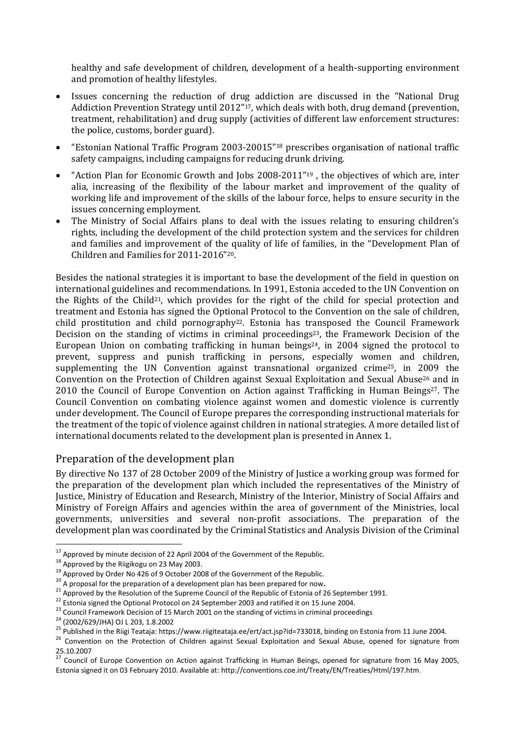healthy and safe development of children, development of a health-supporting environment and promotion of healthy lifestyles.

- Issues concerning the reduction of drug addiction are discussed in the "National Drug Addiction Prevention Strategy until 2012"[17], which deals with both, drug demand (prevention, treatment, rehabilitation) and drug supply (activities of different law enforcement structures: the police, customs, border guard).
- "Estonian National Traffic Program 2003-20015"[18] prescribes organisation of national traffic safety campaigns, including campaigns for reducing drunk driving.
- "Action Plan for Economic Growth and Jobs 2008-2011"[19], the objectives of which are, inter alia, increasing of the flexibility of the labour market and improvement of the quality of working life and improvement of the skills of the labour force, helps to ensure security in the issues concerning employment.
- The Ministry of Social Affairs plans to deal with the issues relating to ensuring children's rights, including the development of the child protection system and the services for children and families and improvement of the quality of life of families, in the "Development Plan of Children and Families for 2011-2016"[20].

Besides the national strategies it is important to base the development of the field in question on international guidelines and recommendations. In 1991, Estonia acceded to the UN Convention on the Rights of the Child[21], which provides for the right of the child for special protection and treatment and Estonia has signed the Optional Protocol to the Convention on the sale of children, child prostitution and child pornography[22]. Estonia has transposed the Council Framework Decision on the standing of victims in criminal proceedings[23], the Framework Decision of the European Union on combating trafficking in human beings[24], in 2004 signed the protocol to prevent, suppress and punish trafficking in persons, especially women and children, supplementing the UN Convention against transnational organized crime[25], in 2009 the Convention on the Protection of Children against Sexual Exploitation and Sexual Abuse[26] and in 2010 the Council of Europe Convention on Action against Trafficking in Human Beings[27]. The Council Convention on combating violence against women and domestic violence is currently under development. The Council of Europe prepares the corresponding instructional materials for the treatment of the topic of violence against children in national strategies. A more detailed list of international documents related to the development plan is presented in Annex 1.

## Preparation of the development plan

By directive No 137 of 28 October 2009 of the Ministry of Justice a working group was formed for the preparation of the development plan which included the representatives of the Ministry of Justice, Ministry of Education and Research, Ministry of the Interior, Ministry of Social Affairs and Ministry of Foreign Affairs and agencies within the area of government of the Ministries, local governments, universities and several non-profit associations. The preparation of the development plan was coordinated by the Criminal Statistics and Analysis Division of the Criminal

---

[17] Approved by minute decision of 22 April 2004 of the Government of the Republic.

[18] Approved by the Riigikogu on 23 May 2003.

[19] Approved by Order No 426 of 9 October 2008 of the Government of the Republic.

[20] A proposal for the preparation of a development plan has been prepared for now.

[21] Approved by the Resolution of the Supreme Council of the Republic of Estonia of 26 September 1991.

[22] Estonia signed the Optional Protocol on 24 September 2003 and ratified it on 15 June 2004.

[23] Council Framework Decision of 15 March 2001 on the standing of victims in criminal proceedings

[24] (2002/629/JHA) OJ L 203, 1.8.2002

[25] Published in the Riigi Teataja: https://www.riigiteataja.ee/ert/act.jsp?id=733018, binding on Estonia from 11 June 2004.

[26] Convention on the Protection of Children against Sexual Exploitation and Sexual Abuse, opened for signature from 25.10.2007

[27] Council of Europe Convention on Action against Trafficking in Human Beings, opened for signature from 16 May 2005, Estonia signed it on 03 February 2010. Available at: http://conventions.coe.int/Treaty/EN/Treaties/Html/197.htm.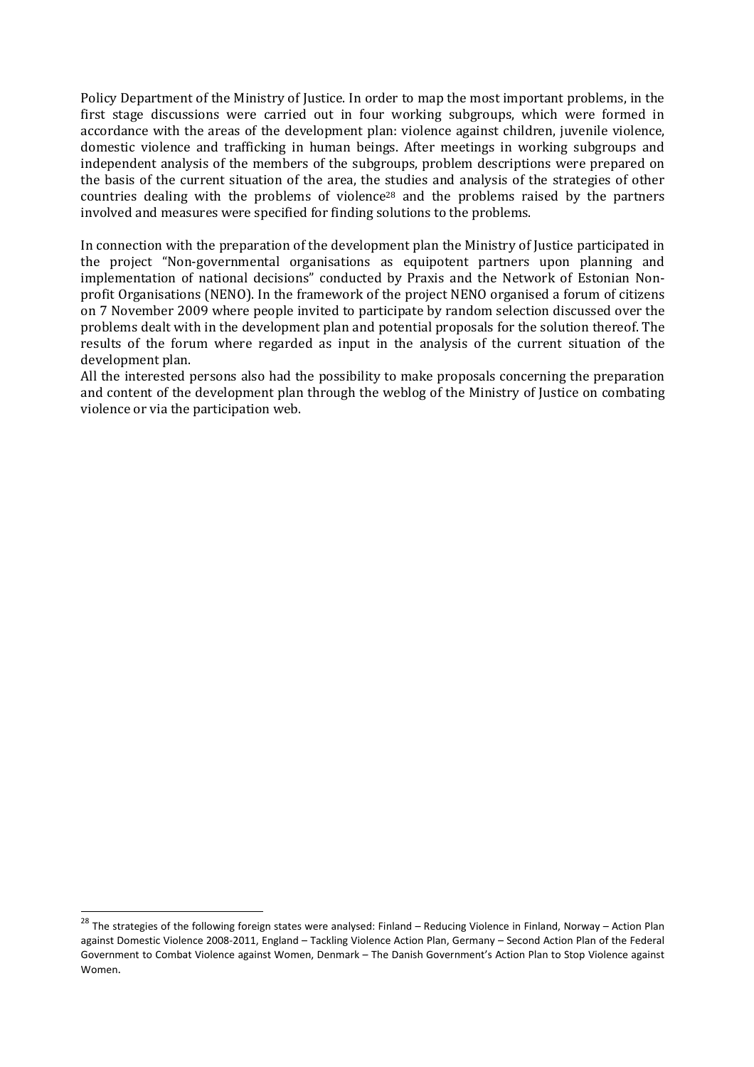Policy Department of the Ministry of Justice. In order to map the most important problems, in the first stage discussions were carried out in four working subgroups, which were formed in accordance with the areas of the development plan: violence against children, juvenile violence, domestic violence and trafficking in human beings. After meetings in working subgroups and independent analysis of the members of the subgroups, problem descriptions were prepared on the basis of the current situation of the area, the studies and analysis of the strategies of other countries dealing with the problems of violence[28] and the problems raised by the partners involved and measures were specified for finding solutions to the problems.

In connection with the preparation of the development plan the Ministry of Justice participated in the project "Non-governmental organisations as equipotent partners upon planning and implementation of national decisions" conducted by Praxis and the Network of Estonian Non-profit Organisations (NENO). In the framework of the project NENO organised a forum of citizens on 7 November 2009 where people invited to participate by random selection discussed over the problems dealt with in the development plan and potential proposals for the solution thereof. The results of the forum where regarded as input in the analysis of the current situation of the development plan.

All the interested persons also had the possibility to make proposals concerning the preparation and content of the development plan through the weblog of the Ministry of Justice on combating violence or via the participation web.

[28] The strategies of the following foreign states were analysed: Finland – Reducing Violence in Finland, Norway – Action Plan against Domestic Violence 2008-2011, England – Tackling Violence Action Plan, Germany – Second Action Plan of the Federal Government to Combat Violence against Women, Denmark – The Danish Government's Action Plan to Stop Violence against Women.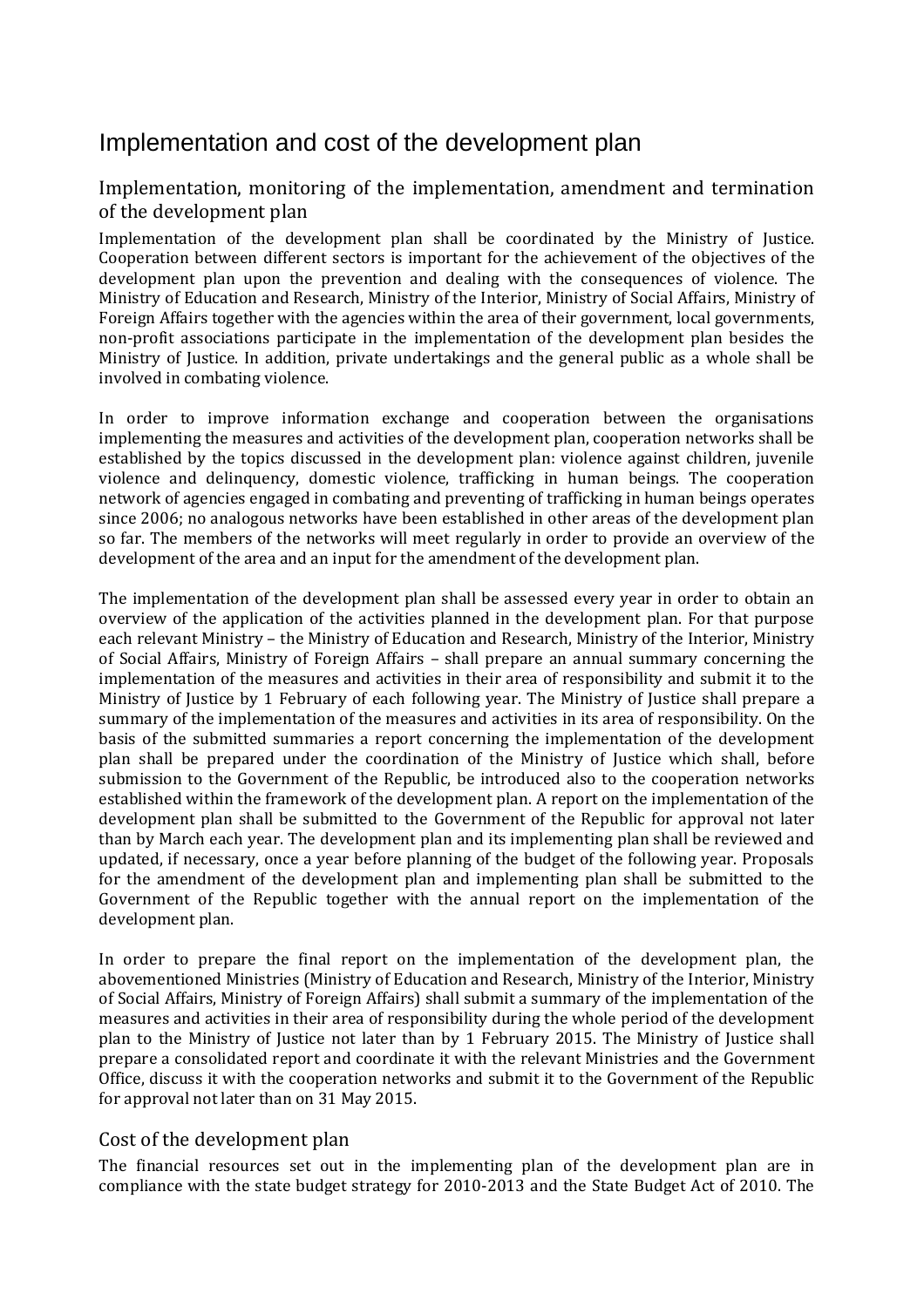# Implementation and cost of the development plan

## Implementation, monitoring of the implementation, amendment and termination of the development plan

Implementation of the development plan shall be coordinated by the Ministry of Justice. Cooperation between different sectors is important for the achievement of the objectives of the development plan upon the prevention and dealing with the consequences of violence. The Ministry of Education and Research, Ministry of the Interior, Ministry of Social Affairs, Ministry of Foreign Affairs together with the agencies within the area of their government, local governments, non-profit associations participate in the implementation of the development plan besides the Ministry of Justice. In addition, private undertakings and the general public as a whole shall be involved in combating violence.

In order to improve information exchange and cooperation between the organisations implementing the measures and activities of the development plan, cooperation networks shall be established by the topics discussed in the development plan: violence against children, juvenile violence and delinquency, domestic violence, trafficking in human beings. The cooperation network of agencies engaged in combating and preventing of trafficking in human beings operates since 2006; no analogous networks have been established in other areas of the development plan so far. The members of the networks will meet regularly in order to provide an overview of the development of the area and an input for the amendment of the development plan.

The implementation of the development plan shall be assessed every year in order to obtain an overview of the application of the activities planned in the development plan. For that purpose each relevant Ministry – the Ministry of Education and Research, Ministry of the Interior, Ministry of Social Affairs, Ministry of Foreign Affairs – shall prepare an annual summary concerning the implementation of the measures and activities in their area of responsibility and submit it to the Ministry of Justice by 1 February of each following year. The Ministry of Justice shall prepare a summary of the implementation of the measures and activities in its area of responsibility. On the basis of the submitted summaries a report concerning the implementation of the development plan shall be prepared under the coordination of the Ministry of Justice which shall, before submission to the Government of the Republic, be introduced also to the cooperation networks established within the framework of the development plan. A report on the implementation of the development plan shall be submitted to the Government of the Republic for approval not later than by March each year. The development plan and its implementing plan shall be reviewed and updated, if necessary, once a year before planning of the budget of the following year. Proposals for the amendment of the development plan and implementing plan shall be submitted to the Government of the Republic together with the annual report on the implementation of the development plan.

In order to prepare the final report on the implementation of the development plan, the abovementioned Ministries (Ministry of Education and Research, Ministry of the Interior, Ministry of Social Affairs, Ministry of Foreign Affairs) shall submit a summary of the implementation of the measures and activities in their area of responsibility during the whole period of the development plan to the Ministry of Justice not later than by 1 February 2015. The Ministry of Justice shall prepare a consolidated report and coordinate it with the relevant Ministries and the Government Office, discuss it with the cooperation networks and submit it to the Government of the Republic for approval not later than on 31 May 2015.

## Cost of the development plan

The financial resources set out in the implementing plan of the development plan are in compliance with the state budget strategy for 2010-2013 and the State Budget Act of 2010. The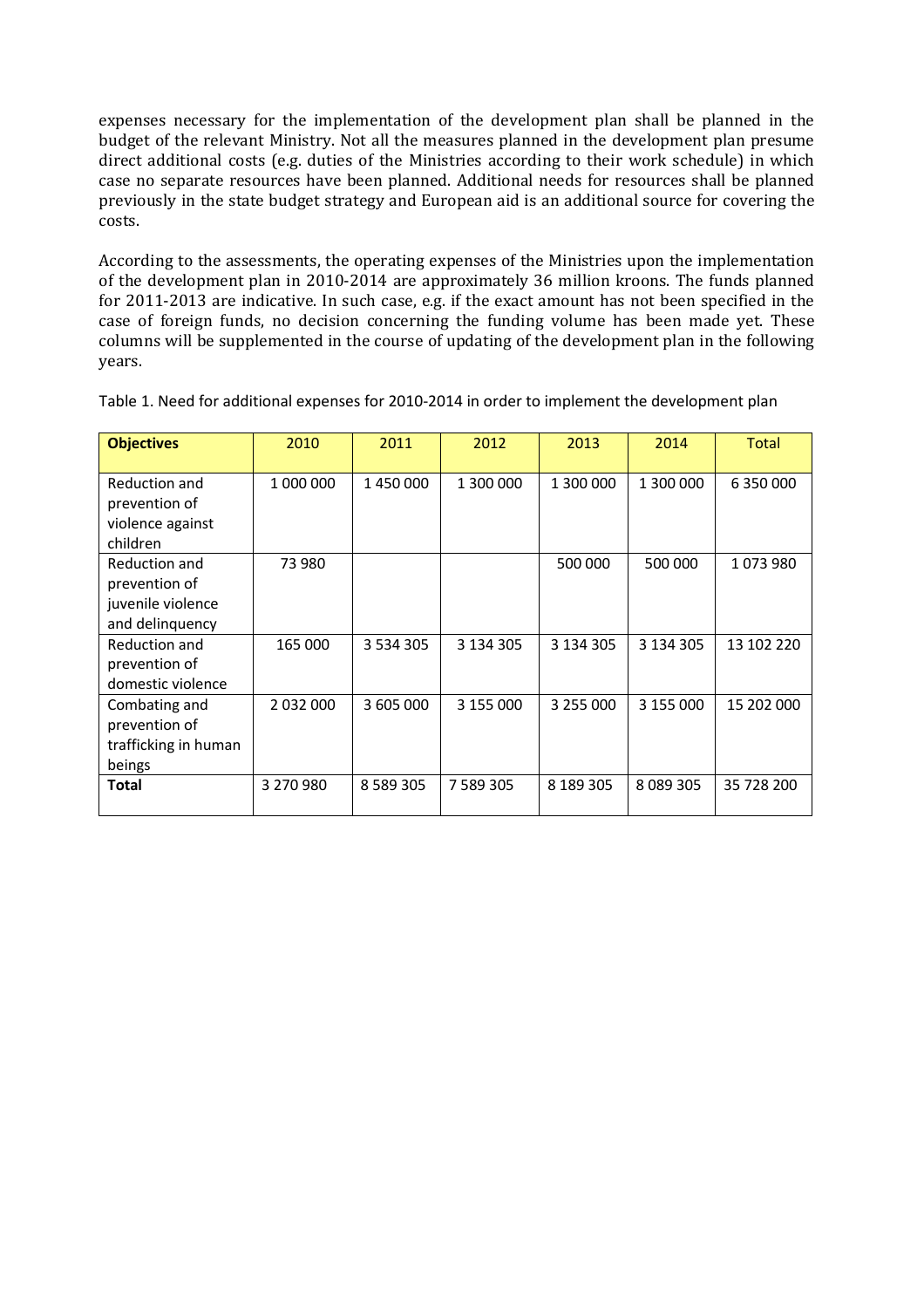expenses necessary for the implementation of the development plan shall be planned in the budget of the relevant Ministry. Not all the measures planned in the development plan presume direct additional costs (e.g. duties of the Ministries according to their work schedule) in which case no separate resources have been planned. Additional needs for resources shall be planned previously in the state budget strategy and European aid is an additional source for covering the costs.

According to the assessments, the operating expenses of the Ministries upon the implementation of the development plan in 2010-2014 are approximately 36 million kroons. The funds planned for 2011-2013 are indicative. In such case, e.g. if the exact amount has not been specified in the case of foreign funds, no decision concerning the funding volume has been made yet. These columns will be supplemented in the course of updating of the development plan in the following years.

Table 1. Need for additional expenses for 2010-2014 in order to implement the development plan

| **Objectives** | 2010 | 2011 | 2012 | 2013 | 2014 | Total |
|---|---|---|---|---|---|---|
| Reduction and prevention of violence against children | 1 000 000 | 1 450 000 | 1 300 000 | 1 300 000 | 1 300 000 | 6 350 000 |
| Reduction and prevention of juvenile violence and delinquency | 73 980 | | | 500 000 | 500 000 | 1 073 980 |
| Reduction and prevention of domestic violence | 165 000 | 3 534 305 | 3 134 305 | 3 134 305 | 3 134 305 | 13 102 220 |
| Combating and prevention of trafficking in human beings | 2 032 000 | 3 605 000 | 3 155 000 | 3 255 000 | 3 155 000 | 15 202 000 |
| **Total** | 3 270 980 | 8 589 305 | 7 589 305 | 8 189 305 | 8 089 305 | 35 728 200 |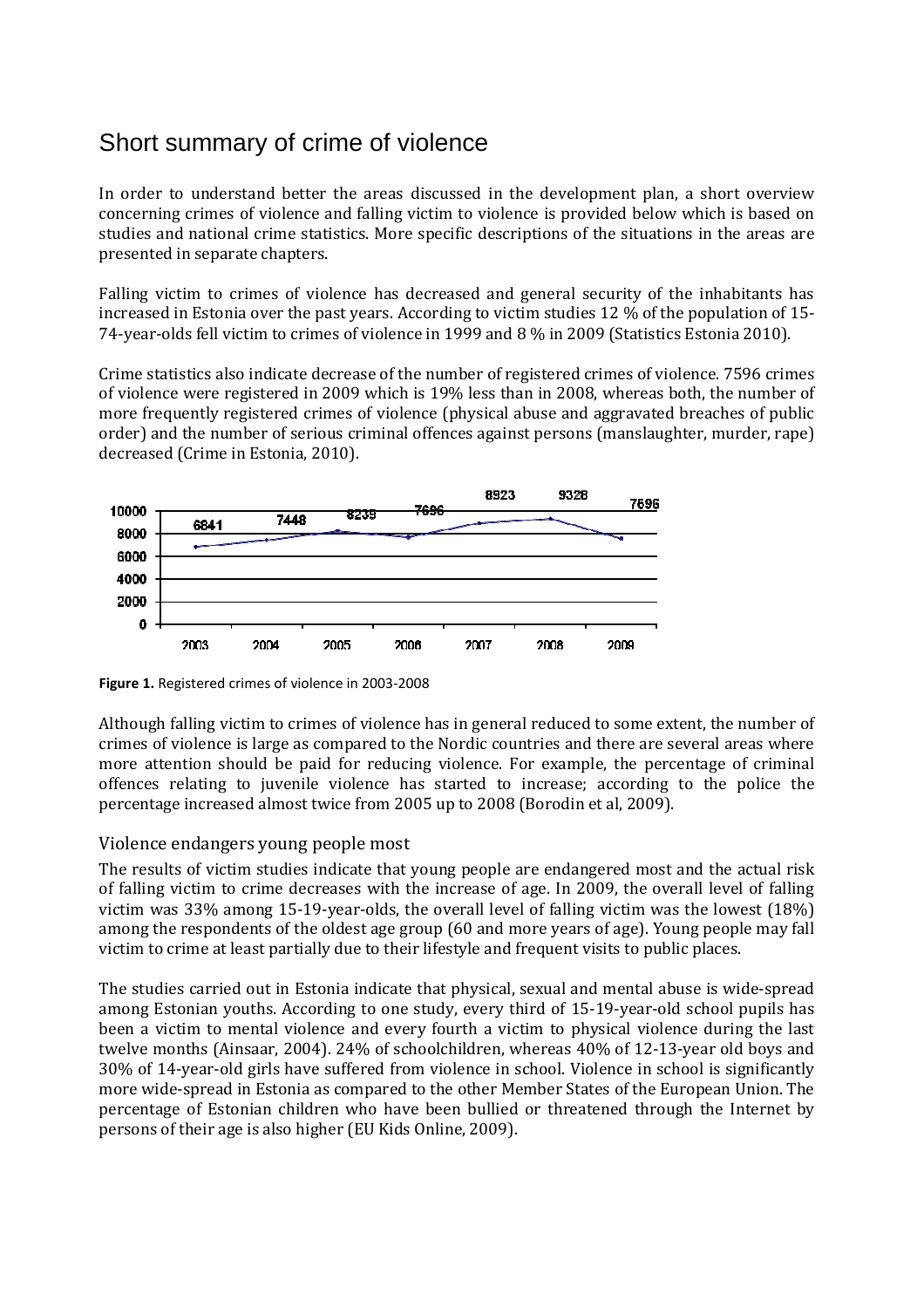# Short summary of crime of violence

In order to understand better the areas discussed in the development plan, a short overview concerning crimes of violence and falling victim to violence is provided below which is based on studies and national crime statistics. More specific descriptions of the situations in the areas are presented in separate chapters.

Falling victim to crimes of violence has decreased and general security of the inhabitants has increased in Estonia over the past years. According to victim studies 12 % of the population of 15-74-year-olds fell victim to crimes of violence in 1999 and 8 % in 2009 (Statistics Estonia 2010).

Crime statistics also indicate decrease of the number of registered crimes of violence. 7596 crimes of violence were registered in 2009 which is 19% less than in 2008, whereas both, the number of more frequently registered crimes of violence (physical abuse and aggravated breaches of public order) and the number of serious criminal offences against persons (manslaughter, murder, rape) decreased (Crime in Estonia, 2010).

| Year | 2003 | 2004 | 2005 | 2006 | 2007 | 2008 | 2009 |
|---|---|---|---|---|---|---|---|
| Registered crimes of violence | 6841 | 7448 | 8239 | 7696 | 8923 | 9328 | 7596 |

**Figure 1.** Registered crimes of violence in 2003-2008

Although falling victim to crimes of violence has in general reduced to some extent, the number of crimes of violence is large as compared to the Nordic countries and there are several areas where more attention should be paid for reducing violence. For example, the percentage of criminal offences relating to juvenile violence has started to increase; according to the police the percentage increased almost twice from 2005 up to 2008 (Borodin et al, 2009).

## Violence endangers young people most

The results of victim studies indicate that young people are endangered most and the actual risk of falling victim to crime decreases with the increase of age. In 2009, the overall level of falling victim was 33% among 15-19-year-olds, the overall level of falling victim was the lowest (18%) among the respondents of the oldest age group (60 and more years of age). Young people may fall victim to crime at least partially due to their lifestyle and frequent visits to public places.

The studies carried out in Estonia indicate that physical, sexual and mental abuse is wide-spread among Estonian youths. According to one study, every third of 15-19-year-old school pupils has been a victim to mental violence and every fourth a victim to physical violence during the last twelve months (Ainsaar, 2004). 24% of schoolchildren, whereas 40% of 12-13-year old boys and 30% of 14-year-old girls have suffered from violence in school. Violence in school is significantly more wide-spread in Estonia as compared to the other Member States of the European Union. The percentage of Estonian children who have been bullied or threatened through the Internet by persons of their age is also higher (EU Kids Online, 2009).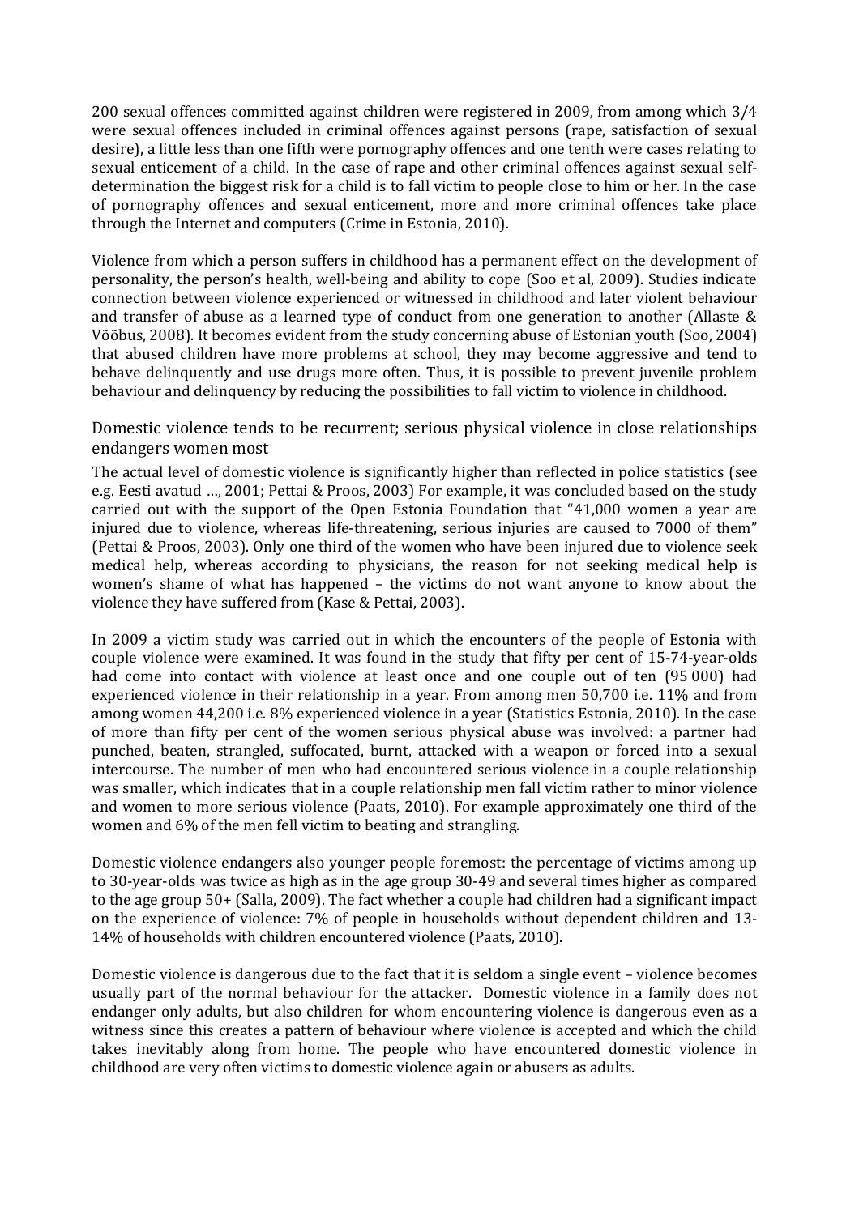200 sexual offences committed against children were registered in 2009, from among which 3/4 were sexual offences included in criminal offences against persons (rape, satisfaction of sexual desire), a little less than one fifth were pornography offences and one tenth were cases relating to sexual enticement of a child. In the case of rape and other criminal offences against sexual self-determination the biggest risk for a child is to fall victim to people close to him or her. In the case of pornography offences and sexual enticement, more and more criminal offences take place through the Internet and computers (Crime in Estonia, 2010).

Violence from which a person suffers in childhood has a permanent effect on the development of personality, the person's health, well-being and ability to cope (Soo et al, 2009). Studies indicate connection between violence experienced or witnessed in childhood and later violent behaviour and transfer of abuse as a learned type of conduct from one generation to another (Allaste & Võõbus, 2008). It becomes evident from the study concerning abuse of Estonian youth (Soo, 2004) that abused children have more problems at school, they may become aggressive and tend to behave delinquently and use drugs more often. Thus, it is possible to prevent juvenile problem behaviour and delinquency by reducing the possibilities to fall victim to violence in childhood.

## Domestic violence tends to be recurrent; serious physical violence in close relationships endangers women most

The actual level of domestic violence is significantly higher than reflected in police statistics (see e.g. Eesti avatud …, 2001; Pettai & Proos, 2003) For example, it was concluded based on the study carried out with the support of the Open Estonia Foundation that "41,000 women a year are injured due to violence, whereas life-threatening, serious injuries are caused to 7000 of them" (Pettai & Proos, 2003). Only one third of the women who have been injured due to violence seek medical help, whereas according to physicians, the reason for not seeking medical help is women's shame of what has happened – the victims do not want anyone to know about the violence they have suffered from (Kase & Pettai, 2003).

In 2009 a victim study was carried out in which the encounters of the people of Estonia with couple violence were examined. It was found in the study that fifty per cent of 15-74-year-olds had come into contact with violence at least once and one couple out of ten (95 000) had experienced violence in their relationship in a year. From among men 50,700 i.e. 11% and from among women 44,200 i.e. 8% experienced violence in a year (Statistics Estonia, 2010). In the case of more than fifty per cent of the women serious physical abuse was involved: a partner had punched, beaten, strangled, suffocated, burnt, attacked with a weapon or forced into a sexual intercourse. The number of men who had encountered serious violence in a couple relationship was smaller, which indicates that in a couple relationship men fall victim rather to minor violence and women to more serious violence (Paats, 2010). For example approximately one third of the women and 6% of the men fell victim to beating and strangling.

Domestic violence endangers also younger people foremost: the percentage of victims among up to 30-year-olds was twice as high as in the age group 30-49 and several times higher as compared to the age group 50+ (Salla, 2009). The fact whether a couple had children had a significant impact on the experience of violence: 7% of people in households without dependent children and 13-14% of households with children encountered violence (Paats, 2010).

Domestic violence is dangerous due to the fact that it is seldom a single event – violence becomes usually part of the normal behaviour for the attacker. Domestic violence in a family does not endanger only adults, but also children for whom encountering violence is dangerous even as a witness since this creates a pattern of behaviour where violence is accepted and which the child takes inevitably along from home. The people who have encountered domestic violence in childhood are very often victims to domestic violence again or abusers as adults.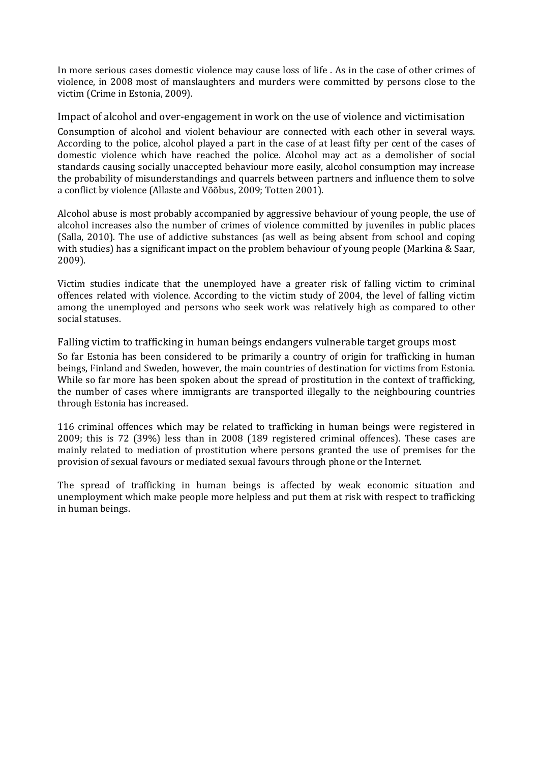In more serious cases domestic violence may cause loss of life . As in the case of other crimes of violence, in 2008 most of manslaughters and murders were committed by persons close to the victim (Crime in Estonia, 2009).

### Impact of alcohol and over-engagement in work on the use of violence and victimisation

Consumption of alcohol and violent behaviour are connected with each other in several ways. According to the police, alcohol played a part in the case of at least fifty per cent of the cases of domestic violence which have reached the police. Alcohol may act as a demolisher of social standards causing socially unaccepted behaviour more easily, alcohol consumption may increase the probability of misunderstandings and quarrels between partners and influence them to solve a conflict by violence (Allaste and Võõbus, 2009; Totten 2001).

Alcohol abuse is most probably accompanied by aggressive behaviour of young people, the use of alcohol increases also the number of crimes of violence committed by juveniles in public places (Salla, 2010). The use of addictive substances (as well as being absent from school and coping with studies) has a significant impact on the problem behaviour of young people (Markina & Saar, 2009).

Victim studies indicate that the unemployed have a greater risk of falling victim to criminal offences related with violence. According to the victim study of 2004, the level of falling victim among the unemployed and persons who seek work was relatively high as compared to other social statuses.

### Falling victim to trafficking in human beings endangers vulnerable target groups most

So far Estonia has been considered to be primarily a country of origin for trafficking in human beings, Finland and Sweden, however, the main countries of destination for victims from Estonia. While so far more has been spoken about the spread of prostitution in the context of trafficking, the number of cases where immigrants are transported illegally to the neighbouring countries through Estonia has increased.

116 criminal offences which may be related to trafficking in human beings were registered in 2009; this is 72 (39%) less than in 2008 (189 registered criminal offences). These cases are mainly related to mediation of prostitution where persons granted the use of premises for the provision of sexual favours or mediated sexual favours through phone or the Internet.

The spread of trafficking in human beings is affected by weak economic situation and unemployment which make people more helpless and put them at risk with respect to trafficking in human beings.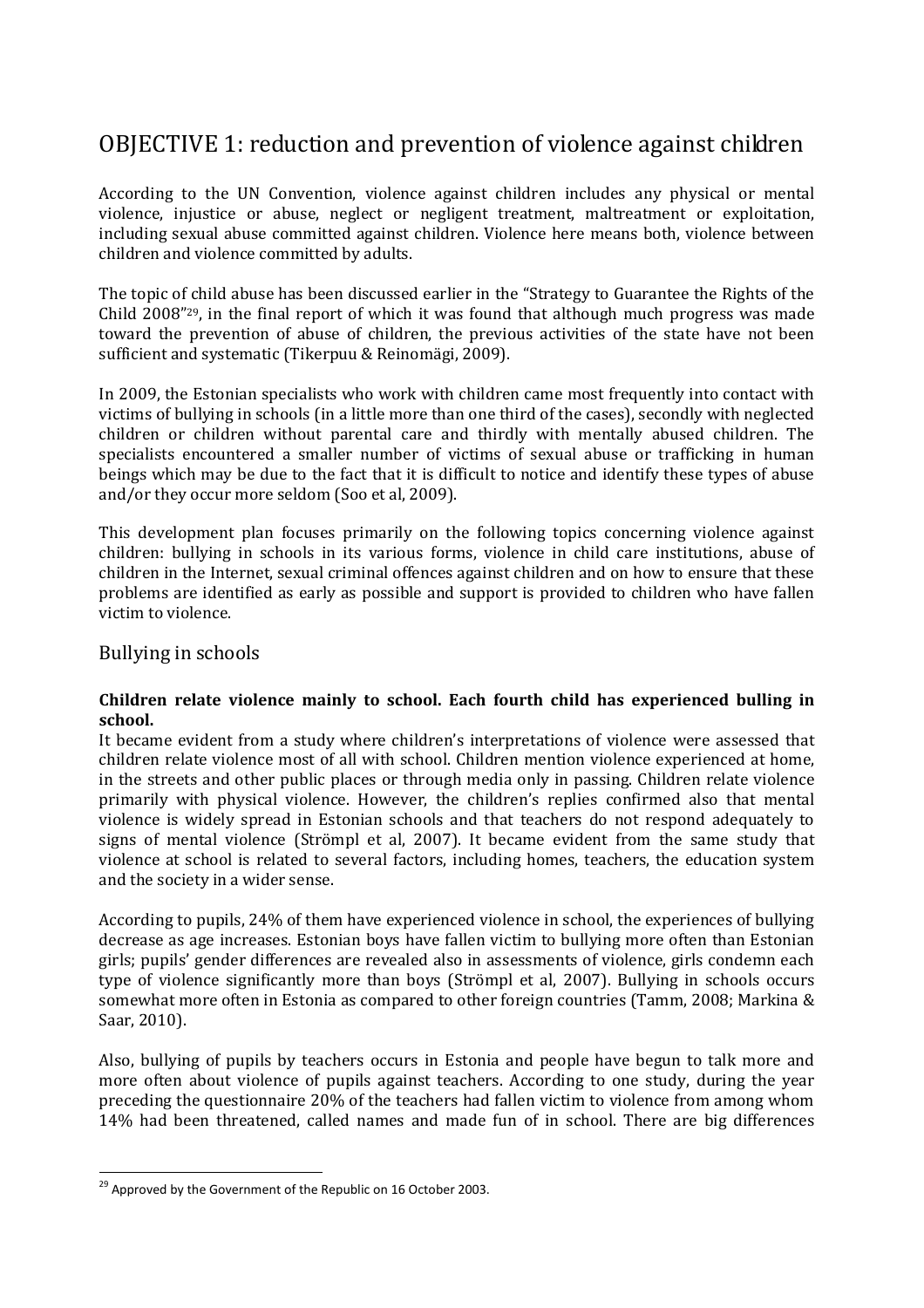# OBJECTIVE 1: reduction and prevention of violence against children

According to the UN Convention, violence against children includes any physical or mental violence, injustice or abuse, neglect or negligent treatment, maltreatment or exploitation, including sexual abuse committed against children. Violence here means both, violence between children and violence committed by adults.

The topic of child abuse has been discussed earlier in the "Strategy to Guarantee the Rights of the Child 2008"[29], in the final report of which it was found that although much progress was made toward the prevention of abuse of children, the previous activities of the state have not been sufficient and systematic (Tikerpuu & Reinomägi, 2009).

In 2009, the Estonian specialists who work with children came most frequently into contact with victims of bullying in schools (in a little more than one third of the cases), secondly with neglected children or children without parental care and thirdly with mentally abused children. The specialists encountered a smaller number of victims of sexual abuse or trafficking in human beings which may be due to the fact that it is difficult to notice and identify these types of abuse and/or they occur more seldom (Soo et al, 2009).

This development plan focuses primarily on the following topics concerning violence against children: bullying in schools in its various forms, violence in child care institutions, abuse of children in the Internet, sexual criminal offences against children and on how to ensure that these problems are identified as early as possible and support is provided to children who have fallen victim to violence.

## Bullying in schools

**Children relate violence mainly to school. Each fourth child has experienced bulling in school.**

It became evident from a study where children's interpretations of violence were assessed that children relate violence most of all with school. Children mention violence experienced at home, in the streets and other public places or through media only in passing. Children relate violence primarily with physical violence. However, the children's replies confirmed also that mental violence is widely spread in Estonian schools and that teachers do not respond adequately to signs of mental violence (Strömpl et al, 2007). It became evident from the same study that violence at school is related to several factors, including homes, teachers, the education system and the society in a wider sense.

According to pupils, 24% of them have experienced violence in school, the experiences of bullying decrease as age increases. Estonian boys have fallen victim to bullying more often than Estonian girls; pupils' gender differences are revealed also in assessments of violence, girls condemn each type of violence significantly more than boys (Strömpl et al, 2007). Bullying in schools occurs somewhat more often in Estonia as compared to other foreign countries (Tamm, 2008; Markina & Saar, 2010).

Also, bullying of pupils by teachers occurs in Estonia and people have begun to talk more and more often about violence of pupils against teachers. According to one study, during the year preceding the questionnaire 20% of the teachers had fallen victim to violence from among whom 14% had been threatened, called names and made fun of in school. There are big differences

[29] Approved by the Government of the Republic on 16 October 2003.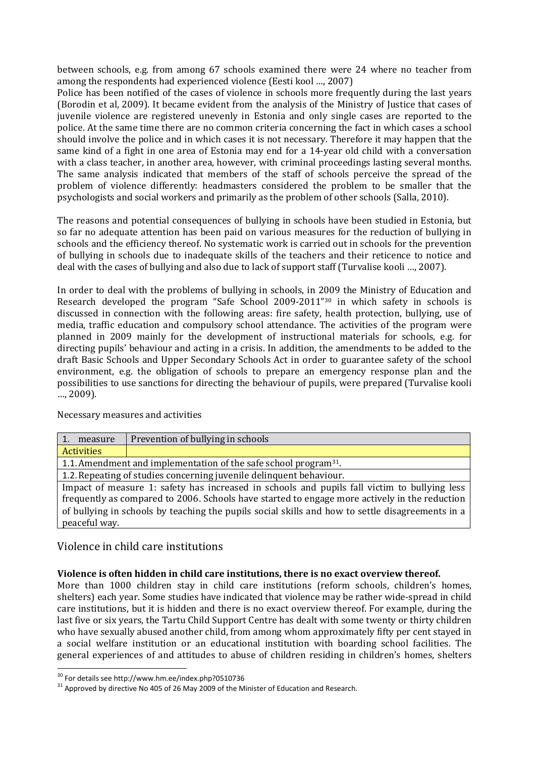between schools, e.g. from among 67 schools examined there were 24 where no teacher from among the respondents had experienced violence (Eesti kool …, 2007)

Police has been notified of the cases of violence in schools more frequently during the last years (Borodin et al, 2009). It became evident from the analysis of the Ministry of Justice that cases of juvenile violence are registered unevenly in Estonia and only single cases are reported to the police. At the same time there are no common criteria concerning the fact in which cases a school should involve the police and in which cases it is not necessary. Therefore it may happen that the same kind of a fight in one area of Estonia may end for a 14-year old child with a conversation with a class teacher, in another area, however, with criminal proceedings lasting several months. The same analysis indicated that members of the staff of schools perceive the spread of the problem of violence differently: headmasters considered the problem to be smaller that the psychologists and social workers and primarily as the problem of other schools (Salla, 2010).

The reasons and potential consequences of bullying in schools have been studied in Estonia, but so far no adequate attention has been paid on various measures for the reduction of bullying in schools and the efficiency thereof. No systematic work is carried out in schools for the prevention of bullying in schools due to inadequate skills of the teachers and their reticence to notice and deal with the cases of bullying and also due to lack of support staff (Turvalise kooli …, 2007).

In order to deal with the problems of bullying in schools, in 2009 the Ministry of Education and Research developed the program "Safe School 2009-2011"[30] in which safety in schools is discussed in connection with the following areas: fire safety, health protection, bullying, use of media, traffic education and compulsory school attendance. The activities of the program were planned in 2009 mainly for the development of instructional materials for schools, e.g. for directing pupils' behaviour and acting in a crisis. In addition, the amendments to be added to the draft Basic Schools and Upper Secondary Schools Act in order to guarantee safety of the school environment, e.g. the obligation of schools to prepare an emergency response plan and the possibilities to use sanctions for directing the behaviour of pupils, were prepared (Turvalise kooli …, 2009).

Necessary measures and activities

| 1. measure | Prevention of bullying in schools |
|---|---|
| Activities | |
| 1.1. Amendment and implementation of the safe school program[31]. | |
| 1.2. Repeating of studies concerning juvenile delinquent behaviour. | |
| Impact of measure 1: safety has increased in schools and pupils fall victim to bullying less frequently as compared to 2006. Schools have started to engage more actively in the reduction of bullying in schools by teaching the pupils social skills and how to settle disagreements in a peaceful way. | |

## Violence in child care institutions

**Violence is often hidden in child care institutions, there is no exact overview thereof.**

More than 1000 children stay in child care institutions (reform schools, children's homes, shelters) each year. Some studies have indicated that violence may be rather wide-spread in child care institutions, but it is hidden and there is no exact overview thereof. For example, during the last five or six years, the Tartu Child Support Centre has dealt with some twenty or thirty children who have sexually abused another child, from among whom approximately fifty per cent stayed in a social welfare institution or an educational institution with boarding school facilities. The general experiences of and attitudes to abuse of children residing in children's homes, shelters

[30] For details see http://www.hm.ee/index.php?0510736

[31] Approved by directive No 405 of 26 May 2009 of the Minister of Education and Research.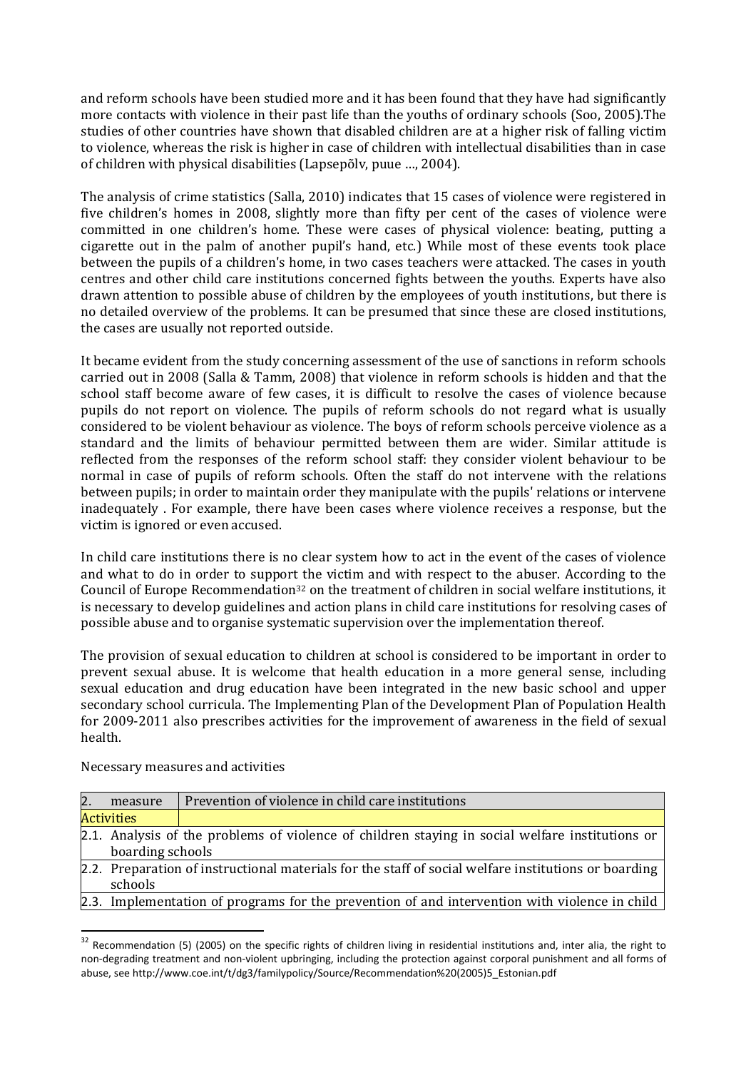and reform schools have been studied more and it has been found that they have had significantly more contacts with violence in their past life than the youths of ordinary schools (Soo, 2005).The studies of other countries have shown that disabled children are at a higher risk of falling victim to violence, whereas the risk is higher in case of children with intellectual disabilities than in case of children with physical disabilities (Lapsepõlv, puue …, 2004).

The analysis of crime statistics (Salla, 2010) indicates that 15 cases of violence were registered in five children's homes in 2008, slightly more than fifty per cent of the cases of violence were committed in one children's home. These were cases of physical violence: beating, putting a cigarette out in the palm of another pupil's hand, etc.) While most of these events took place between the pupils of a children's home, in two cases teachers were attacked. The cases in youth centres and other child care institutions concerned fights between the youths. Experts have also drawn attention to possible abuse of children by the employees of youth institutions, but there is no detailed overview of the problems. It can be presumed that since these are closed institutions, the cases are usually not reported outside.

It became evident from the study concerning assessment of the use of sanctions in reform schools carried out in 2008 (Salla & Tamm, 2008) that violence in reform schools is hidden and that the school staff become aware of few cases, it is difficult to resolve the cases of violence because pupils do not report on violence. The pupils of reform schools do not regard what is usually considered to be violent behaviour as violence. The boys of reform schools perceive violence as a standard and the limits of behaviour permitted between them are wider. Similar attitude is reflected from the responses of the reform school staff: they consider violent behaviour to be normal in case of pupils of reform schools. Often the staff do not intervene with the relations between pupils; in order to maintain order they manipulate with the pupils' relations or intervene inadequately . For example, there have been cases where violence receives a response, but the victim is ignored or even accused.

In child care institutions there is no clear system how to act in the event of the cases of violence and what to do in order to support the victim and with respect to the abuser. According to the Council of Europe Recommendation[32] on the treatment of children in social welfare institutions, it is necessary to develop guidelines and action plans in child care institutions for resolving cases of possible abuse and to organise systematic supervision over the implementation thereof.

The provision of sexual education to children at school is considered to be important in order to prevent sexual abuse. It is welcome that health education in a more general sense, including sexual education and drug education have been integrated in the new basic school and upper secondary school curricula. The Implementing Plan of the Development Plan of Population Health for 2009-2011 also prescribes activities for the improvement of awareness in the field of sexual health.

Necessary measures and activities

| 2. measure | Prevention of violence in child care institutions |
|---|---|
| Activities | |
| 2.1. Analysis of the problems of violence of children staying in social welfare institutions or boarding schools | |
| 2.2. Preparation of instructional materials for the staff of social welfare institutions or boarding schools | |
| 2.3. Implementation of programs for the prevention of and intervention with violence in child | |

[32] Recommendation (5) (2005) on the specific rights of children living in residential institutions and, inter alia, the right to non-degrading treatment and non-violent upbringing, including the protection against corporal punishment and all forms of abuse, see http://www.coe.int/t/dg3/familypolicy/Source/Recommendation%20(2005)5_Estonian.pdf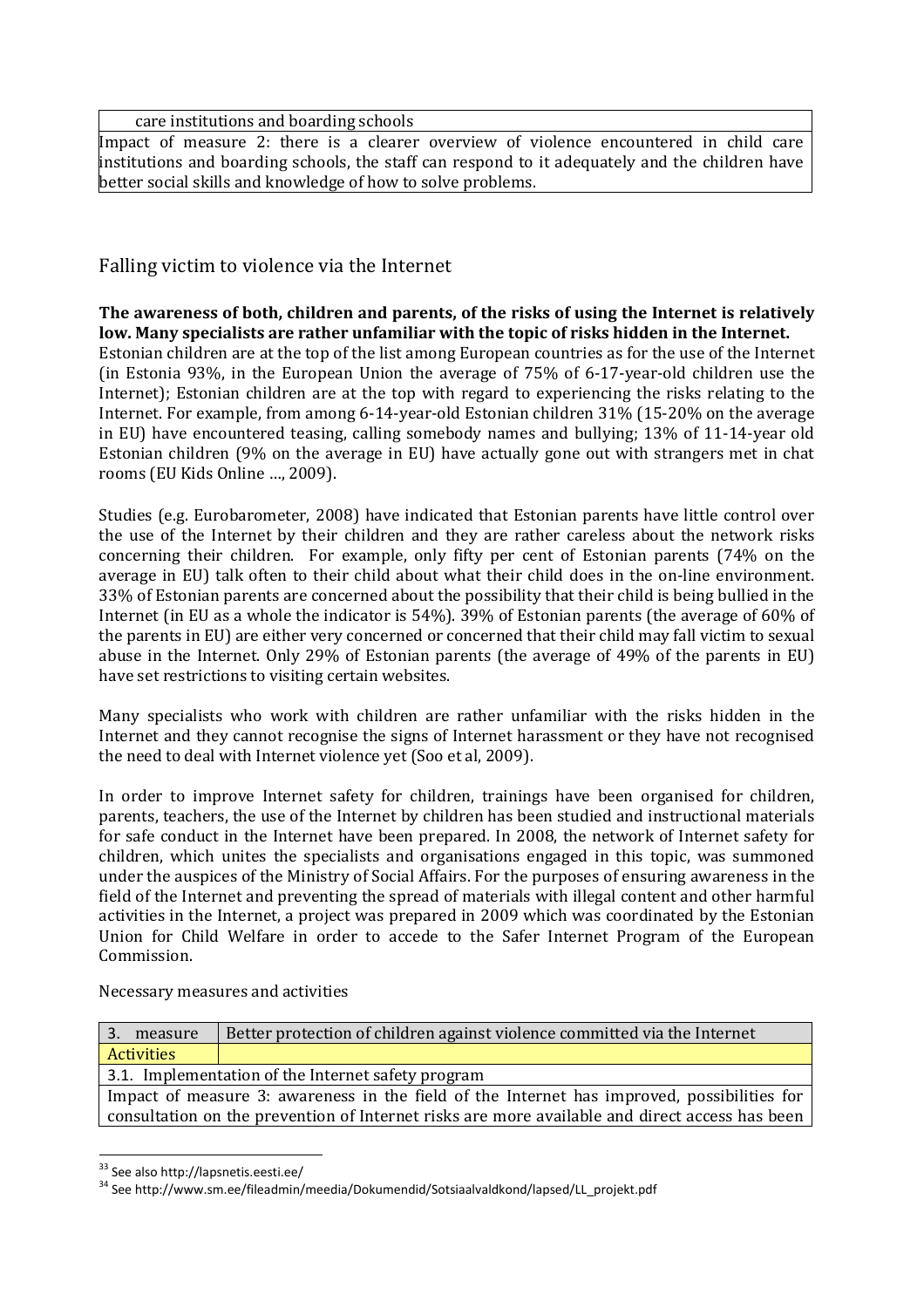| care institutions and boarding schools |
|---|
| Impact of measure 2: there is a clearer overview of violence encountered in child care institutions and boarding schools, the staff can respond to it adequately and the children have better social skills and knowledge of how to solve problems. |

## Falling victim to violence via the Internet

**The awareness of both, children and parents, of the risks of using the Internet is relatively low. Many specialists are rather unfamiliar with the topic of risks hidden in the Internet.**

Estonian children are at the top of the list among European countries as for the use of the Internet (in Estonia 93%, in the European Union the average of 75% of 6-17-year-old children use the Internet); Estonian children are at the top with regard to experiencing the risks relating to the Internet. For example, from among 6-14-year-old Estonian children 31% (15-20% on the average in EU) have encountered teasing, calling somebody names and bullying; 13% of 11-14-year old Estonian children (9% on the average in EU) have actually gone out with strangers met in chat rooms (EU Kids Online ..., 2009).

Studies (e.g. Eurobarometer, 2008) have indicated that Estonian parents have little control over the use of the Internet by their children and they are rather careless about the network risks concerning their children. For example, only fifty per cent of Estonian parents (74% on the average in EU) talk often to their child about what their child does in the on-line environment. 33% of Estonian parents are concerned about the possibility that their child is being bullied in the Internet (in EU as a whole the indicator is 54%). 39% of Estonian parents (the average of 60% of the parents in EU) are either very concerned or concerned that their child may fall victim to sexual abuse in the Internet. Only 29% of Estonian parents (the average of 49% of the parents in EU) have set restrictions to visiting certain websites.

Many specialists who work with children are rather unfamiliar with the risks hidden in the Internet and they cannot recognise the signs of Internet harassment or they have not recognised the need to deal with Internet violence yet (Soo et al, 2009).

In order to improve Internet safety for children, trainings have been organised for children, parents, teachers, the use of the Internet by children has been studied and instructional materials for safe conduct in the Internet have been prepared. In 2008, the network of Internet safety for children, which unites the specialists and organisations engaged in this topic, was summoned under the auspices of the Ministry of Social Affairs. For the purposes of ensuring awareness in the field of the Internet and preventing the spread of materials with illegal content and other harmful activities in the Internet, a project was prepared in 2009 which was coordinated by the Estonian Union for Child Welfare in order to accede to the Safer Internet Program of the European Commission.

Necessary measures and activities

| 3. measure | Better protection of children against violence committed via the Internet |
|---|---|
| Activities | |
| 3.1. Implementation of the Internet safety program | |
| Impact of measure 3: awareness in the field of the Internet has improved, possibilities for consultation on the prevention of Internet risks are more available and direct access has been | |

[33] See also http://lapsnetis.eesti.ee/

[34] See http://www.sm.ee/fileadmin/meedia/Dokumendid/Sotsiaalvaldkond/lapsed/LL_projekt.pdf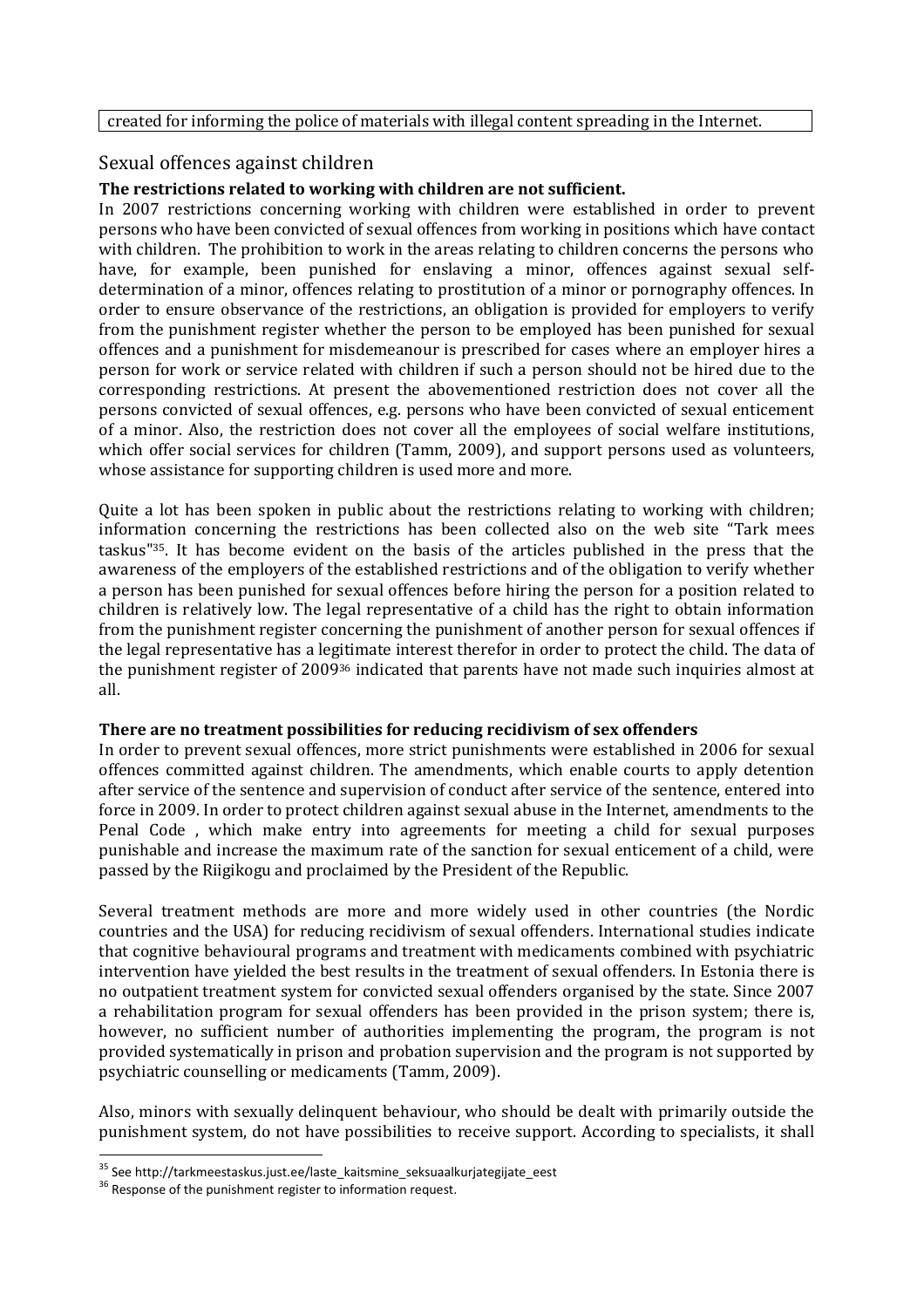created for informing the police of materials with illegal content spreading in the Internet.

## Sexual offences against children

**The restrictions related to working with children are not sufficient.**

In 2007 restrictions concerning working with children were established in order to prevent persons who have been convicted of sexual offences from working in positions which have contact with children. The prohibition to work in the areas relating to children concerns the persons who have, for example, been punished for enslaving a minor, offences against sexual self-determination of a minor, offences relating to prostitution of a minor or pornography offences. In order to ensure observance of the restrictions, an obligation is provided for employers to verify from the punishment register whether the person to be employed has been punished for sexual offences and a punishment for misdemeanour is prescribed for cases where an employer hires a person for work or service related with children if such a person should not be hired due to the corresponding restrictions. At present the abovementioned restriction does not cover all the persons convicted of sexual offences, e.g. persons who have been convicted of sexual enticement of a minor. Also, the restriction does not cover all the employees of social welfare institutions, which offer social services for children (Tamm, 2009), and support persons used as volunteers, whose assistance for supporting children is used more and more.

Quite a lot has been spoken in public about the restrictions relating to working with children; information concerning the restrictions has been collected also on the web site "Tark mees taskus"[35]. It has become evident on the basis of the articles published in the press that the awareness of the employers of the established restrictions and of the obligation to verify whether a person has been punished for sexual offences before hiring the person for a position related to children is relatively low. The legal representative of a child has the right to obtain information from the punishment register concerning the punishment of another person for sexual offences if the legal representative has a legitimate interest therefor in order to protect the child. The data of the punishment register of 2009[36] indicated that parents have not made such inquiries almost at all.

**There are no treatment possibilities for reducing recidivism of sex offenders**

In order to prevent sexual offences, more strict punishments were established in 2006 for sexual offences committed against children. The amendments, which enable courts to apply detention after service of the sentence and supervision of conduct after service of the sentence, entered into force in 2009. In order to protect children against sexual abuse in the Internet, amendments to the Penal Code , which make entry into agreements for meeting a child for sexual purposes punishable and increase the maximum rate of the sanction for sexual enticement of a child, were passed by the Riigikogu and proclaimed by the President of the Republic.

Several treatment methods are more and more widely used in other countries (the Nordic countries and the USA) for reducing recidivism of sexual offenders. International studies indicate that cognitive behavioural programs and treatment with medicaments combined with psychiatric intervention have yielded the best results in the treatment of sexual offenders. In Estonia there is no outpatient treatment system for convicted sexual offenders organised by the state. Since 2007 a rehabilitation program for sexual offenders has been provided in the prison system; there is, however, no sufficient number of authorities implementing the program, the program is not provided systematically in prison and probation supervision and the program is not supported by psychiatric counselling or medicaments (Tamm, 2009).

Also, minors with sexually delinquent behaviour, who should be dealt with primarily outside the punishment system, do not have possibilities to receive support. According to specialists, it shall

---

[35] See http://tarkmeestaskus.just.ee/laste_kaitsmine_seksuaalkurjategijate_eest

[36] Response of the punishment register to information request.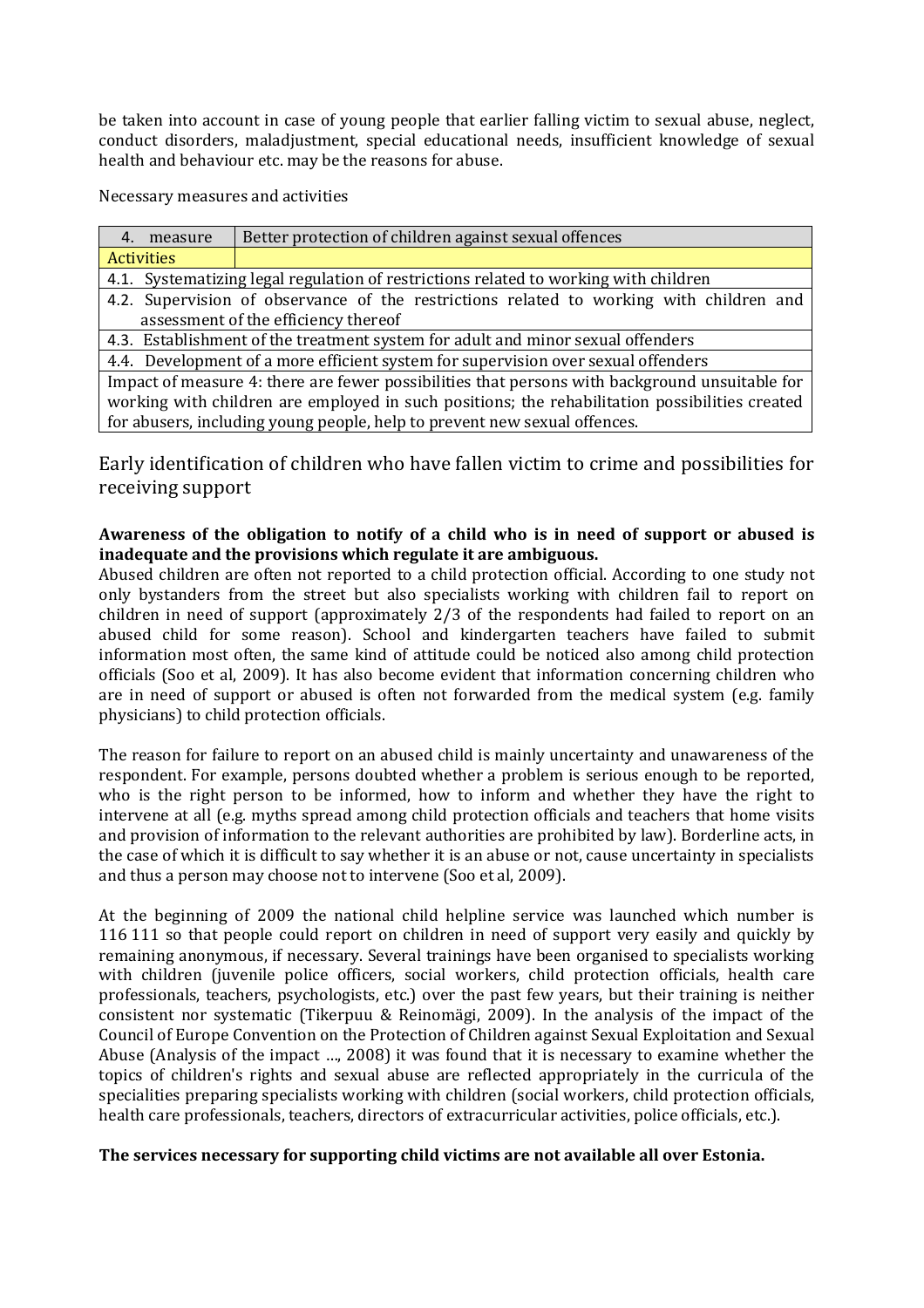be taken into account in case of young people that earlier falling victim to sexual abuse, neglect, conduct disorders, maladjustment, special educational needs, insufficient knowledge of sexual health and behaviour etc. may be the reasons for abuse.

Necessary measures and activities

| 4. measure | Better protection of children against sexual offences |
|---|---|
| Activities | |
| 4.1. Systematizing legal regulation of restrictions related to working with children | |
| 4.2. Supervision of observance of the restrictions related to working with children and assessment of the efficiency thereof | |
| 4.3. Establishment of the treatment system for adult and minor sexual offenders | |
| 4.4. Development of a more efficient system for supervision over sexual offenders | |
| Impact of measure 4: there are fewer possibilities that persons with background unsuitable for working with children are employed in such positions; the rehabilitation possibilities created for abusers, including young people, help to prevent new sexual offences. | |

## Early identification of children who have fallen victim to crime and possibilities for receiving support

**Awareness of the obligation to notify of a child who is in need of support or abused is inadequate and the provisions which regulate it are ambiguous.**

Abused children are often not reported to a child protection official. According to one study not only bystanders from the street but also specialists working with children fail to report on children in need of support (approximately 2/3 of the respondents had failed to report on an abused child for some reason). School and kindergarten teachers have failed to submit information most often, the same kind of attitude could be noticed also among child protection officials (Soo et al, 2009). It has also become evident that information concerning children who are in need of support or abused is often not forwarded from the medical system (e.g. family physicians) to child protection officials.

The reason for failure to report on an abused child is mainly uncertainty and unawareness of the respondent. For example, persons doubted whether a problem is serious enough to be reported, who is the right person to be informed, how to inform and whether they have the right to intervene at all (e.g. myths spread among child protection officials and teachers that home visits and provision of information to the relevant authorities are prohibited by law). Borderline acts, in the case of which it is difficult to say whether it is an abuse or not, cause uncertainty in specialists and thus a person may choose not to intervene (Soo et al, 2009).

At the beginning of 2009 the national child helpline service was launched which number is 116 111 so that people could report on children in need of support very easily and quickly by remaining anonymous, if necessary. Several trainings have been organised to specialists working with children (juvenile police officers, social workers, child protection officials, health care professionals, teachers, psychologists, etc.) over the past few years, but their training is neither consistent nor systematic (Tikerpuu & Reinomägi, 2009). In the analysis of the impact of the Council of Europe Convention on the Protection of Children against Sexual Exploitation and Sexual Abuse (Analysis of the impact ..., 2008) it was found that it is necessary to examine whether the topics of children's rights and sexual abuse are reflected appropriately in the curricula of the specialities preparing specialists working with children (social workers, child protection officials, health care professionals, teachers, directors of extracurricular activities, police officials, etc.).

**The services necessary for supporting child victims are not available all over Estonia.**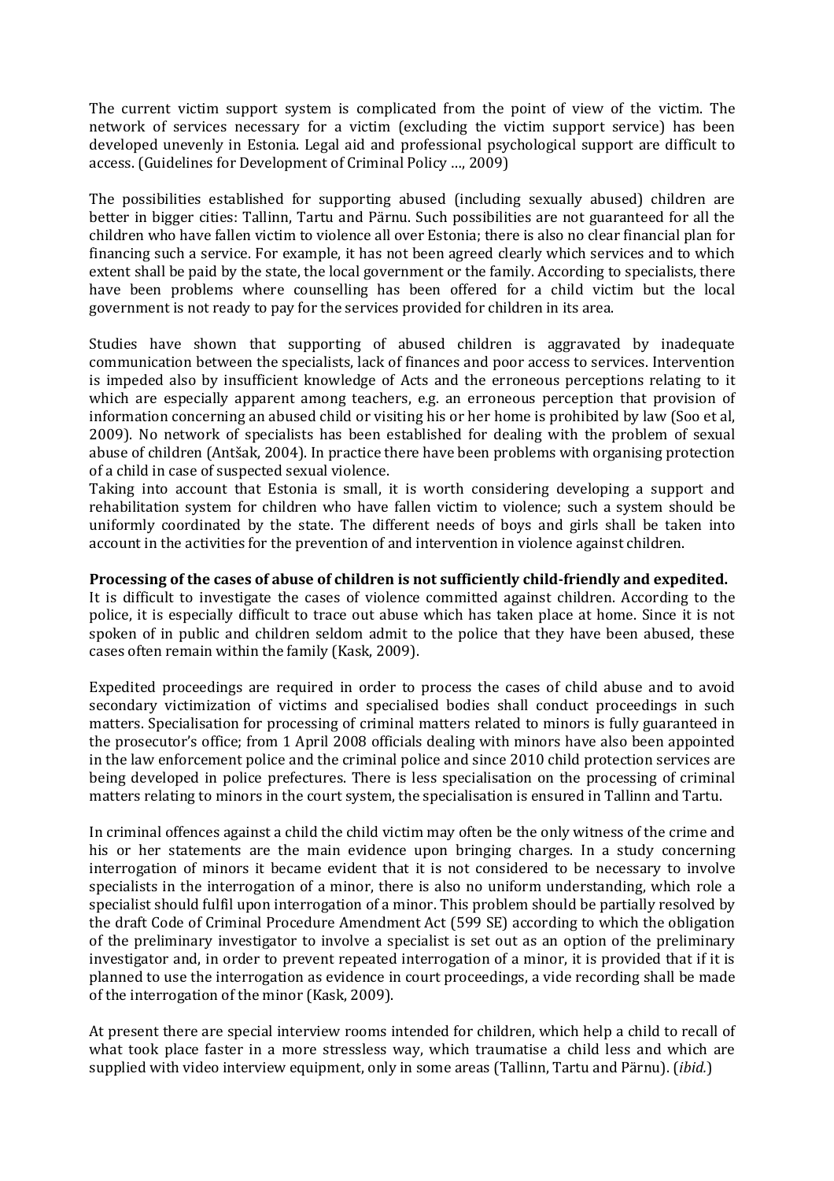The current victim support system is complicated from the point of view of the victim. The network of services necessary for a victim (excluding the victim support service) has been developed unevenly in Estonia. Legal aid and professional psychological support are difficult to access. (Guidelines for Development of Criminal Policy …, 2009)

The possibilities established for supporting abused (including sexually abused) children are better in bigger cities: Tallinn, Tartu and Pärnu. Such possibilities are not guaranteed for all the children who have fallen victim to violence all over Estonia; there is also no clear financial plan for financing such a service. For example, it has not been agreed clearly which services and to which extent shall be paid by the state, the local government or the family. According to specialists, there have been problems where counselling has been offered for a child victim but the local government is not ready to pay for the services provided for children in its area.

Studies have shown that supporting of abused children is aggravated by inadequate communication between the specialists, lack of finances and poor access to services. Intervention is impeded also by insufficient knowledge of Acts and the erroneous perceptions relating to it which are especially apparent among teachers, e.g. an erroneous perception that provision of information concerning an abused child or visiting his or her home is prohibited by law (Soo et al, 2009). No network of specialists has been established for dealing with the problem of sexual abuse of children (Antšak, 2004). In practice there have been problems with organising protection of a child in case of suspected sexual violence.

Taking into account that Estonia is small, it is worth considering developing a support and rehabilitation system for children who have fallen victim to violence; such a system should be uniformly coordinated by the state. The different needs of boys and girls shall be taken into account in the activities for the prevention of and intervention in violence against children.

**Processing of the cases of abuse of children is not sufficiently child-friendly and expedited.**

It is difficult to investigate the cases of violence committed against children. According to the police, it is especially difficult to trace out abuse which has taken place at home. Since it is not spoken of in public and children seldom admit to the police that they have been abused, these cases often remain within the family (Kask, 2009).

Expedited proceedings are required in order to process the cases of child abuse and to avoid secondary victimization of victims and specialised bodies shall conduct proceedings in such matters. Specialisation for processing of criminal matters related to minors is fully guaranteed in the prosecutor's office; from 1 April 2008 officials dealing with minors have also been appointed in the law enforcement police and the criminal police and since 2010 child protection services are being developed in police prefectures. There is less specialisation on the processing of criminal matters relating to minors in the court system, the specialisation is ensured in Tallinn and Tartu.

In criminal offences against a child the child victim may often be the only witness of the crime and his or her statements are the main evidence upon bringing charges. In a study concerning interrogation of minors it became evident that it is not considered to be necessary to involve specialists in the interrogation of a minor, there is also no uniform understanding, which role a specialist should fulfil upon interrogation of a minor. This problem should be partially resolved by the draft Code of Criminal Procedure Amendment Act (599 SE) according to which the obligation of the preliminary investigator to involve a specialist is set out as an option of the preliminary investigator and, in order to prevent repeated interrogation of a minor, it is provided that if it is planned to use the interrogation as evidence in court proceedings, a vide recording shall be made of the interrogation of the minor (Kask, 2009).

At present there are special interview rooms intended for children, which help a child to recall of what took place faster in a more stressless way, which traumatise a child less and which are supplied with video interview equipment, only in some areas (Tallinn, Tartu and Pärnu). (*ibid.*)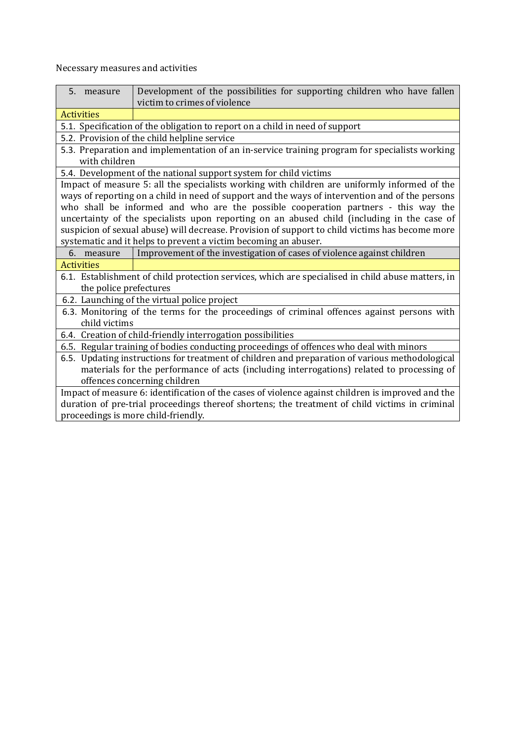Necessary measures and activities

| 5. measure | Development of the possibilities for supporting children who have fallen victim to crimes of violence |
|---|---|
| Activities | |
| 5.1. Specification of the obligation to report on a child in need of support | |
| 5.2. Provision of the child helpline service | |
| 5.3. Preparation and implementation of an in-service training program for specialists working with children | |
| 5.4. Development of the national support system for child victims | |
| Impact of measure 5: all the specialists working with children are uniformly informed of the ways of reporting on a child in need of support and the ways of intervention and of the persons who shall be informed and who are the possible cooperation partners - this way the uncertainty of the specialists upon reporting on an abused child (including in the case of suspicion of sexual abuse) will decrease. Provision of support to child victims has become more systematic and it helps to prevent a victim becoming an abuser. | |
| 6. measure | Improvement of the investigation of cases of violence against children |
| Activities | |
| 6.1. Establishment of child protection services, which are specialised in child abuse matters, in the police prefectures | |
| 6.2. Launching of the virtual police project | |
| 6.3. Monitoring of the terms for the proceedings of criminal offences against persons with child victims | |
| 6.4. Creation of child-friendly interrogation possibilities | |
| 6.5. Regular training of bodies conducting proceedings of offences who deal with minors | |
| 6.5. Updating instructions for treatment of children and preparation of various methodological materials for the performance of acts (including interrogations) related to processing of offences concerning children | |
| Impact of measure 6: identification of the cases of violence against children is improved and the duration of pre-trial proceedings thereof shortens; the treatment of child victims in criminal proceedings is more child-friendly. | |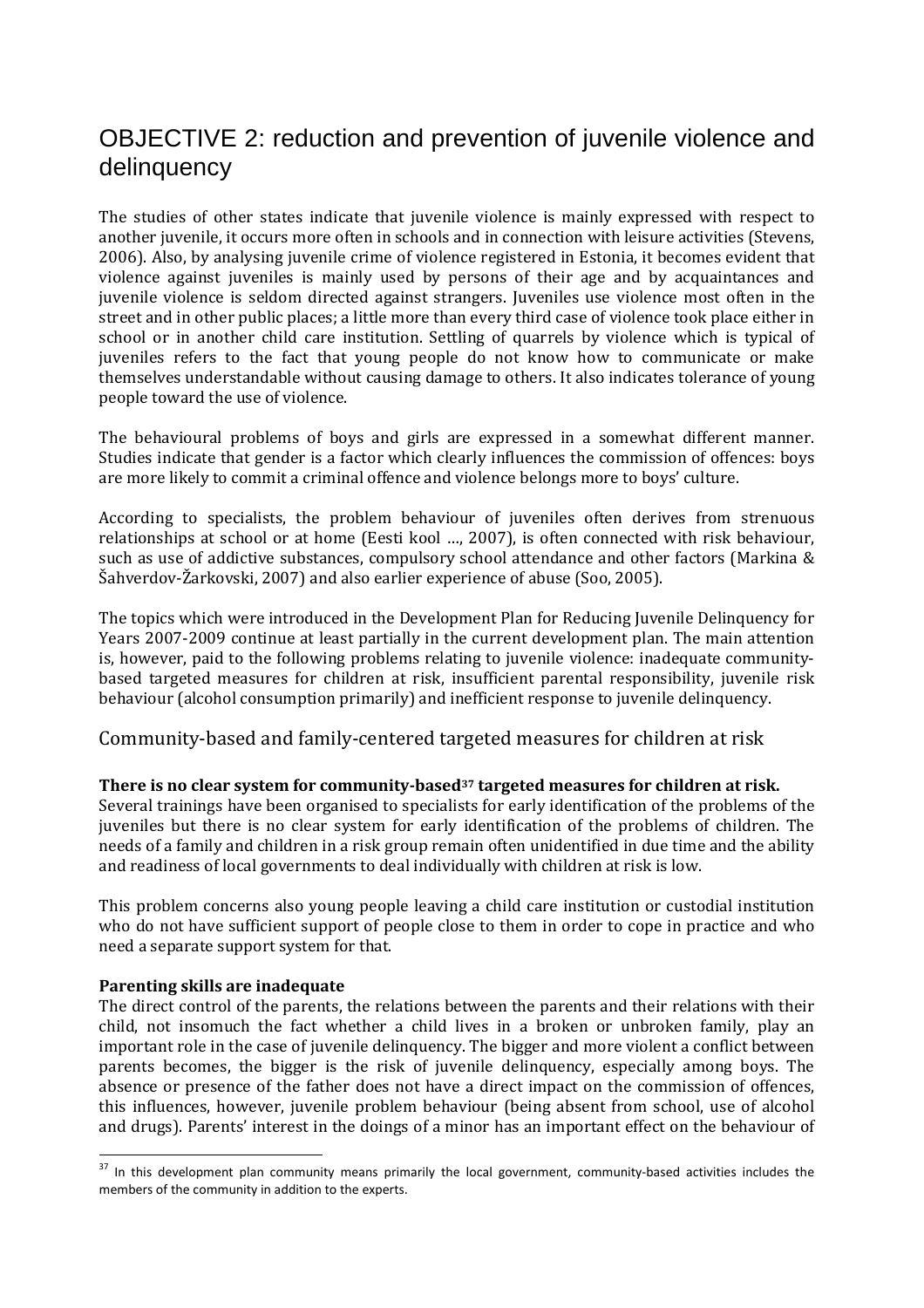# OBJECTIVE 2: reduction and prevention of juvenile violence and delinquency

The studies of other states indicate that juvenile violence is mainly expressed with respect to another juvenile, it occurs more often in schools and in connection with leisure activities (Stevens, 2006). Also, by analysing juvenile crime of violence registered in Estonia, it becomes evident that violence against juveniles is mainly used by persons of their age and by acquaintances and juvenile violence is seldom directed against strangers. Juveniles use violence most often in the street and in other public places; a little more than every third case of violence took place either in school or in another child care institution. Settling of quarrels by violence which is typical of juveniles refers to the fact that young people do not know how to communicate or make themselves understandable without causing damage to others. It also indicates tolerance of young people toward the use of violence.

The behavioural problems of boys and girls are expressed in a somewhat different manner. Studies indicate that gender is a factor which clearly influences the commission of offences: boys are more likely to commit a criminal offence and violence belongs more to boys' culture.

According to specialists, the problem behaviour of juveniles often derives from strenuous relationships at school or at home (Eesti kool ..., 2007), is often connected with risk behaviour, such as use of addictive substances, compulsory school attendance and other factors (Markina & Šahverdov-Žarkovski, 2007) and also earlier experience of abuse (Soo, 2005).

The topics which were introduced in the Development Plan for Reducing Juvenile Delinquency for Years 2007-2009 continue at least partially in the current development plan. The main attention is, however, paid to the following problems relating to juvenile violence: inadequate community-based targeted measures for children at risk, insufficient parental responsibility, juvenile risk behaviour (alcohol consumption primarily) and inefficient response to juvenile delinquency.

## Community-based and family-centered targeted measures for children at risk

**There is no clear system for community-based[37] targeted measures for children at risk.**
Several trainings have been organised to specialists for early identification of the problems of the juveniles but there is no clear system for early identification of the problems of children. The needs of a family and children in a risk group remain often unidentified in due time and the ability and readiness of local governments to deal individually with children at risk is low.

This problem concerns also young people leaving a child care institution or custodial institution who do not have sufficient support of people close to them in order to cope in practice and who need a separate support system for that.

**Parenting skills are inadequate**
The direct control of the parents, the relations between the parents and their relations with their child, not insomuch the fact whether a child lives in a broken or unbroken family, play an important role in the case of juvenile delinquency. The bigger and more violent a conflict between parents becomes, the bigger is the risk of juvenile delinquency, especially among boys. The absence or presence of the father does not have a direct impact on the commission of offences, this influences, however, juvenile problem behaviour (being absent from school, use of alcohol and drugs). Parents' interest in the doings of a minor has an important effect on the behaviour of

[37] In this development plan community means primarily the local government, community-based activities includes the members of the community in addition to the experts.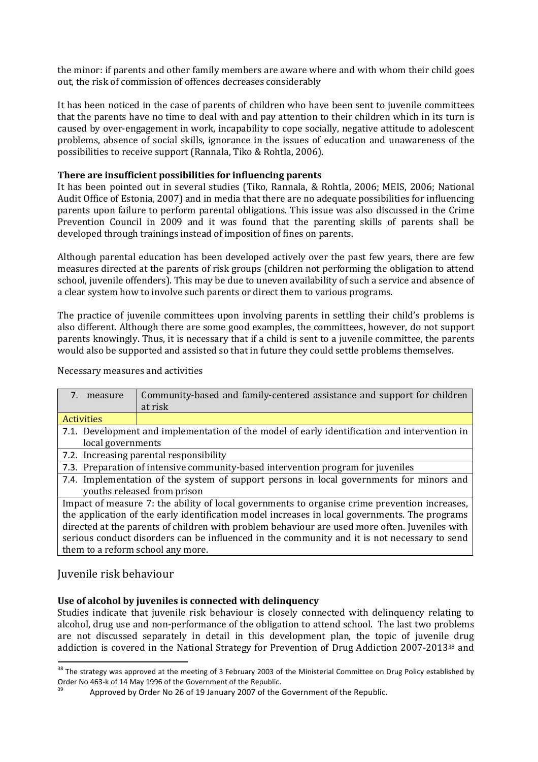the minor: if parents and other family members are aware where and with whom their child goes out, the risk of commission of offences decreases considerably

It has been noticed in the case of parents of children who have been sent to juvenile committees that the parents have no time to deal with and pay attention to their children which in its turn is caused by over-engagement in work, incapability to cope socially, negative attitude to adolescent problems, absence of social skills, ignorance in the issues of education and unawareness of the possibilities to receive support (Rannala, Tiko & Rohtla, 2006).

**There are insufficient possibilities for influencing parents**

It has been pointed out in several studies (Tiko, Rannala, & Rohtla, 2006; MEIS, 2006; National Audit Office of Estonia, 2007) and in media that there are no adequate possibilities for influencing parents upon failure to perform parental obligations. This issue was also discussed in the Crime Prevention Council in 2009 and it was found that the parenting skills of parents shall be developed through trainings instead of imposition of fines on parents.

Although parental education has been developed actively over the past few years, there are few measures directed at the parents of risk groups (children not performing the obligation to attend school, juvenile offenders). This may be due to uneven availability of such a service and absence of a clear system how to involve such parents or direct them to various programs.

The practice of juvenile committees upon involving parents in settling their child's problems is also different. Although there are some good examples, the committees, however, do not support parents knowingly. Thus, it is necessary that if a child is sent to a juvenile committee, the parents would also be supported and assisted so that in future they could settle problems themselves.

Necessary measures and activities

| 7. measure | Community-based and family-centered assistance and support for children at risk |
| --- | --- |
| Activities | |
| 7.1. Development and implementation of the model of early identification and intervention in local governments | |
| 7.2. Increasing parental responsibility | |
| 7.3. Preparation of intensive community-based intervention program for juveniles | |
| 7.4. Implementation of the system of support persons in local governments for minors and youths released from prison | |
| Impact of measure 7: the ability of local governments to organise crime prevention increases, the application of the early identification model increases in local governments. The programs directed at the parents of children with problem behaviour are used more often. Juveniles with serious conduct disorders can be influenced in the community and it is not necessary to send them to a reform school any more. | |

## Juvenile risk behaviour

**Use of alcohol by juveniles is connected with delinquency**

Studies indicate that juvenile risk behaviour is closely connected with delinquency relating to alcohol, drug use and non-performance of the obligation to attend school. The last two problems are not discussed separately in detail in this development plan, the topic of juvenile drug addiction is covered in the National Strategy for Prevention of Drug Addiction 2007-2013[38] and

[38] The strategy was approved at the meeting of 3 February 2003 of the Ministerial Committee on Drug Policy established by Order No 463-k of 14 May 1996 of the Government of the Republic.

[39] Approved by Order No 26 of 19 January 2007 of the Government of the Republic.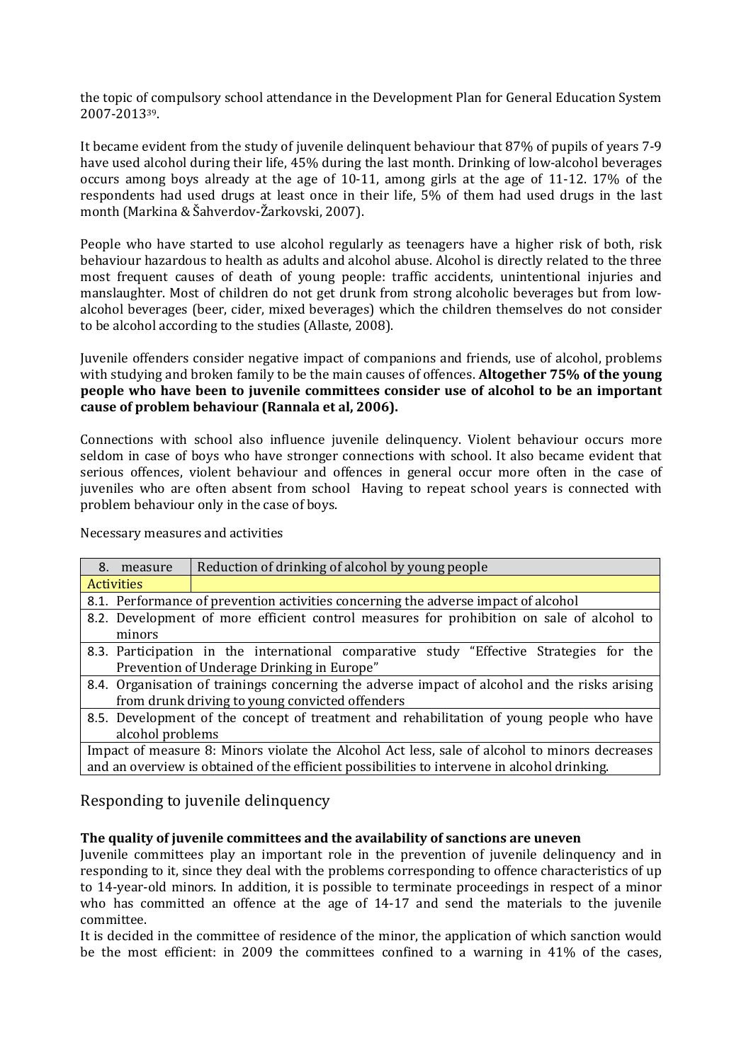the topic of compulsory school attendance in the Development Plan for General Education System 2007-2013[39].

It became evident from the study of juvenile delinquent behaviour that 87% of pupils of years 7-9 have used alcohol during their life, 45% during the last month. Drinking of low-alcohol beverages occurs among boys already at the age of 10-11, among girls at the age of 11-12. 17% of the respondents had used drugs at least once in their life, 5% of them had used drugs in the last month (Markina & Šahverdov-Žarkovski, 2007).

People who have started to use alcohol regularly as teenagers have a higher risk of both, risk behaviour hazardous to health as adults and alcohol abuse. Alcohol is directly related to the three most frequent causes of death of young people: traffic accidents, unintentional injuries and manslaughter. Most of children do not get drunk from strong alcoholic beverages but from low-alcohol beverages (beer, cider, mixed beverages) which the children themselves do not consider to be alcohol according to the studies (Allaste, 2008).

Juvenile offenders consider negative impact of companions and friends, use of alcohol, problems with studying and broken family to be the main causes of offences. **Altogether 75% of the young people who have been to juvenile committees consider use of alcohol to be an important cause of problem behaviour (Rannala et al, 2006).**

Connections with school also influence juvenile delinquency. Violent behaviour occurs more seldom in case of boys who have stronger connections with school. It also became evident that serious offences, violent behaviour and offences in general occur more often in the case of juveniles who are often absent from school Having to repeat school years is connected with problem behaviour only in the case of boys.

Necessary measures and activities

| 8. measure | Reduction of drinking of alcohol by young people |
|---|---|
| Activities | |
| 8.1. Performance of prevention activities concerning the adverse impact of alcohol | |
| 8.2. Development of more efficient control measures for prohibition on sale of alcohol to minors | |
| 8.3. Participation in the international comparative study "Effective Strategies for the Prevention of Underage Drinking in Europe" | |
| 8.4. Organisation of trainings concerning the adverse impact of alcohol and the risks arising from drunk driving to young convicted offenders | |
| 8.5. Development of the concept of treatment and rehabilitation of young people who have alcohol problems | |
| Impact of measure 8: Minors violate the Alcohol Act less, sale of alcohol to minors decreases and an overview is obtained of the efficient possibilities to intervene in alcohol drinking. | |

## Responding to juvenile delinquency

**The quality of juvenile committees and the availability of sanctions are uneven**

Juvenile committees play an important role in the prevention of juvenile delinquency and in responding to it, since they deal with the problems corresponding to offence characteristics of up to 14-year-old minors. In addition, it is possible to terminate proceedings in respect of a minor who has committed an offence at the age of 14-17 and send the materials to the juvenile committee.

It is decided in the committee of residence of the minor, the application of which sanction would be the most efficient: in 2009 the committees confined to a warning in 41% of the cases,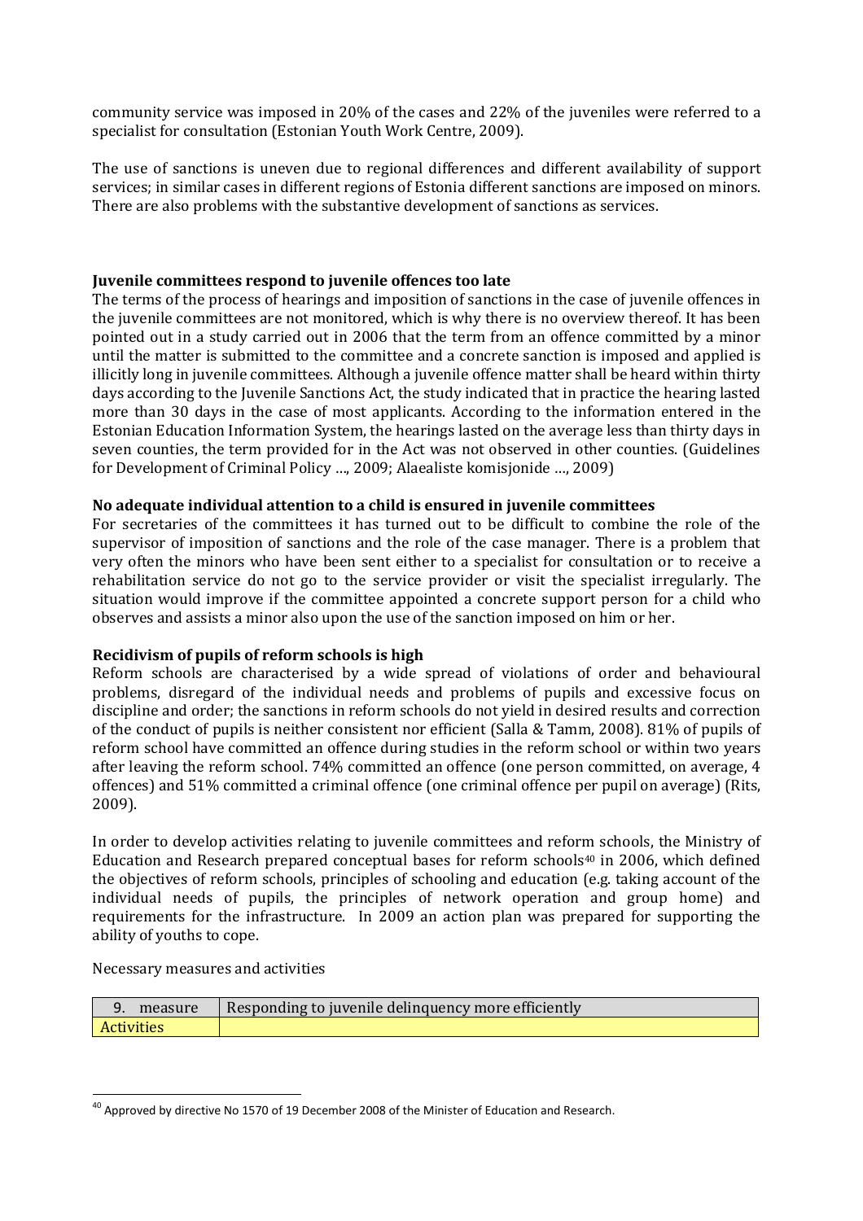community service was imposed in 20% of the cases and 22% of the juveniles were referred to a specialist for consultation (Estonian Youth Work Centre, 2009).

The use of sanctions is uneven due to regional differences and different availability of support services; in similar cases in different regions of Estonia different sanctions are imposed on minors. There are also problems with the substantive development of sanctions as services.

**Juvenile committees respond to juvenile offences too late**

The terms of the process of hearings and imposition of sanctions in the case of juvenile offences in the juvenile committees are not monitored, which is why there is no overview thereof. It has been pointed out in a study carried out in 2006 that the term from an offence committed by a minor until the matter is submitted to the committee and a concrete sanction is imposed and applied is illicitly long in juvenile committees. Although a juvenile offence matter shall be heard within thirty days according to the Juvenile Sanctions Act, the study indicated that in practice the hearing lasted more than 30 days in the case of most applicants. According to the information entered in the Estonian Education Information System, the hearings lasted on the average less than thirty days in seven counties, the term provided for in the Act was not observed in other counties. (Guidelines for Development of Criminal Policy ..., 2009; Alaealiste komisjonide ..., 2009)

**No adequate individual attention to a child is ensured in juvenile committees**

For secretaries of the committees it has turned out to be difficult to combine the role of the supervisor of imposition of sanctions and the role of the case manager. There is a problem that very often the minors who have been sent either to a specialist for consultation or to receive a rehabilitation service do not go to the service provider or visit the specialist irregularly. The situation would improve if the committee appointed a concrete support person for a child who observes and assists a minor also upon the use of the sanction imposed on him or her.

**Recidivism of pupils of reform schools is high**

Reform schools are characterised by a wide spread of violations of order and behavioural problems, disregard of the individual needs and problems of pupils and excessive focus on discipline and order; the sanctions in reform schools do not yield in desired results and correction of the conduct of pupils is neither consistent nor efficient (Salla & Tamm, 2008). 81% of pupils of reform school have committed an offence during studies in the reform school or within two years after leaving the reform school. 74% committed an offence (one person committed, on average, 4 offences) and 51% committed a criminal offence (one criminal offence per pupil on average) (Rits, 2009).

In order to develop activities relating to juvenile committees and reform schools, the Ministry of Education and Research prepared conceptual bases for reform schools[40] in 2006, which defined the objectives of reform schools, principles of schooling and education (e.g. taking account of the individual needs of pupils, the principles of network operation and group home) and requirements for the infrastructure. In 2009 an action plan was prepared for supporting the ability of youths to cope.

Necessary measures and activities

| 9. measure | Responding to juvenile delinquency more efficiently |
|---|---|
| Activities | |

[40] Approved by directive No 1570 of 19 December 2008 of the Minister of Education and Research.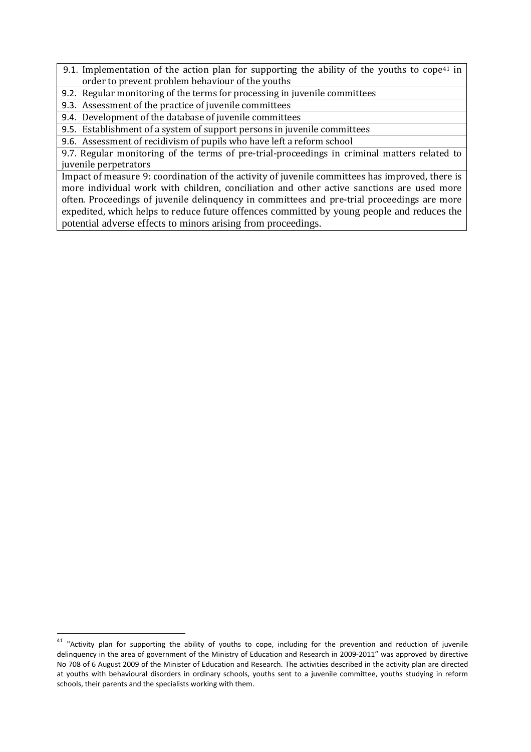| |
|---|
| 9.1. Implementation of the action plan for supporting the ability of the youths to cope[41] in order to prevent problem behaviour of the youths |
| 9.2. Regular monitoring of the terms for processing in juvenile committees |
| 9.3. Assessment of the practice of juvenile committees |
| 9.4. Development of the database of juvenile committees |
| 9.5. Establishment of a system of support persons in juvenile committees |
| 9.6. Assessment of recidivism of pupils who have left a reform school |
| 9.7. Regular monitoring of the terms of pre-trial-proceedings in criminal matters related to juvenile perpetrators |
| Impact of measure 9: coordination of the activity of juvenile committees has improved, there is more individual work with children, conciliation and other active sanctions are used more often. Proceedings of juvenile delinquency in committees and pre-trial proceedings are more expedited, which helps to reduce future offences committed by young people and reduces the potential adverse effects to minors arising from proceedings. |

[41] "Activity plan for supporting the ability of youths to cope, including for the prevention and reduction of juvenile delinquency in the area of government of the Ministry of Education and Research in 2009-2011" was approved by directive No 708 of 6 August 2009 of the Minister of Education and Research. The activities described in the activity plan are directed at youths with behavioural disorders in ordinary schools, youths sent to a juvenile committee, youths studying in reform schools, their parents and the specialists working with them.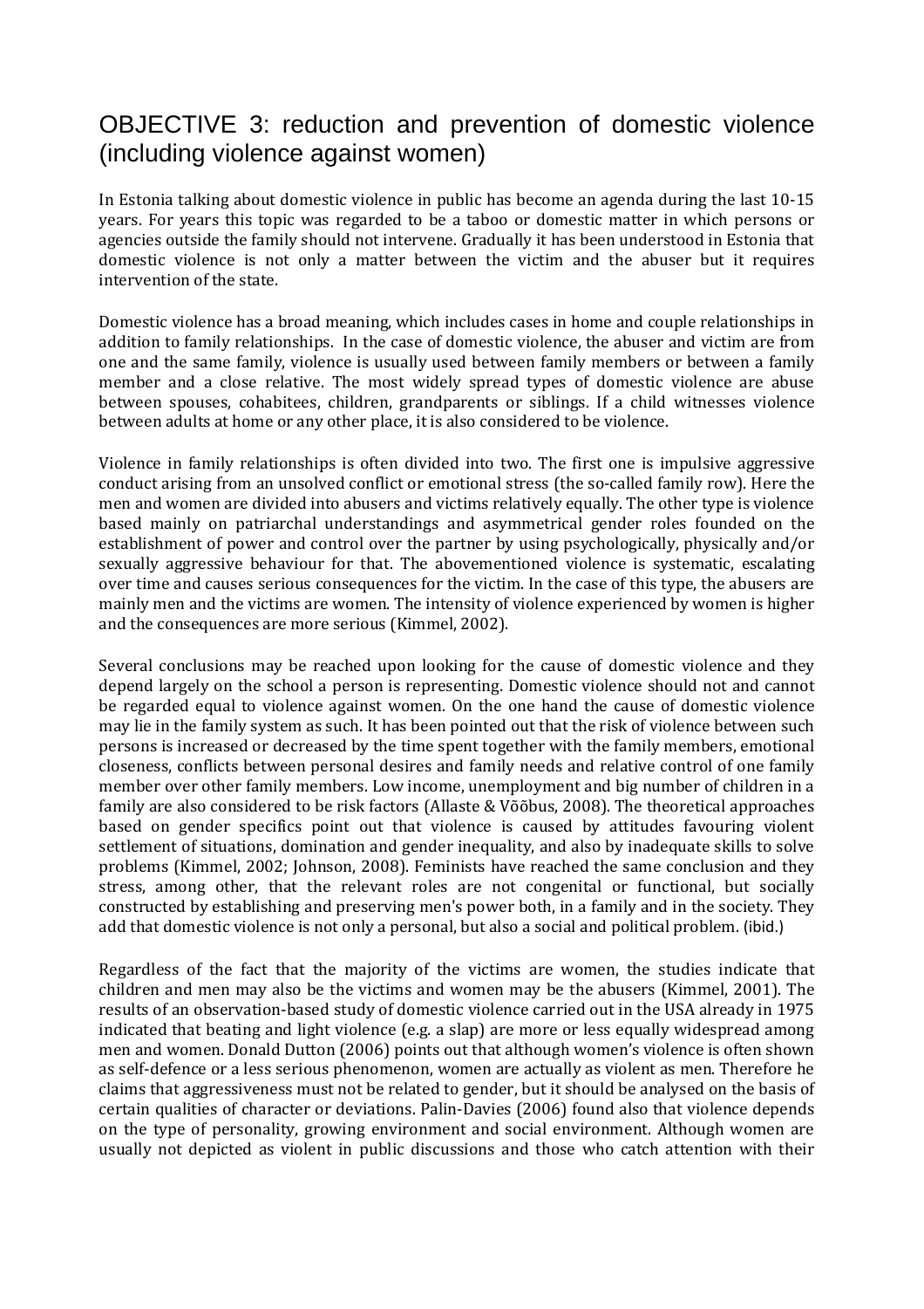## OBJECTIVE 3: reduction and prevention of domestic violence (including violence against women)

In Estonia talking about domestic violence in public has become an agenda during the last 10-15 years. For years this topic was regarded to be a taboo or domestic matter in which persons or agencies outside the family should not intervene. Gradually it has been understood in Estonia that domestic violence is not only a matter between the victim and the abuser but it requires intervention of the state.

Domestic violence has a broad meaning, which includes cases in home and couple relationships in addition to family relationships. In the case of domestic violence, the abuser and victim are from one and the same family, violence is usually used between family members or between a family member and a close relative. The most widely spread types of domestic violence are abuse between spouses, cohabitees, children, grandparents or siblings. If a child witnesses violence between adults at home or any other place, it is also considered to be violence.

Violence in family relationships is often divided into two. The first one is impulsive aggressive conduct arising from an unsolved conflict or emotional stress (the so-called family row). Here the men and women are divided into abusers and victims relatively equally. The other type is violence based mainly on patriarchal understandings and asymmetrical gender roles founded on the establishment of power and control over the partner by using psychologically, physically and/or sexually aggressive behaviour for that. The abovementioned violence is systematic, escalating over time and causes serious consequences for the victim. In the case of this type, the abusers are mainly men and the victims are women. The intensity of violence experienced by women is higher and the consequences are more serious (Kimmel, 2002).

Several conclusions may be reached upon looking for the cause of domestic violence and they depend largely on the school a person is representing. Domestic violence should not and cannot be regarded equal to violence against women. On the one hand the cause of domestic violence may lie in the family system as such. It has been pointed out that the risk of violence between such persons is increased or decreased by the time spent together with the family members, emotional closeness, conflicts between personal desires and family needs and relative control of one family member over other family members. Low income, unemployment and big number of children in a family are also considered to be risk factors (Allaste & Võõbus, 2008). The theoretical approaches based on gender specifics point out that violence is caused by attitudes favouring violent settlement of situations, domination and gender inequality, and also by inadequate skills to solve problems (Kimmel, 2002; Johnson, 2008). Feminists have reached the same conclusion and they stress, among other, that the relevant roles are not congenital or functional, but socially constructed by establishing and preserving men's power both, in a family and in the society. They add that domestic violence is not only a personal, but also a social and political problem. (ibid.)

Regardless of the fact that the majority of the victims are women, the studies indicate that children and men may also be the victims and women may be the abusers (Kimmel, 2001). The results of an observation-based study of domestic violence carried out in the USA already in 1975 indicated that beating and light violence (e.g. a slap) are more or less equally widespread among men and women. Donald Dutton (2006) points out that although women's violence is often shown as self-defence or a less serious phenomenon, women are actually as violent as men. Therefore he claims that aggressiveness must not be related to gender, but it should be analysed on the basis of certain qualities of character or deviations. Palin-Davies (2006) found also that violence depends on the type of personality, growing environment and social environment. Although women are usually not depicted as violent in public discussions and those who catch attention with their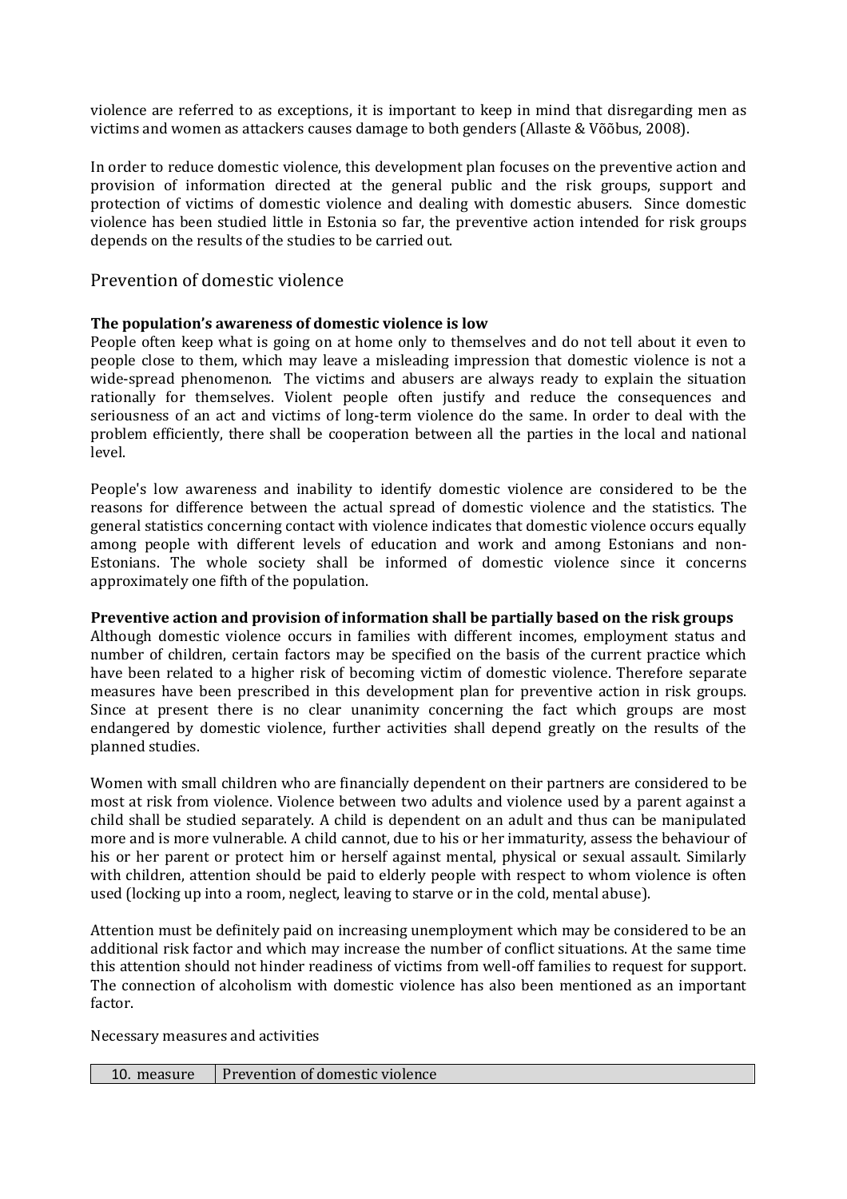violence are referred to as exceptions, it is important to keep in mind that disregarding men as victims and women as attackers causes damage to both genders (Allaste & Võõbus, 2008).

In order to reduce domestic violence, this development plan focuses on the preventive action and provision of information directed at the general public and the risk groups, support and protection of victims of domestic violence and dealing with domestic abusers. Since domestic violence has been studied little in Estonia so far, the preventive action intended for risk groups depends on the results of the studies to be carried out.

## Prevention of domestic violence

**The population's awareness of domestic violence is low**

People often keep what is going on at home only to themselves and do not tell about it even to people close to them, which may leave a misleading impression that domestic violence is not a wide-spread phenomenon. The victims and abusers are always ready to explain the situation rationally for themselves. Violent people often justify and reduce the consequences and seriousness of an act and victims of long-term violence do the same. In order to deal with the problem efficiently, there shall be cooperation between all the parties in the local and national level.

People's low awareness and inability to identify domestic violence are considered to be the reasons for difference between the actual spread of domestic violence and the statistics. The general statistics concerning contact with violence indicates that domestic violence occurs equally among people with different levels of education and work and among Estonians and non-Estonians. The whole society shall be informed of domestic violence since it concerns approximately one fifth of the population.

**Preventive action and provision of information shall be partially based on the risk groups**

Although domestic violence occurs in families with different incomes, employment status and number of children, certain factors may be specified on the basis of the current practice which have been related to a higher risk of becoming victim of domestic violence. Therefore separate measures have been prescribed in this development plan for preventive action in risk groups. Since at present there is no clear unanimity concerning the fact which groups are most endangered by domestic violence, further activities shall depend greatly on the results of the planned studies.

Women with small children who are financially dependent on their partners are considered to be most at risk from violence. Violence between two adults and violence used by a parent against a child shall be studied separately. A child is dependent on an adult and thus can be manipulated more and is more vulnerable. A child cannot, due to his or her immaturity, assess the behaviour of his or her parent or protect him or herself against mental, physical or sexual assault. Similarly with children, attention should be paid to elderly people with respect to whom violence is often used (locking up into a room, neglect, leaving to starve or in the cold, mental abuse).

Attention must be definitely paid on increasing unemployment which may be considered to be an additional risk factor and which may increase the number of conflict situations. At the same time this attention should not hinder readiness of victims from well-off families to request for support. The connection of alcoholism with domestic violence has also been mentioned as an important factor.

Necessary measures and activities

| 10. measure | Prevention of domestic violence |
|---|---|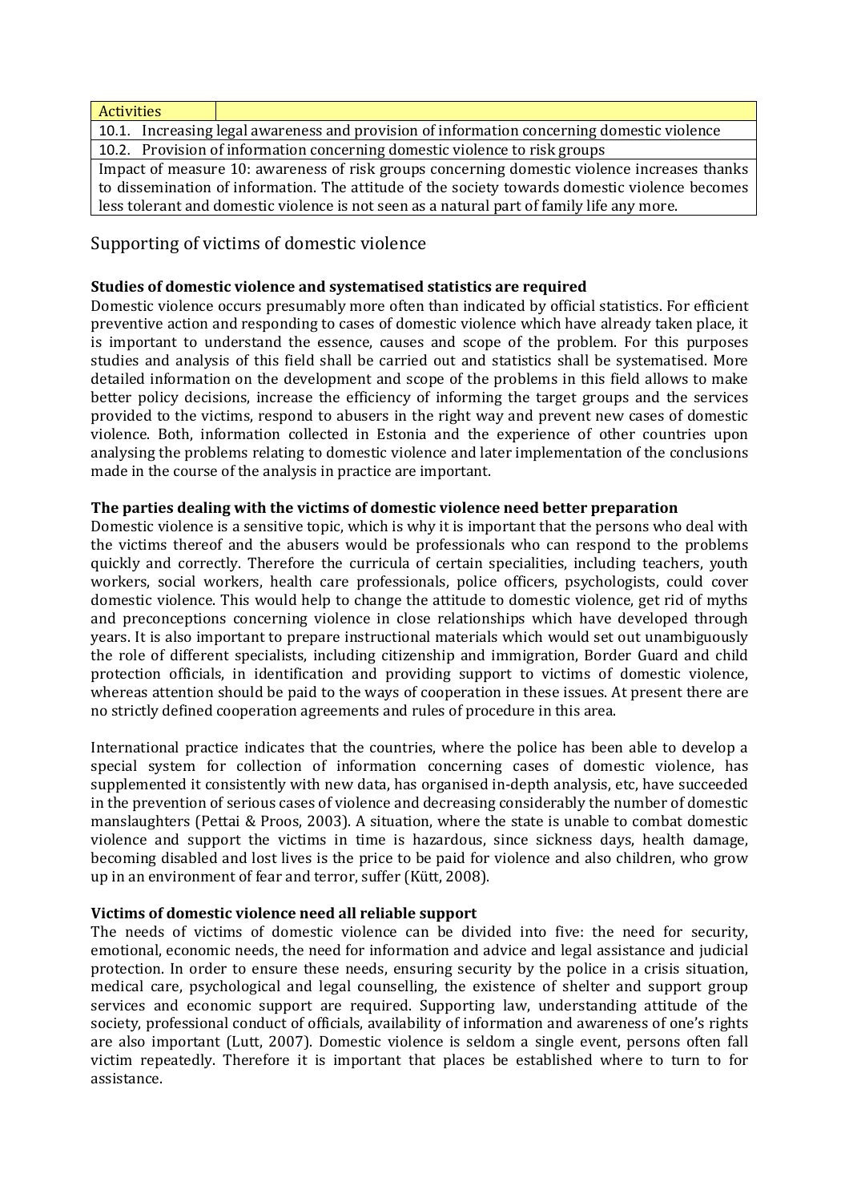| Activities | |
|---|---|
| 10.1. Increasing legal awareness and provision of information concerning domestic violence | |
| 10.2. Provision of information concerning domestic violence to risk groups | |
| Impact of measure 10: awareness of risk groups concerning domestic violence increases thanks to dissemination of information. The attitude of the society towards domestic violence becomes less tolerant and domestic violence is not seen as a natural part of family life any more. | |

## Supporting of victims of domestic violence

**Studies of domestic violence and systematised statistics are required**

Domestic violence occurs presumably more often than indicated by official statistics. For efficient preventive action and responding to cases of domestic violence which have already taken place, it is important to understand the essence, causes and scope of the problem. For this purposes studies and analysis of this field shall be carried out and statistics shall be systematised. More detailed information on the development and scope of the problems in this field allows to make better policy decisions, increase the efficiency of informing the target groups and the services provided to the victims, respond to abusers in the right way and prevent new cases of domestic violence. Both, information collected in Estonia and the experience of other countries upon analysing the problems relating to domestic violence and later implementation of the conclusions made in the course of the analysis in practice are important.

**The parties dealing with the victims of domestic violence need better preparation**

Domestic violence is a sensitive topic, which is why it is important that the persons who deal with the victims thereof and the abusers would be professionals who can respond to the problems quickly and correctly. Therefore the curricula of certain specialities, including teachers, youth workers, social workers, health care professionals, police officers, psychologists, could cover domestic violence. This would help to change the attitude to domestic violence, get rid of myths and preconceptions concerning violence in close relationships which have developed through years. It is also important to prepare instructional materials which would set out unambiguously the role of different specialists, including citizenship and immigration, Border Guard and child protection officials, in identification and providing support to victims of domestic violence, whereas attention should be paid to the ways of cooperation in these issues. At present there are no strictly defined cooperation agreements and rules of procedure in this area.

International practice indicates that the countries, where the police has been able to develop a special system for collection of information concerning cases of domestic violence, has supplemented it consistently with new data, has organised in-depth analysis, etc, have succeeded in the prevention of serious cases of violence and decreasing considerably the number of domestic manslaughters (Pettai & Proos, 2003). A situation, where the state is unable to combat domestic violence and support the victims in time is hazardous, since sickness days, health damage, becoming disabled and lost lives is the price to be paid for violence and also children, who grow up in an environment of fear and terror, suffer (Kütt, 2008).

**Victims of domestic violence need all reliable support**

The needs of victims of domestic violence can be divided into five: the need for security, emotional, economic needs, the need for information and advice and legal assistance and judicial protection. In order to ensure these needs, ensuring security by the police in a crisis situation, medical care, psychological and legal counselling, the existence of shelter and support group services and economic support are required. Supporting law, understanding attitude of the society, professional conduct of officials, availability of information and awareness of one's rights are also important (Lutt, 2007). Domestic violence is seldom a single event, persons often fall victim repeatedly. Therefore it is important that places be established where to turn to for assistance.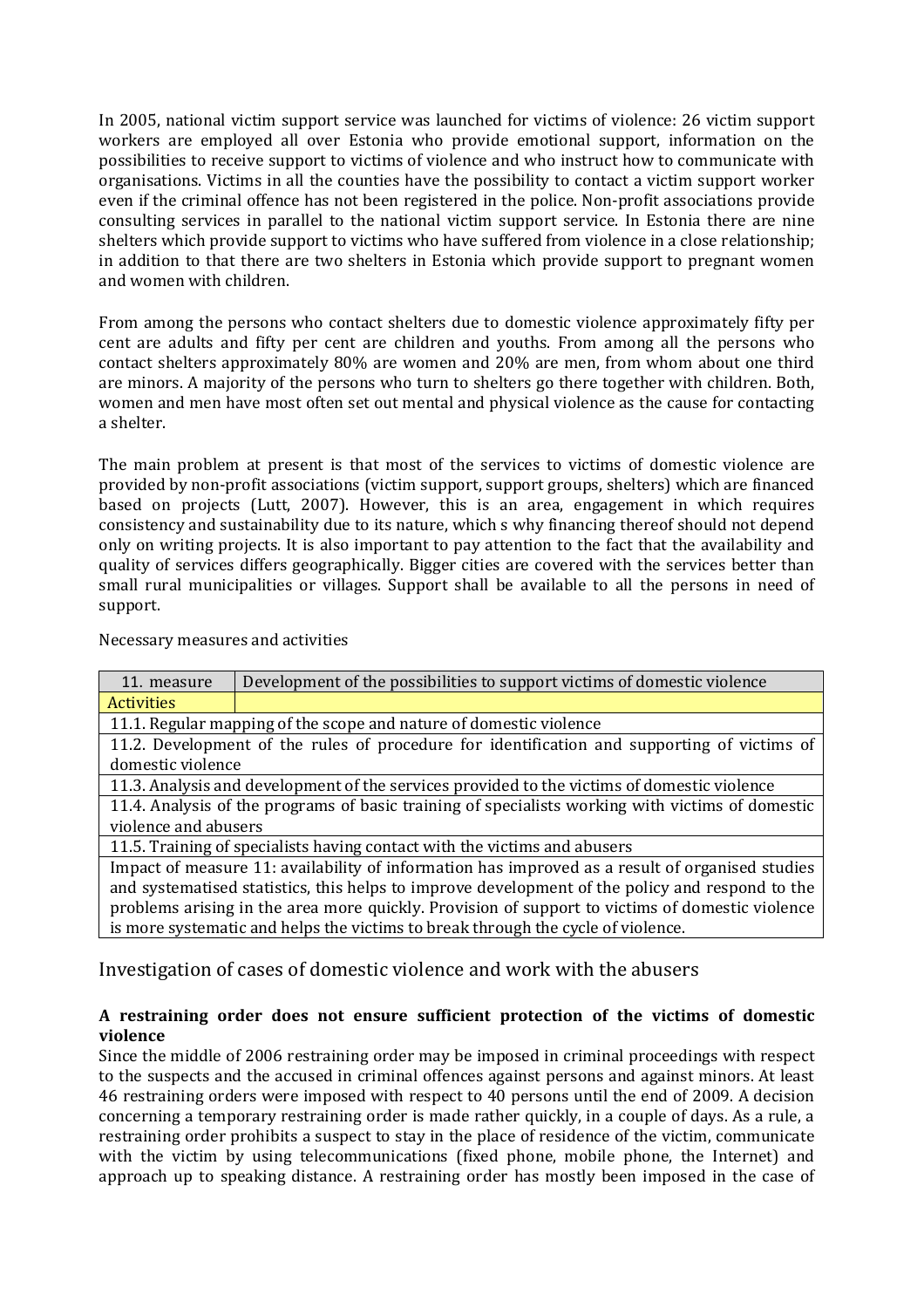In 2005, national victim support service was launched for victims of violence: 26 victim support workers are employed all over Estonia who provide emotional support, information on the possibilities to receive support to victims of violence and who instruct how to communicate with organisations. Victims in all the counties have the possibility to contact a victim support worker even if the criminal offence has not been registered in the police. Non-profit associations provide consulting services in parallel to the national victim support service. In Estonia there are nine shelters which provide support to victims who have suffered from violence in a close relationship; in addition to that there are two shelters in Estonia which provide support to pregnant women and women with children.

From among the persons who contact shelters due to domestic violence approximately fifty per cent are adults and fifty per cent are children and youths. From among all the persons who contact shelters approximately 80% are women and 20% are men, from whom about one third are minors. A majority of the persons who turn to shelters go there together with children. Both, women and men have most often set out mental and physical violence as the cause for contacting a shelter.

The main problem at present is that most of the services to victims of domestic violence are provided by non-profit associations (victim support, support groups, shelters) which are financed based on projects (Lutt, 2007). However, this is an area, engagement in which requires consistency and sustainability due to its nature, which s why financing thereof should not depend only on writing projects. It is also important to pay attention to the fact that the availability and quality of services differs geographically. Bigger cities are covered with the services better than small rural municipalities or villages. Support shall be available to all the persons in need of support.

Necessary measures and activities

| 11. measure | Development of the possibilities to support victims of domestic violence |
|---|---|
| Activities | |
| 11.1. Regular mapping of the scope and nature of domestic violence | |
| 11.2. Development of the rules of procedure for identification and supporting of victims of domestic violence | |
| 11.3. Analysis and development of the services provided to the victims of domestic violence | |
| 11.4. Analysis of the programs of basic training of specialists working with victims of domestic violence and abusers | |
| 11.5. Training of specialists having contact with the victims and abusers | |
| Impact of measure 11: availability of information has improved as a result of organised studies and systematised statistics, this helps to improve development of the policy and respond to the problems arising in the area more quickly. Provision of support to victims of domestic violence is more systematic and helps the victims to break through the cycle of violence. | |

## Investigation of cases of domestic violence and work with the abusers

**A restraining order does not ensure sufficient protection of the victims of domestic violence**

Since the middle of 2006 restraining order may be imposed in criminal proceedings with respect to the suspects and the accused in criminal offences against persons and against minors. At least 46 restraining orders were imposed with respect to 40 persons until the end of 2009. A decision concerning a temporary restraining order is made rather quickly, in a couple of days. As a rule, a restraining order prohibits a suspect to stay in the place of residence of the victim, communicate with the victim by using telecommunications (fixed phone, mobile phone, the Internet) and approach up to speaking distance. A restraining order has mostly been imposed in the case of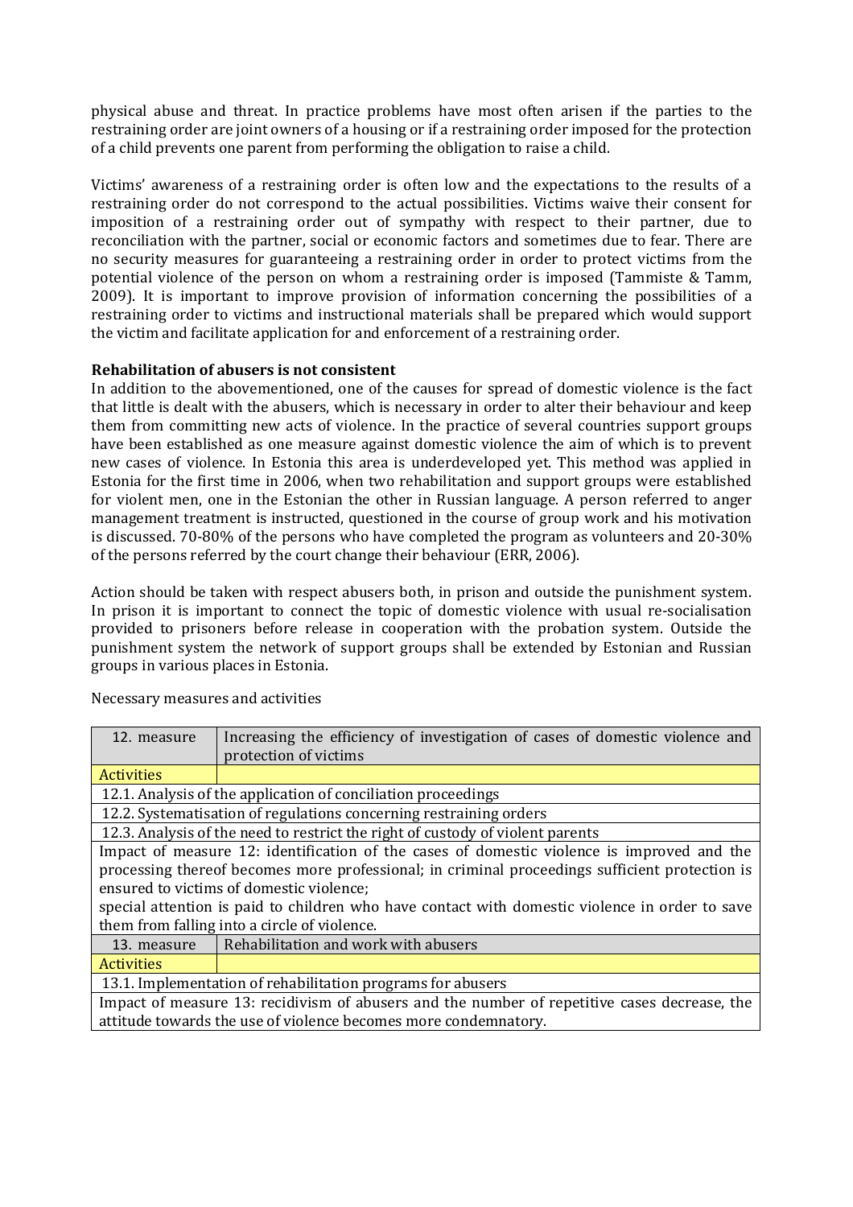physical abuse and threat. In practice problems have most often arisen if the parties to the restraining order are joint owners of a housing or if a restraining order imposed for the protection of a child prevents one parent from performing the obligation to raise a child.

Victims' awareness of a restraining order is often low and the expectations to the results of a restraining order do not correspond to the actual possibilities. Victims waive their consent for imposition of a restraining order out of sympathy with respect to their partner, due to reconciliation with the partner, social or economic factors and sometimes due to fear. There are no security measures for guaranteeing a restraining order in order to protect victims from the potential violence of the person on whom a restraining order is imposed (Tammiste & Tamm, 2009). It is important to improve provision of information concerning the possibilities of a restraining order to victims and instructional materials shall be prepared which would support the victim and facilitate application for and enforcement of a restraining order.

**Rehabilitation of abusers is not consistent**

In addition to the abovementioned, one of the causes for spread of domestic violence is the fact that little is dealt with the abusers, which is necessary in order to alter their behaviour and keep them from committing new acts of violence. In the practice of several countries support groups have been established as one measure against domestic violence the aim of which is to prevent new cases of violence. In Estonia this area is underdeveloped yet. This method was applied in Estonia for the first time in 2006, when two rehabilitation and support groups were established for violent men, one in the Estonian the other in Russian language. A person referred to anger management treatment is instructed, questioned in the course of group work and his motivation is discussed. 70-80% of the persons who have completed the program as volunteers and 20-30% of the persons referred by the court change their behaviour (ERR, 2006).

Action should be taken with respect abusers both, in prison and outside the punishment system. In prison it is important to connect the topic of domestic violence with usual re-socialisation provided to prisoners before release in cooperation with the probation system. Outside the punishment system the network of support groups shall be extended by Estonian and Russian groups in various places in Estonia.

Necessary measures and activities

| 12. measure | Increasing the efficiency of investigation of cases of domestic violence and protection of victims |
|---|---|
| Activities | |
| 12.1. Analysis of the application of conciliation proceedings | |
| 12.2. Systematisation of regulations concerning restraining orders | |
| 12.3. Analysis of the need to restrict the right of custody of violent parents | |
| Impact of measure 12: identification of the cases of domestic violence is improved and the processing thereof becomes more professional; in criminal proceedings sufficient protection is ensured to victims of domestic violence; special attention is paid to children who have contact with domestic violence in order to save them from falling into a circle of violence. | |
| 13. measure | Rehabilitation and work with abusers |
| Activities | |
| 13.1. Implementation of rehabilitation programs for abusers | |
| Impact of measure 13: recidivism of abusers and the number of repetitive cases decrease, the attitude towards the use of violence becomes more condemnatory. | |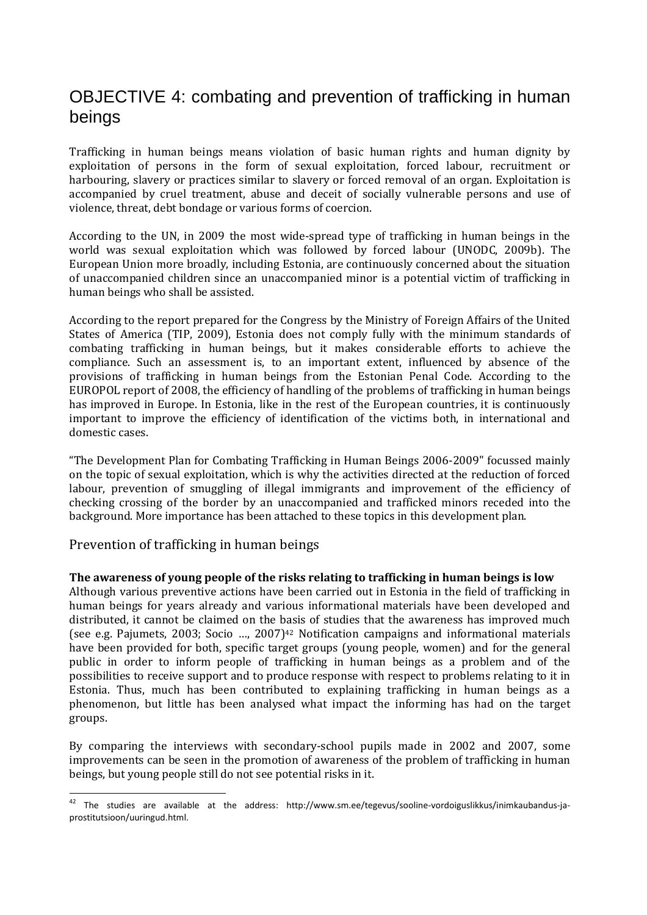# OBJECTIVE 4: combating and prevention of trafficking in human beings

Trafficking in human beings means violation of basic human rights and human dignity by exploitation of persons in the form of sexual exploitation, forced labour, recruitment or harbouring, slavery or practices similar to slavery or forced removal of an organ. Exploitation is accompanied by cruel treatment, abuse and deceit of socially vulnerable persons and use of violence, threat, debt bondage or various forms of coercion.

According to the UN, in 2009 the most wide-spread type of trafficking in human beings in the world was sexual exploitation which was followed by forced labour (UNODC, 2009b). The European Union more broadly, including Estonia, are continuously concerned about the situation of unaccompanied children since an unaccompanied minor is a potential victim of trafficking in human beings who shall be assisted.

According to the report prepared for the Congress by the Ministry of Foreign Affairs of the United States of America (TIP, 2009), Estonia does not comply fully with the minimum standards of combating trafficking in human beings, but it makes considerable efforts to achieve the compliance. Such an assessment is, to an important extent, influenced by absence of the provisions of trafficking in human beings from the Estonian Penal Code. According to the EUROPOL report of 2008, the efficiency of handling of the problems of trafficking in human beings has improved in Europe. In Estonia, like in the rest of the European countries, it is continuously important to improve the efficiency of identification of the victims both, in international and domestic cases.

"The Development Plan for Combating Trafficking in Human Beings 2006-2009" focussed mainly on the topic of sexual exploitation, which is why the activities directed at the reduction of forced labour, prevention of smuggling of illegal immigrants and improvement of the efficiency of checking crossing of the border by an unaccompanied and trafficked minors receded into the background. More importance has been attached to these topics in this development plan.

## Prevention of trafficking in human beings

**The awareness of young people of the risks relating to trafficking in human beings is low**

Although various preventive actions have been carried out in Estonia in the field of trafficking in human beings for years already and various informational materials have been developed and distributed, it cannot be claimed on the basis of studies that the awareness has improved much (see e.g. Pajumets, 2003; Socio …, 2007)[42] Notification campaigns and informational materials have been provided for both, specific target groups (young people, women) and for the general public in order to inform people of trafficking in human beings as a problem and of the possibilities to receive support and to produce response with respect to problems relating to it in Estonia. Thus, much has been contributed to explaining trafficking in human beings as a phenomenon, but little has been analysed what impact the informing has had on the target groups.

By comparing the interviews with secondary-school pupils made in 2002 and 2007, some improvements can be seen in the promotion of awareness of the problem of trafficking in human beings, but young people still do not see potential risks in it.

[42] The studies are available at the address: http://www.sm.ee/tegevus/sooline-vordoiguslikkus/inimkaubandus-ja-prostitutsioon/uuringud.html.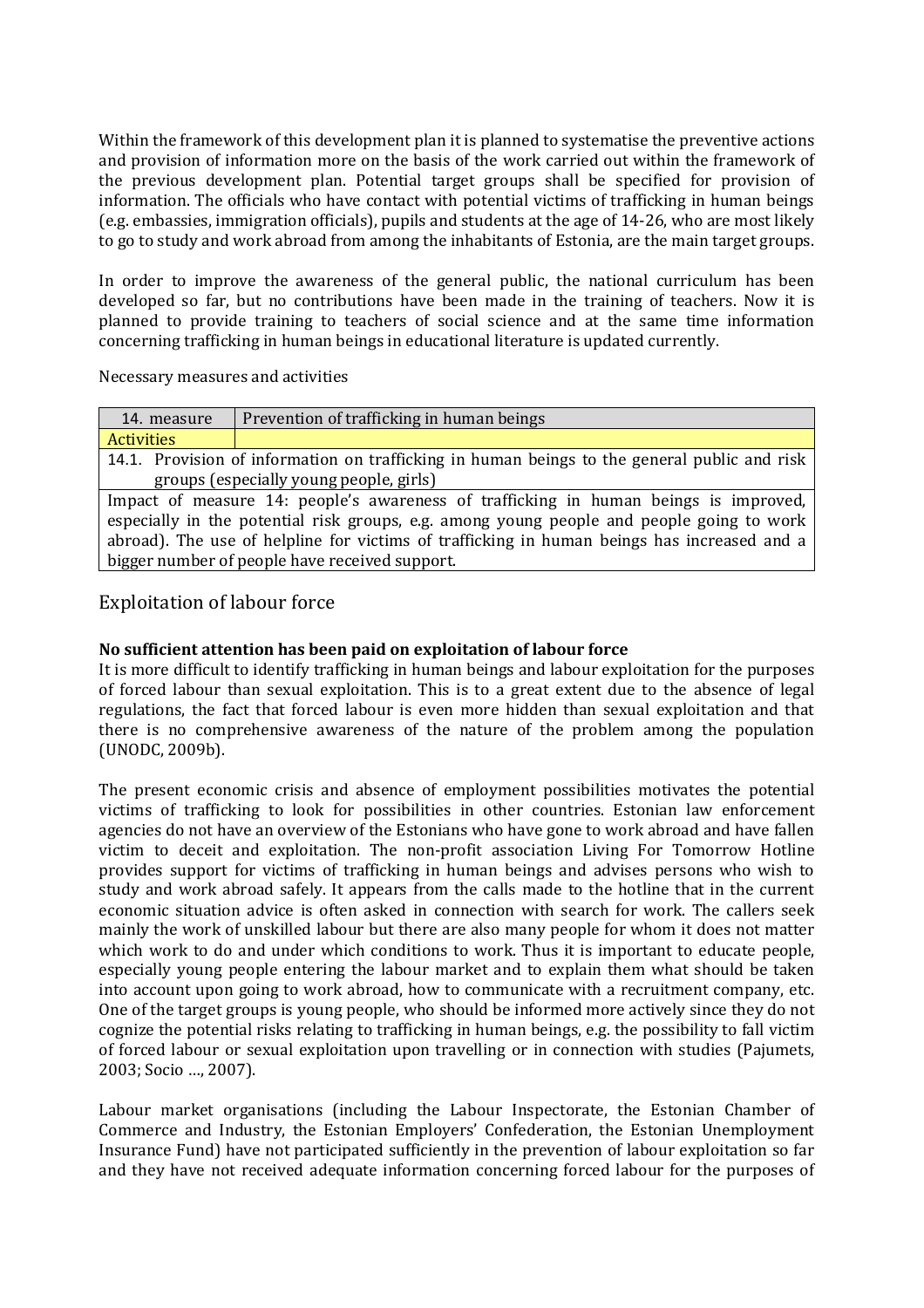Within the framework of this development plan it is planned to systematise the preventive actions and provision of information more on the basis of the work carried out within the framework of the previous development plan. Potential target groups shall be specified for provision of information. The officials who have contact with potential victims of trafficking in human beings (e.g. embassies, immigration officials), pupils and students at the age of 14-26, who are most likely to go to study and work abroad from among the inhabitants of Estonia, are the main target groups.

In order to improve the awareness of the general public, the national curriculum has been developed so far, but no contributions have been made in the training of teachers. Now it is planned to provide training to teachers of social science and at the same time information concerning trafficking in human beings in educational literature is updated currently.

Necessary measures and activities

| 14. measure | Prevention of trafficking in human beings |
|---|---|
| Activities | |
| 14.1. Provision of information on trafficking in human beings to the general public and risk groups (especially young people, girls) | |
| Impact of measure 14: people's awareness of trafficking in human beings is improved, especially in the potential risk groups, e.g. among young people and people going to work abroad). The use of helpline for victims of trafficking in human beings has increased and a bigger number of people have received support. | |

## Exploitation of labour force

**No sufficient attention has been paid on exploitation of labour force**

It is more difficult to identify trafficking in human beings and labour exploitation for the purposes of forced labour than sexual exploitation. This is to a great extent due to the absence of legal regulations, the fact that forced labour is even more hidden than sexual exploitation and that there is no comprehensive awareness of the nature of the problem among the population (UNODC, 2009b).

The present economic crisis and absence of employment possibilities motivates the potential victims of trafficking to look for possibilities in other countries. Estonian law enforcement agencies do not have an overview of the Estonians who have gone to work abroad and have fallen victim to deceit and exploitation. The non-profit association Living For Tomorrow Hotline provides support for victims of trafficking in human beings and advises persons who wish to study and work abroad safely. It appears from the calls made to the hotline that in the current economic situation advice is often asked in connection with search for work. The callers seek mainly the work of unskilled labour but there are also many people for whom it does not matter which work to do and under which conditions to work. Thus it is important to educate people, especially young people entering the labour market and to explain them what should be taken into account upon going to work abroad, how to communicate with a recruitment company, etc. One of the target groups is young people, who should be informed more actively since they do not cognize the potential risks relating to trafficking in human beings, e.g. the possibility to fall victim of forced labour or sexual exploitation upon travelling or in connection with studies (Pajumets, 2003; Socio …, 2007).

Labour market organisations (including the Labour Inspectorate, the Estonian Chamber of Commerce and Industry, the Estonian Employers' Confederation, the Estonian Unemployment Insurance Fund) have not participated sufficiently in the prevention of labour exploitation so far and they have not received adequate information concerning forced labour for the purposes of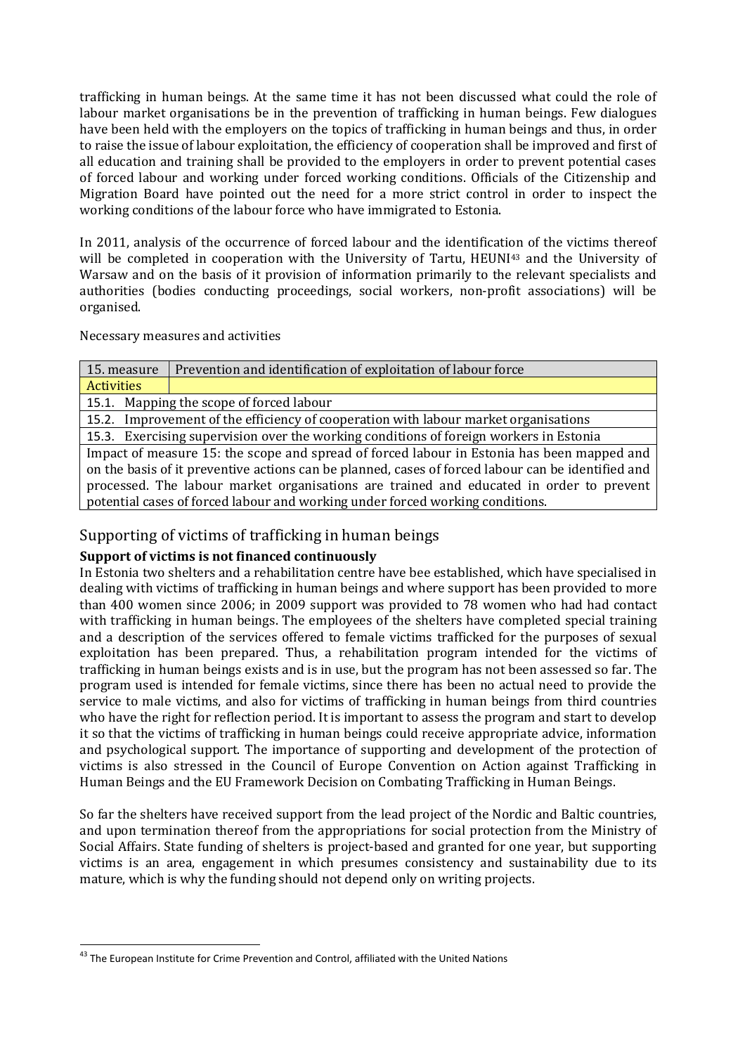trafficking in human beings. At the same time it has not been discussed what could the role of labour market organisations be in the prevention of trafficking in human beings. Few dialogues have been held with the employers on the topics of trafficking in human beings and thus, in order to raise the issue of labour exploitation, the efficiency of cooperation shall be improved and first of all education and training shall be provided to the employers in order to prevent potential cases of forced labour and working under forced working conditions. Officials of the Citizenship and Migration Board have pointed out the need for a more strict control in order to inspect the working conditions of the labour force who have immigrated to Estonia.

In 2011, analysis of the occurrence of forced labour and the identification of the victims thereof will be completed in cooperation with the University of Tartu, HEUNI[43] and the University of Warsaw and on the basis of it provision of information primarily to the relevant specialists and authorities (bodies conducting proceedings, social workers, non-profit associations) will be organised.

Necessary measures and activities

| 15. measure | Prevention and identification of exploitation of labour force |
|---|---|
| Activities | |
| 15.1. Mapping the scope of forced labour | |
| 15.2. Improvement of the efficiency of cooperation with labour market organisations | |
| 15.3. Exercising supervision over the working conditions of foreign workers in Estonia | |
| Impact of measure 15: the scope and spread of forced labour in Estonia has been mapped and on the basis of it preventive actions can be planned, cases of forced labour can be identified and processed. The labour market organisations are trained and educated in order to prevent potential cases of forced labour and working under forced working conditions. | |

## Supporting of victims of trafficking in human beings

**Support of victims is not financed continuously**

In Estonia two shelters and a rehabilitation centre have bee established, which have specialised in dealing with victims of trafficking in human beings and where support has been provided to more than 400 women since 2006; in 2009 support was provided to 78 women who had had contact with trafficking in human beings. The employees of the shelters have completed special training and a description of the services offered to female victims trafficked for the purposes of sexual exploitation has been prepared. Thus, a rehabilitation program intended for the victims of trafficking in human beings exists and is in use, but the program has not been assessed so far. The program used is intended for female victims, since there has been no actual need to provide the service to male victims, and also for victims of trafficking in human beings from third countries who have the right for reflection period. It is important to assess the program and start to develop it so that the victims of trafficking in human beings could receive appropriate advice, information and psychological support. The importance of supporting and development of the protection of victims is also stressed in the Council of Europe Convention on Action against Trafficking in Human Beings and the EU Framework Decision on Combating Trafficking in Human Beings.

So far the shelters have received support from the lead project of the Nordic and Baltic countries, and upon termination thereof from the appropriations for social protection from the Ministry of Social Affairs. State funding of shelters is project-based and granted for one year, but supporting victims is an area, engagement in which presumes consistency and sustainability due to its mature, which is why the funding should not depend only on writing projects.

[43] The European Institute for Crime Prevention and Control, affiliated with the United Nations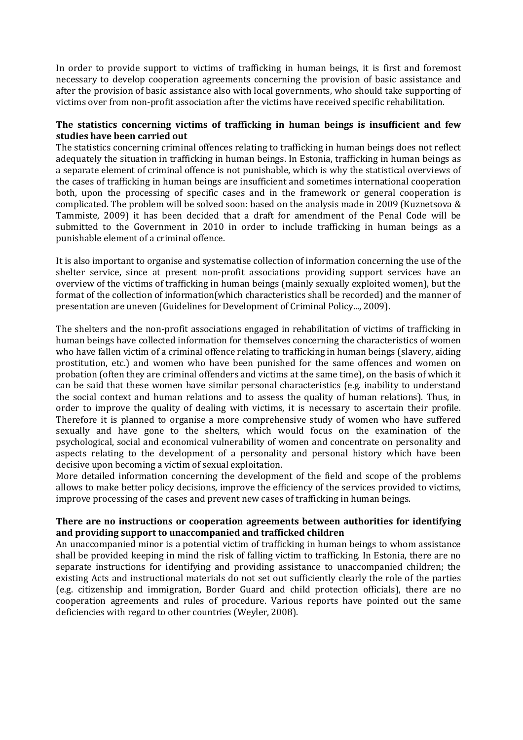In order to provide support to victims of trafficking in human beings, it is first and foremost necessary to develop cooperation agreements concerning the provision of basic assistance and after the provision of basic assistance also with local governments, who should take supporting of victims over from non-profit association after the victims have received specific rehabilitation.

**The statistics concerning victims of trafficking in human beings is insufficient and few studies have been carried out**

The statistics concerning criminal offences relating to trafficking in human beings does not reflect adequately the situation in trafficking in human beings. In Estonia, trafficking in human beings as a separate element of criminal offence is not punishable, which is why the statistical overviews of the cases of trafficking in human beings are insufficient and sometimes international cooperation both, upon the processing of specific cases and in the framework or general cooperation is complicated. The problem will be solved soon: based on the analysis made in 2009 (Kuznetsova & Tammiste, 2009) it has been decided that a draft for amendment of the Penal Code will be submitted to the Government in 2010 in order to include trafficking in human beings as a punishable element of a criminal offence.

It is also important to organise and systematise collection of information concerning the use of the shelter service, since at present non-profit associations providing support services have an overview of the victims of trafficking in human beings (mainly sexually exploited women), but the format of the collection of information(which characteristics shall be recorded) and the manner of presentation are uneven (Guidelines for Development of Criminal Policy..., 2009).

The shelters and the non-profit associations engaged in rehabilitation of victims of trafficking in human beings have collected information for themselves concerning the characteristics of women who have fallen victim of a criminal offence relating to trafficking in human beings (slavery, aiding prostitution, etc.) and women who have been punished for the same offences and women on probation (often they are criminal offenders and victims at the same time), on the basis of which it can be said that these women have similar personal characteristics (e.g. inability to understand the social context and human relations and to assess the quality of human relations). Thus, in order to improve the quality of dealing with victims, it is necessary to ascertain their profile. Therefore it is planned to organise a more comprehensive study of women who have suffered sexually and have gone to the shelters, which would focus on the examination of the psychological, social and economical vulnerability of women and concentrate on personality and aspects relating to the development of a personality and personal history which have been decisive upon becoming a victim of sexual exploitation.

More detailed information concerning the development of the field and scope of the problems allows to make better policy decisions, improve the efficiency of the services provided to victims, improve processing of the cases and prevent new cases of trafficking in human beings.

**There are no instructions or cooperation agreements between authorities for identifying and providing support to unaccompanied and trafficked children**

An unaccompanied minor is a potential victim of trafficking in human beings to whom assistance shall be provided keeping in mind the risk of falling victim to trafficking. In Estonia, there are no separate instructions for identifying and providing assistance to unaccompanied children; the existing Acts and instructional materials do not set out sufficiently clearly the role of the parties (e.g. citizenship and immigration, Border Guard and child protection officials), there are no cooperation agreements and rules of procedure. Various reports have pointed out the same deficiencies with regard to other countries (Weyler, 2008).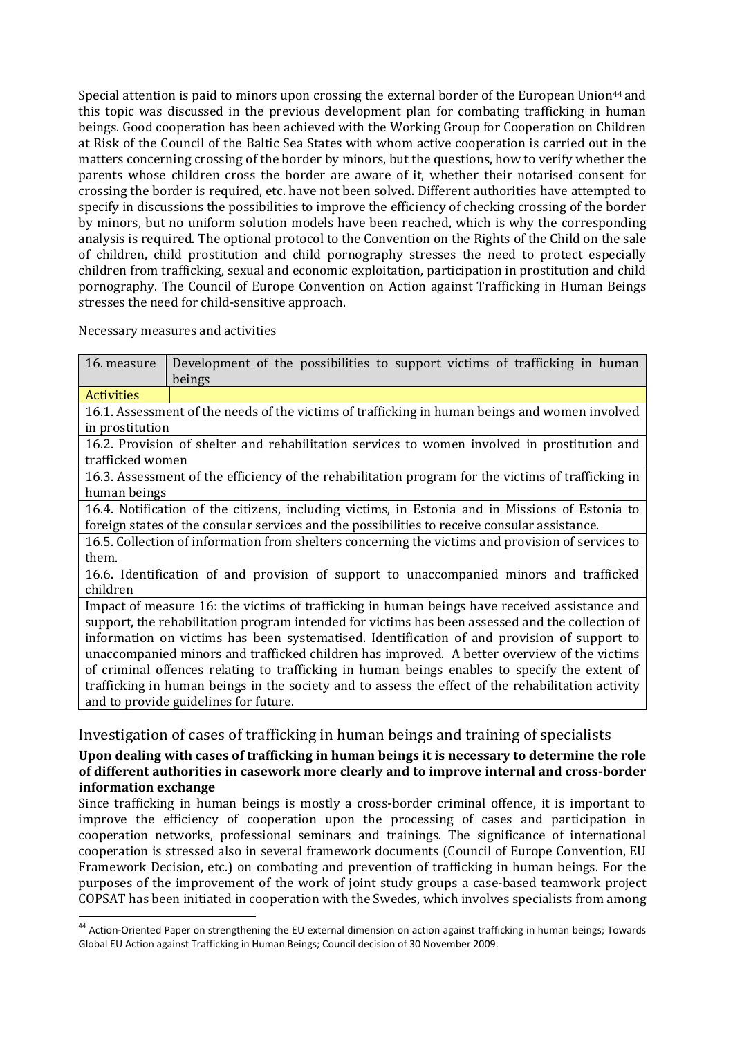Special attention is paid to minors upon crossing the external border of the European Union[44] and this topic was discussed in the previous development plan for combating trafficking in human beings. Good cooperation has been achieved with the Working Group for Cooperation on Children at Risk of the Council of the Baltic Sea States with whom active cooperation is carried out in the matters concerning crossing of the border by minors, but the questions, how to verify whether the parents whose children cross the border are aware of it, whether their notarised consent for crossing the border is required, etc. have not been solved. Different authorities have attempted to specify in discussions the possibilities to improve the efficiency of checking crossing of the border by minors, but no uniform solution models have been reached, which is why the corresponding analysis is required. The optional protocol to the Convention on the Rights of the Child on the sale of children, child prostitution and child pornography stresses the need to protect especially children from trafficking, sexual and economic exploitation, participation in prostitution and child pornography. The Council of Europe Convention on Action against Trafficking in Human Beings stresses the need for child-sensitive approach.

Necessary measures and activities

| 16. measure | Development of the possibilities to support victims of trafficking in human beings |
|---|---|
| Activities | |
| 16.1. Assessment of the needs of the victims of trafficking in human beings and women involved in prostitution | |
| 16.2. Provision of shelter and rehabilitation services to women involved in prostitution and trafficked women | |
| 16.3. Assessment of the efficiency of the rehabilitation program for the victims of trafficking in human beings | |
| 16.4. Notification of the citizens, including victims, in Estonia and in Missions of Estonia to foreign states of the consular services and the possibilities to receive consular assistance. | |
| 16.5. Collection of information from shelters concerning the victims and provision of services to them. | |
| 16.6. Identification of and provision of support to unaccompanied minors and trafficked children | |
| Impact of measure 16: the victims of trafficking in human beings have received assistance and support, the rehabilitation program intended for victims has been assessed and the collection of information on victims has been systematised. Identification of and provision of support to unaccompanied minors and trafficked children has improved. A better overview of the victims of criminal offences relating to trafficking in human beings enables to specify the extent of trafficking in human beings in the society and to assess the effect of the rehabilitation activity and to provide guidelines for future. | |

## Investigation of cases of trafficking in human beings and training of specialists

**Upon dealing with cases of trafficking in human beings it is necessary to determine the role of different authorities in casework more clearly and to improve internal and cross-border information exchange**

Since trafficking in human beings is mostly a cross-border criminal offence, it is important to improve the efficiency of cooperation upon the processing of cases and participation in cooperation networks, professional seminars and trainings. The significance of international cooperation is stressed also in several framework documents (Council of Europe Convention, EU Framework Decision, etc.) on combating and prevention of trafficking in human beings. For the purposes of the improvement of the work of joint study groups a case-based teamwork project COPSAT has been initiated in cooperation with the Swedes, which involves specialists from among

[44] Action-Oriented Paper on strengthening the EU external dimension on action against trafficking in human beings; Towards Global EU Action against Trafficking in Human Beings; Council decision of 30 November 2009.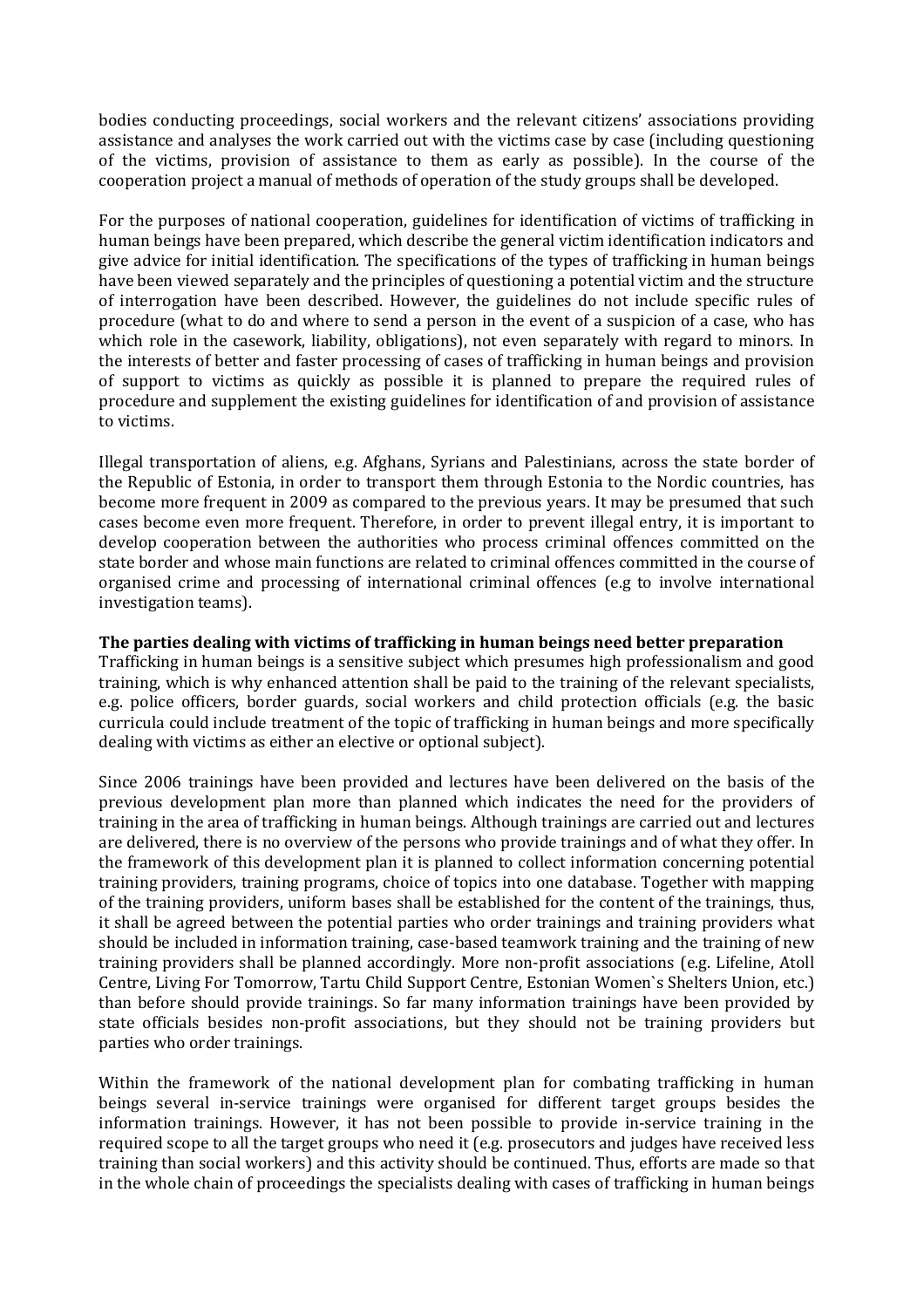bodies conducting proceedings, social workers and the relevant citizens' associations providing assistance and analyses the work carried out with the victims case by case (including questioning of the victims, provision of assistance to them as early as possible). In the course of the cooperation project a manual of methods of operation of the study groups shall be developed.

For the purposes of national cooperation, guidelines for identification of victims of trafficking in human beings have been prepared, which describe the general victim identification indicators and give advice for initial identification. The specifications of the types of trafficking in human beings have been viewed separately and the principles of questioning a potential victim and the structure of interrogation have been described. However, the guidelines do not include specific rules of procedure (what to do and where to send a person in the event of a suspicion of a case, who has which role in the casework, liability, obligations), not even separately with regard to minors. In the interests of better and faster processing of cases of trafficking in human beings and provision of support to victims as quickly as possible it is planned to prepare the required rules of procedure and supplement the existing guidelines for identification of and provision of assistance to victims.

Illegal transportation of aliens, e.g. Afghans, Syrians and Palestinians, across the state border of the Republic of Estonia, in order to transport them through Estonia to the Nordic countries, has become more frequent in 2009 as compared to the previous years. It may be presumed that such cases become even more frequent. Therefore, in order to prevent illegal entry, it is important to develop cooperation between the authorities who process criminal offences committed on the state border and whose main functions are related to criminal offences committed in the course of organised crime and processing of international criminal offences (e.g to involve international investigation teams).

**The parties dealing with victims of trafficking in human beings need better preparation**

Trafficking in human beings is a sensitive subject which presumes high professionalism and good training, which is why enhanced attention shall be paid to the training of the relevant specialists, e.g. police officers, border guards, social workers and child protection officials (e.g. the basic curricula could include treatment of the topic of trafficking in human beings and more specifically dealing with victims as either an elective or optional subject).

Since 2006 trainings have been provided and lectures have been delivered on the basis of the previous development plan more than planned which indicates the need for the providers of training in the area of trafficking in human beings. Although trainings are carried out and lectures are delivered, there is no overview of the persons who provide trainings and of what they offer. In the framework of this development plan it is planned to collect information concerning potential training providers, training programs, choice of topics into one database. Together with mapping of the training providers, uniform bases shall be established for the content of the trainings, thus, it shall be agreed between the potential parties who order trainings and training providers what should be included in information training, case-based teamwork training and the training of new training providers shall be planned accordingly. More non-profit associations (e.g. Lifeline, Atoll Centre, Living For Tomorrow, Tartu Child Support Centre, Estonian Women`s Shelters Union, etc.) than before should provide trainings. So far many information trainings have been provided by state officials besides non-profit associations, but they should not be training providers but parties who order trainings.

Within the framework of the national development plan for combating trafficking in human beings several in-service trainings were organised for different target groups besides the information trainings. However, it has not been possible to provide in-service training in the required scope to all the target groups who need it (e.g. prosecutors and judges have received less training than social workers) and this activity should be continued. Thus, efforts are made so that in the whole chain of proceedings the specialists dealing with cases of trafficking in human beings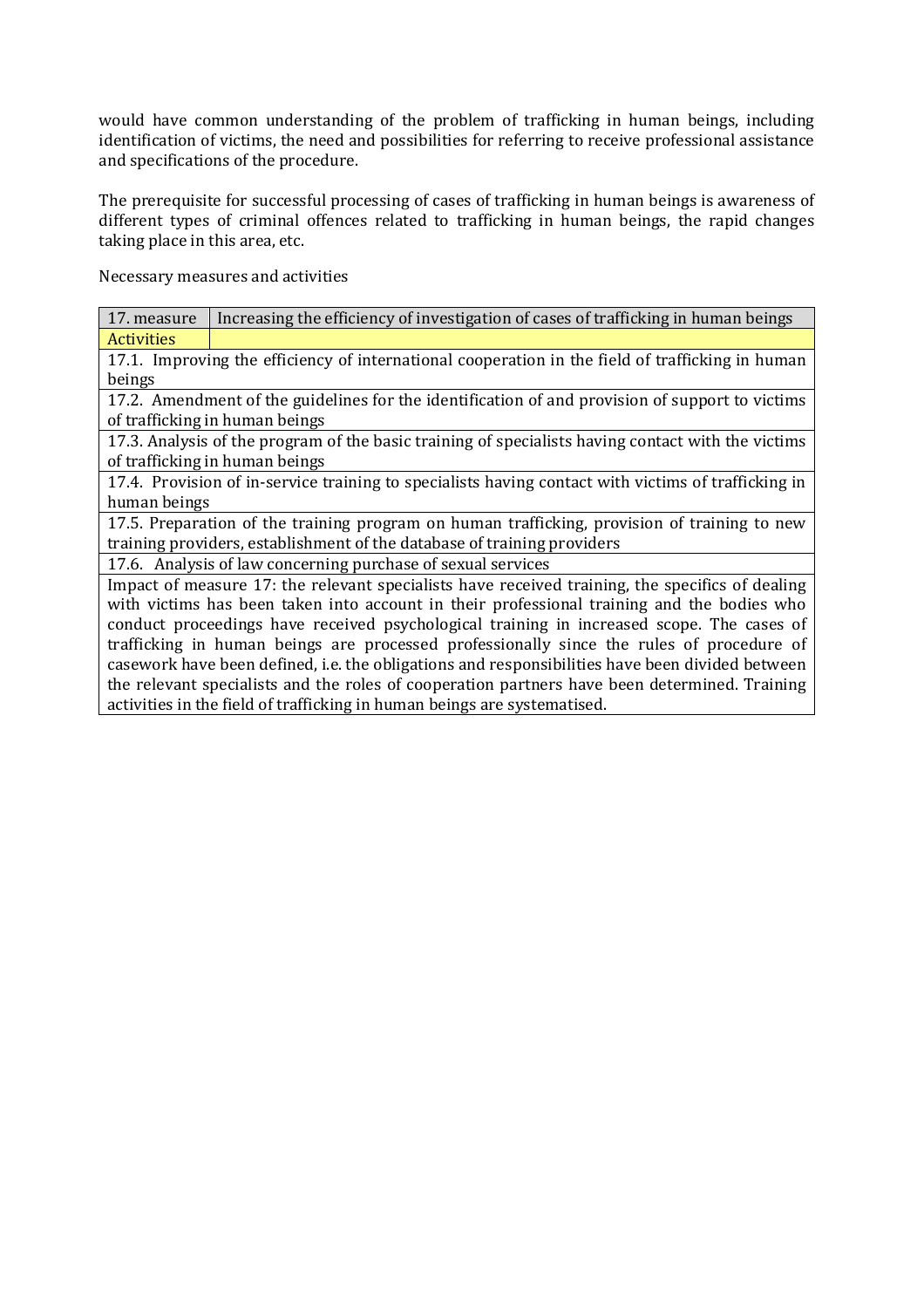would have common understanding of the problem of trafficking in human beings, including identification of victims, the need and possibilities for referring to receive professional assistance and specifications of the procedure.

The prerequisite for successful processing of cases of trafficking in human beings is awareness of different types of criminal offences related to trafficking in human beings, the rapid changes taking place in this area, etc.

Necessary measures and activities

| 17. measure | Increasing the efficiency of investigation of cases of trafficking in human beings |
|---|---|
| Activities | |
| 17.1. Improving the efficiency of international cooperation in the field of trafficking in human beings | |
| 17.2. Amendment of the guidelines for the identification of and provision of support to victims of trafficking in human beings | |
| 17.3. Analysis of the program of the basic training of specialists having contact with the victims of trafficking in human beings | |
| 17.4. Provision of in-service training to specialists having contact with victims of trafficking in human beings | |
| 17.5. Preparation of the training program on human trafficking, provision of training to new training providers, establishment of the database of training providers | |
| 17.6. Analysis of law concerning purchase of sexual services | |
| Impact of measure 17: the relevant specialists have received training, the specifics of dealing with victims has been taken into account in their professional training and the bodies who conduct proceedings have received psychological training in increased scope. The cases of trafficking in human beings are processed professionally since the rules of procedure of casework have been defined, i.e. the obligations and responsibilities have been divided between the relevant specialists and the roles of cooperation partners have been determined. Training activities in the field of trafficking in human beings are systematised. | |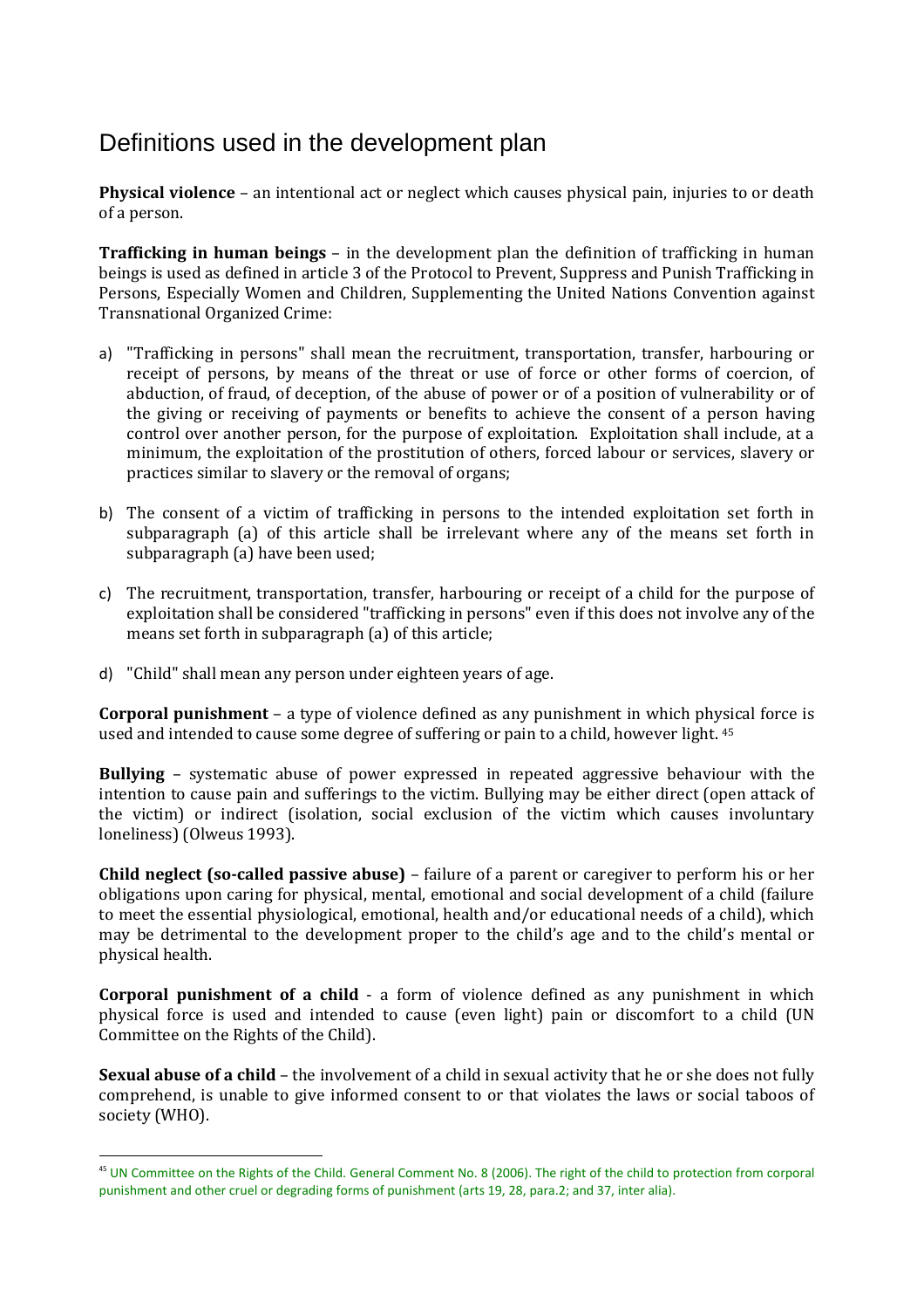# Definitions used in the development plan

**Physical violence** – an intentional act or neglect which causes physical pain, injuries to or death of a person.

**Trafficking in human beings** – in the development plan the definition of trafficking in human beings is used as defined in article 3 of the Protocol to Prevent, Suppress and Punish Trafficking in Persons, Especially Women and Children, Supplementing the United Nations Convention against Transnational Organized Crime:

a) "Trafficking in persons" shall mean the recruitment, transportation, transfer, harbouring or receipt of persons, by means of the threat or use of force or other forms of coercion, of abduction, of fraud, of deception, of the abuse of power or of a position of vulnerability or of the giving or receiving of payments or benefits to achieve the consent of a person having control over another person, for the purpose of exploitation. Exploitation shall include, at a minimum, the exploitation of the prostitution of others, forced labour or services, slavery or practices similar to slavery or the removal of organs;

b) The consent of a victim of trafficking in persons to the intended exploitation set forth in subparagraph (a) of this article shall be irrelevant where any of the means set forth in subparagraph (a) have been used;

c) The recruitment, transportation, transfer, harbouring or receipt of a child for the purpose of exploitation shall be considered "trafficking in persons" even if this does not involve any of the means set forth in subparagraph (a) of this article;

d) "Child" shall mean any person under eighteen years of age.

**Corporal punishment** – a type of violence defined as any punishment in which physical force is used and intended to cause some degree of suffering or pain to a child, however light. [45]

**Bullying** – systematic abuse of power expressed in repeated aggressive behaviour with the intention to cause pain and sufferings to the victim. Bullying may be either direct (open attack of the victim) or indirect (isolation, social exclusion of the victim which causes involuntary loneliness) (Olweus 1993).

**Child neglect (so-called passive abuse)** – failure of a parent or caregiver to perform his or her obligations upon caring for physical, mental, emotional and social development of a child (failure to meet the essential physiological, emotional, health and/or educational needs of a child), which may be detrimental to the development proper to the child's age and to the child's mental or physical health.

**Corporal punishment of a child** - a form of violence defined as any punishment in which physical force is used and intended to cause (even light) pain or discomfort to a child (UN Committee on the Rights of the Child).

**Sexual abuse of a child** – the involvement of a child in sexual activity that he or she does not fully comprehend, is unable to give informed consent to or that violates the laws or social taboos of society (WHO).

---

[45] UN Committee on the Rights of the Child. General Comment No. 8 (2006). The right of the child to protection from corporal punishment and other cruel or degrading forms of punishment (arts 19, 28, para.2; and 37, inter alia).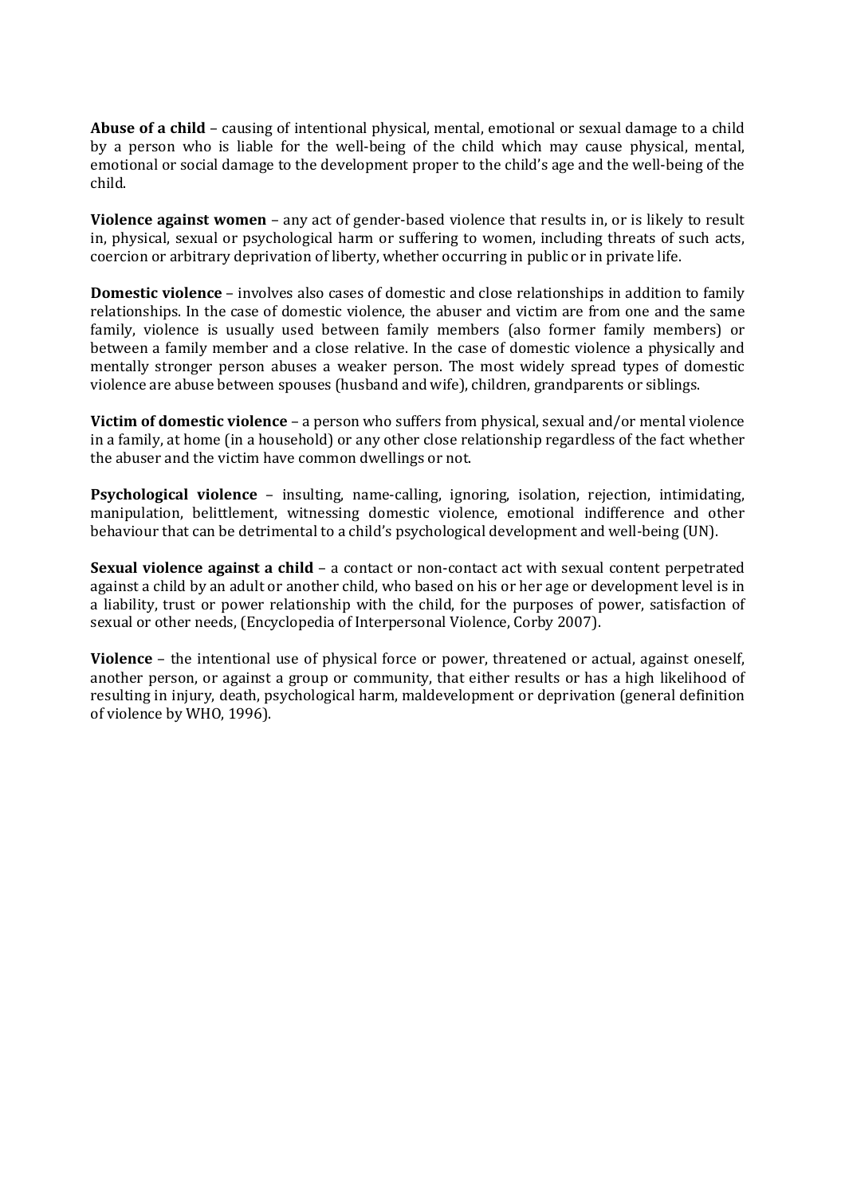**Abuse of a child** – causing of intentional physical, mental, emotional or sexual damage to a child by a person who is liable for the well-being of the child which may cause physical, mental, emotional or social damage to the development proper to the child's age and the well-being of the child.

**Violence against women** – any act of gender-based violence that results in, or is likely to result in, physical, sexual or psychological harm or suffering to women, including threats of such acts, coercion or arbitrary deprivation of liberty, whether occurring in public or in private life.

**Domestic violence** – involves also cases of domestic and close relationships in addition to family relationships. In the case of domestic violence, the abuser and victim are from one and the same family, violence is usually used between family members (also former family members) or between a family member and a close relative. In the case of domestic violence a physically and mentally stronger person abuses a weaker person. The most widely spread types of domestic violence are abuse between spouses (husband and wife), children, grandparents or siblings.

**Victim of domestic violence** – a person who suffers from physical, sexual and/or mental violence in a family, at home (in a household) or any other close relationship regardless of the fact whether the abuser and the victim have common dwellings or not.

**Psychological violence** – insulting, name-calling, ignoring, isolation, rejection, intimidating, manipulation, belittlement, witnessing domestic violence, emotional indifference and other behaviour that can be detrimental to a child's psychological development and well-being (UN).

**Sexual violence against a child** – a contact or non-contact act with sexual content perpetrated against a child by an adult or another child, who based on his or her age or development level is in a liability, trust or power relationship with the child, for the purposes of power, satisfaction of sexual or other needs, (Encyclopedia of Interpersonal Violence, Corby 2007).

**Violence** – the intentional use of physical force or power, threatened or actual, against oneself, another person, or against a group or community, that either results or has a high likelihood of resulting in injury, death, psychological harm, maldevelopment or deprivation (general definition of violence by WHO, 1996).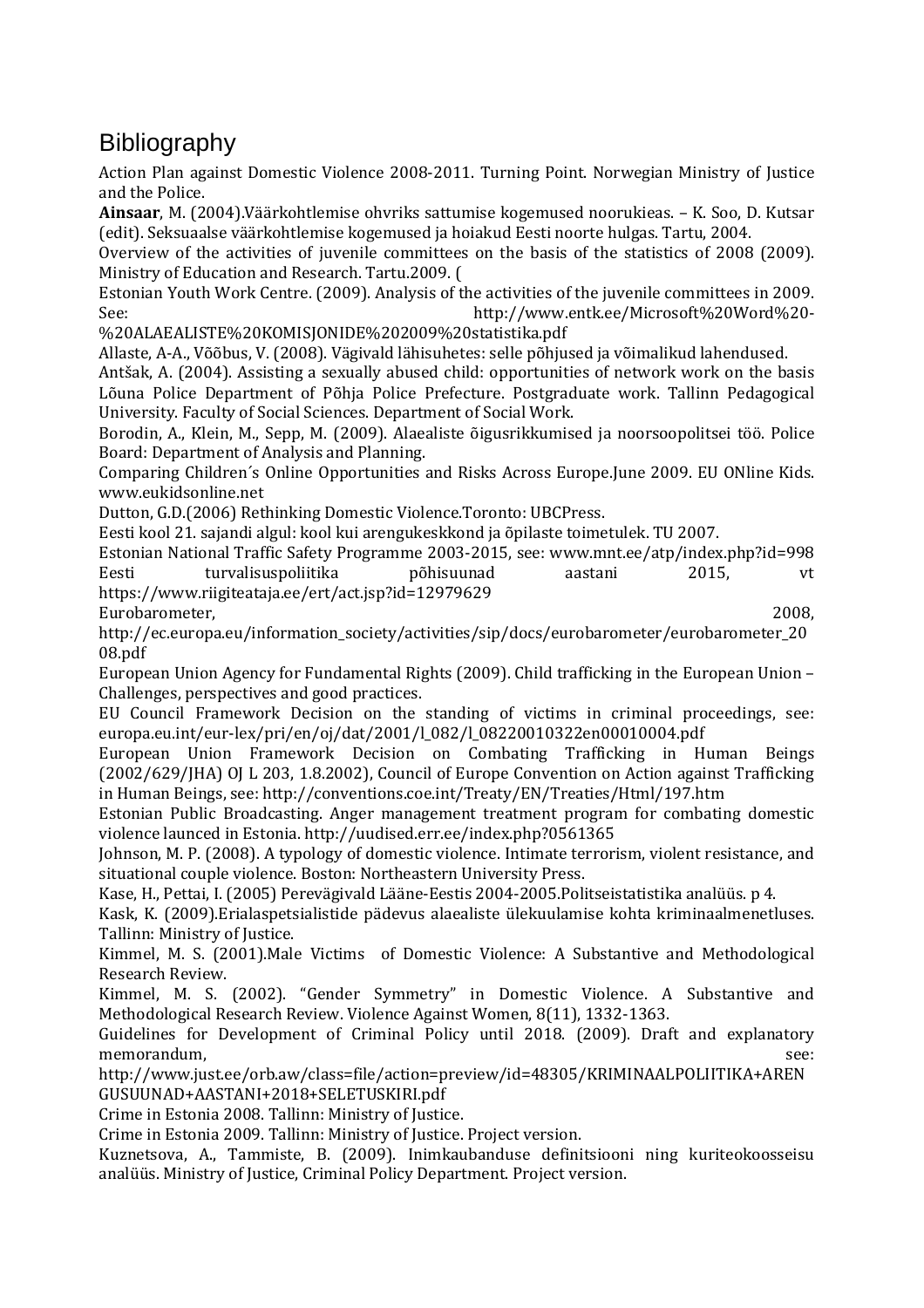# Bibliography

Action Plan against Domestic Violence 2008-2011. Turning Point. Norwegian Ministry of Justice and the Police.

**Ainsaar**, M. (2004).Väärkohtlemise ohvriks sattumise kogemused noorukieas. – K. Soo, D. Kutsar (edit). Seksuaalse väärkohtlemise kogemused ja hoiakud Eesti noorte hulgas. Tartu, 2004.

Overview of the activities of juvenile committees on the basis of the statistics of 2008 (2009). Ministry of Education and Research. Tartu.2009. (

Estonian Youth Work Centre. (2009). Analysis of the activities of the juvenile committees in 2009. See: http://www.entk.ee/Microsoft%20Word%20-%20ALAEALISTE%20KOMISJONIDE%202009%20statistika.pdf

Allaste, A-A., Võõbus, V. (2008). Vägivald lähisuhetes: selle põhjused ja võimalikud lahendused.

Antšak, A. (2004). Assisting a sexually abused child: opportunities of network work on the basis Lõuna Police Department of Põhja Police Prefecture. Postgraduate work. Tallinn Pedagogical University. Faculty of Social Sciences. Department of Social Work.

Borodin, A., Klein, M., Sepp, M. (2009). Alaealiste õigusrikkumised ja noorsoopolitsei töö. Police Board: Department of Analysis and Planning.

Comparing Children´s Online Opportunities and Risks Across Europe.June 2009. EU ONline Kids. www.eukidsonline.net

Dutton, G.D.(2006) Rethinking Domestic Violence.Toronto: UBCPress.

Eesti kool 21. sajandi algul: kool kui arengukeskkond ja õpilaste toimetulek. TU 2007.

Estonian National Traffic Safety Programme 2003-2015, see: www.mnt.ee/atp/index.php?id=998

Eesti turvalisuspoliitika põhisuunad aastani 2015, vt https://www.riigiteataja.ee/ert/act.jsp?id=12979629

Eurobarometer, 2008, http://ec.europa.eu/information_society/activities/sip/docs/eurobarometer/eurobarometer_2008.pdf

European Union Agency for Fundamental Rights (2009). Child trafficking in the European Union – Challenges, perspectives and good practices.

EU Council Framework Decision on the standing of victims in criminal proceedings, see: europa.eu.int/eur-lex/pri/en/oj/dat/2001/l_082/l_08220010322en00010004.pdf

European Union Framework Decision on Combating Trafficking in Human Beings (2002/629/JHA) OJ L 203, 1.8.2002), Council of Europe Convention on Action against Trafficking in Human Beings, see: http://conventions.coe.int/Treaty/EN/Treaties/Html/197.htm

Estonian Public Broadcasting. Anger management treatment program for combating domestic violence launced in Estonia. http://uudised.err.ee/index.php?0561365

Johnson, M. P. (2008). A typology of domestic violence. Intimate terrorism, violent resistance, and situational couple violence. Boston: Northeastern University Press.

Kase, H., Pettai, I. (2005) Perevägivald Lääne-Eestis 2004-2005.Politseistatistika analüüs. p 4.

Kask, K. (2009).Erialaspetsialistide pädevus alaealiste ülekuulamise kohta kriminaalmenetluses. Tallinn: Ministry of Justice.

Kimmel, M. S. (2001).Male Victims of Domestic Violence: A Substantive and Methodological Research Review.

Kimmel, M. S. (2002). "Gender Symmetry" in Domestic Violence. A Substantive and Methodological Research Review. Violence Against Women, 8(11), 1332-1363.

Guidelines for Development of Criminal Policy until 2018. (2009). Draft and explanatory memorandum, see: http://www.just.ee/orb.aw/class=file/action=preview/id=48305/KRIMINAALPOLIITIKA+ARENGUSUUNAD+AASTANI+2018+SELETUSKIRI.pdf

Crime in Estonia 2008. Tallinn: Ministry of Justice.

Crime in Estonia 2009. Tallinn: Ministry of Justice. Project version.

Kuznetsova, A., Tammiste, B. (2009). Inimkaubanduse definitsiooni ning kuriteokoosseisu analüüs. Ministry of Justice, Criminal Policy Department. Project version.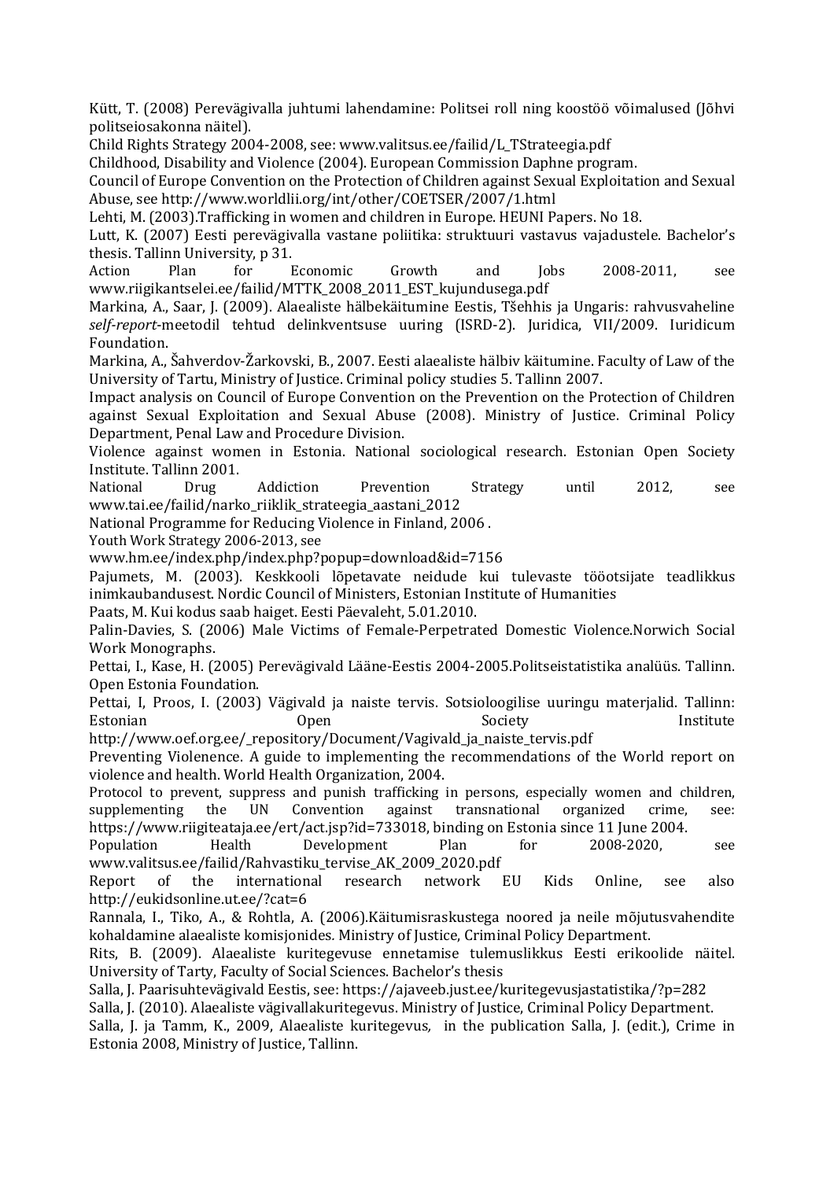Kütt, T. (2008) Perevägivalla juhtumi lahendamine: Politsei roll ning koostöö võimalused (Jõhvi politseiosakonna näitel).

Child Rights Strategy 2004-2008, see: www.valitsus.ee/failid/L_TStrateegia.pdf

Childhood, Disability and Violence (2004). European Commission Daphne program.

Council of Europe Convention on the Protection of Children against Sexual Exploitation and Sexual Abuse, see http://www.worldlii.org/int/other/COETSER/2007/1.html

Lehti, M. (2003).Trafficking in women and children in Europe. HEUNI Papers. No 18.

Lutt, K. (2007) Eesti perevägivalla vastane poliitika: struktuuri vastavus vajadustele. Bachelor's thesis. Tallinn University, p 31.

Action Plan for Economic Growth and Jobs 2008-2011, see www.riigikantselei.ee/failid/MTTK_2008_2011_EST_kujundusega.pdf

Markina, A., Saar, J. (2009). Alaealiste hälbekäitumine Eestis, Tšehhis ja Ungaris: rahvusvaheline *self-report*-meetodil tehtud delinkventsuse uuring (ISRD-2). Juridica, VII/2009. Iuridicum Foundation.

Markina, A., Šahverdov-Žarkovski, B., 2007. Eesti alaealiste hälbiv käitumine. Faculty of Law of the University of Tartu, Ministry of Justice. Criminal policy studies 5. Tallinn 2007.

Impact analysis on Council of Europe Convention on the Prevention on the Protection of Children against Sexual Exploitation and Sexual Abuse (2008). Ministry of Justice. Criminal Policy Department, Penal Law and Procedure Division.

Violence against women in Estonia. National sociological research. Estonian Open Society Institute. Tallinn 2001.

National Drug Addiction Prevention Strategy until 2012, see www.tai.ee/failid/narko_riiklik_strateegia_aastani_2012

National Programme for Reducing Violence in Finland, 2006 .

Youth Work Strategy 2006-2013, see www.hm.ee/index.php/index.php?popup=download&id=7156

Pajumets, M. (2003). Keskkooli lõpetavate neidude kui tulevaste tööotsijate teadlikkus inimkaubandusest. Nordic Council of Ministers, Estonian Institute of Humanities

Paats, M. Kui kodus saab haiget. Eesti Päevaleht, 5.01.2010.

Palin-Davies, S. (2006) Male Victims of Female-Perpetrated Domestic Violence.Norwich Social Work Monographs.

Pettai, I., Kase, H. (2005) Perevägivald Lääne-Eestis 2004-2005.Politseistatistika analüüs. Tallinn. Open Estonia Foundation.

Pettai, I, Proos, I. (2003) Vägivald ja naiste tervis. Sotsioloogilise uuringu materjalid. Tallinn: Estonian Open Society Institute http://www.oef.org.ee/_repository/Document/Vagivald_ja_naiste_tervis.pdf

Preventing Violenence. A guide to implementing the recommendations of the World report on violence and health. World Health Organization, 2004.

Protocol to prevent, suppress and punish trafficking in persons, especially women and children, supplementing the UN Convention against transnational organized crime, see: https://www.riigiteataja.ee/ert/act.jsp?id=733018, binding on Estonia since 11 June 2004.

Population Health Development Plan for 2008-2020, see www.valitsus.ee/failid/Rahvastiku_tervise_AK_2009_2020.pdf

Report of the international research network EU Kids Online, see also http://eukidsonline.ut.ee/?cat=6

Rannala, I., Tiko, A., & Rohtla, A. (2006).Käitumisraskustega noored ja neile mõjutusvahendite kohaldamine alaealiste komisjonides. Ministry of Justice, Criminal Policy Department.

Rits, B. (2009). Alaealiste kuritegevuse ennetamise tulemuslikkus Eesti erikoolide näitel. University of Tarty, Faculty of Social Sciences. Bachelor's thesis

Salla, J. Paarisuhtevägivald Eestis, see: https://ajaveeb.just.ee/kuritegevusjastatistika/?p=282

Salla, J. (2010). Alaealiste vägivallakuritegevus. Ministry of Justice, Criminal Policy Department.

Salla, J. ja Tamm, K., 2009, Alaealiste kuritegevus*,* in the publication Salla, J. (edit.), Crime in Estonia 2008, Ministry of Justice, Tallinn.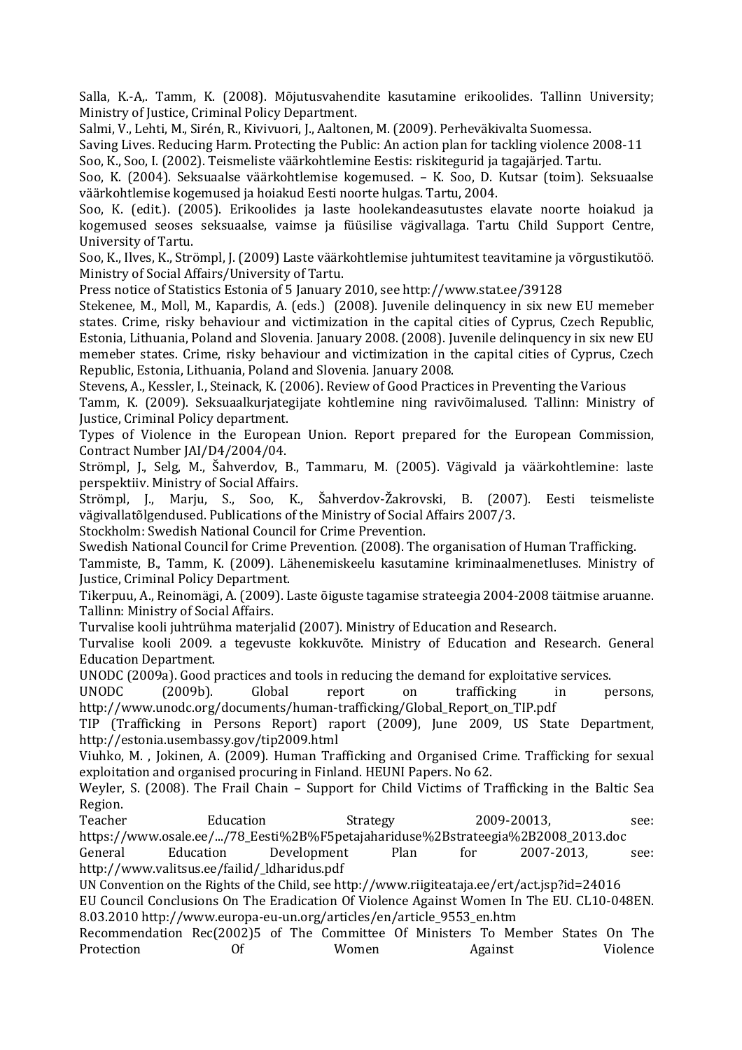Salla, K.-A,. Tamm, K. (2008). Mõjutusvahendite kasutamine erikoolides. Tallinn University; Ministry of Justice, Criminal Policy Department.

Salmi, V., Lehti, M., Sirén, R., Kivivuori, J., Aaltonen, M. (2009). Perheväkivalta Suomessa.

Saving Lives. Reducing Harm. Protecting the Public: An action plan for tackling violence 2008-11

Soo, K., Soo, I. (2002). Teismeliste väärkohtlemine Eestis: riskitegurid ja tagajärjed. Tartu.

Soo, K. (2004). Seksuaalse väärkohtlemise kogemused. – K. Soo, D. Kutsar (toim). Seksuaalse väärkohtlemise kogemused ja hoiakud Eesti noorte hulgas. Tartu, 2004.

Soo, K. (edit.). (2005). Erikoolides ja laste hoolekandeasutustes elavate noorte hoiakud ja kogemused seoses seksuaalse, vaimse ja füüsilise vägivallaga. Tartu Child Support Centre, University of Tartu.

Soo, K., Ilves, K., Strömpl, J. (2009) Laste väärkohtlemise juhtumitest teavitamine ja võrgustikutöö. Ministry of Social Affairs/University of Tartu.

Press notice of Statistics Estonia of 5 January 2010, see http://www.stat.ee/39128

Stekenee, M., Moll, M., Kapardis, A. (eds.) (2008). Juvenile delinquency in six new EU memeber states. Crime, risky behaviour and victimization in the capital cities of Cyprus, Czech Republic, Estonia, Lithuania, Poland and Slovenia. January 2008. (2008). Juvenile delinquency in six new EU memeber states. Crime, risky behaviour and victimization in the capital cities of Cyprus, Czech Republic, Estonia, Lithuania, Poland and Slovenia. January 2008.

Stevens, A., Kessler, I., Steinack, K. (2006). Review of Good Practices in Preventing the Various

Tamm, K. (2009). Seksuaalkurjategijate kohtlemine ning ravivõimalused. Tallinn: Ministry of Justice, Criminal Policy department.

Types of Violence in the European Union. Report prepared for the European Commission, Contract Number JAI/D4/2004/04.

Strömpl, J., Selg, M., Šahverdov, B., Tammaru, M. (2005). Vägivald ja väärkohtlemine: laste perspektiiv. Ministry of Social Affairs.

Strömpl, J., Marju, S., Soo, K., Šahverdov-Žakrovski, B. (2007). Eesti teismeliste vägivallatõlgendused. Publications of the Ministry of Social Affairs 2007/3.

Stockholm: Swedish National Council for Crime Prevention.

Swedish National Council for Crime Prevention. (2008). The organisation of Human Trafficking.

Tammiste, B., Tamm, K. (2009). Lähenemiskeelu kasutamine kriminaalmenetluses. Ministry of Justice, Criminal Policy Department.

Tikerpuu, A., Reinomägi, A. (2009). Laste õiguste tagamise strateegia 2004-2008 täitmise aruanne. Tallinn: Ministry of Social Affairs.

Turvalise kooli juhtrühma materjalid (2007). Ministry of Education and Research.

Turvalise kooli 2009. a tegevuste kokkuvõte. Ministry of Education and Research. General Education Department.

UNODC (2009a). Good practices and tools in reducing the demand for exploitative services.

UNODC (2009b). Global report on trafficking in persons, http://www.unodc.org/documents/human-trafficking/Global_Report_on_TIP.pdf

TIP (Trafficking in Persons Report) raport (2009), June 2009, US State Department, http://estonia.usembassy.gov/tip2009.html

Viuhko, M. , Jokinen, A. (2009). Human Trafficking and Organised Crime. Trafficking for sexual exploitation and organised procuring in Finland. HEUNI Papers. No 62.

Weyler, S. (2008). The Frail Chain – Support for Child Victims of Trafficking in the Baltic Sea Region.

Teacher Education Strategy 2009-20013, see: https://www.osale.ee/.../78_Eesti%2B%F5petajahariduse%2Bstrateegia%2B2008_2013.doc

General Education Development Plan for 2007-2013, see: http://www.valitsus.ee/failid/_ldharidus.pdf

UN Convention on the Rights of the Child, see http://www.riigiteataja.ee/ert/act.jsp?id=24016

EU Council Conclusions On The Eradication Of Violence Against Women In The EU. CL10-048EN. 8.03.2010 http://www.europa-eu-un.org/articles/en/article_9553_en.htm

Recommendation Rec(2002)5 of The Committee Of Ministers To Member States On The Protection Of Women Against Violence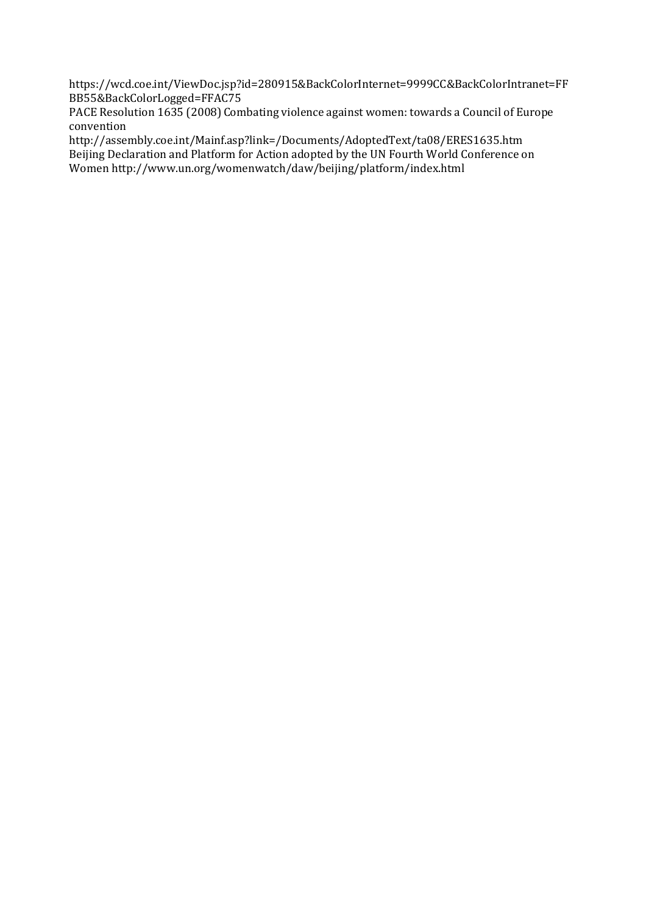https://wcd.coe.int/ViewDoc.jsp?id=280915&BackColorInternet=9999CC&BackColorIntranet=FFBB55&BackColorLogged=FFAC75

PACE Resolution 1635 (2008) Combating violence against women: towards a Council of Europe convention

http://assembly.coe.int/Mainf.asp?link=/Documents/AdoptedText/ta08/ERES1635.htm

Beijing Declaration and Platform for Action adopted by the UN Fourth World Conference on Women http://www.un.org/womenwatch/daw/beijing/platform/index.html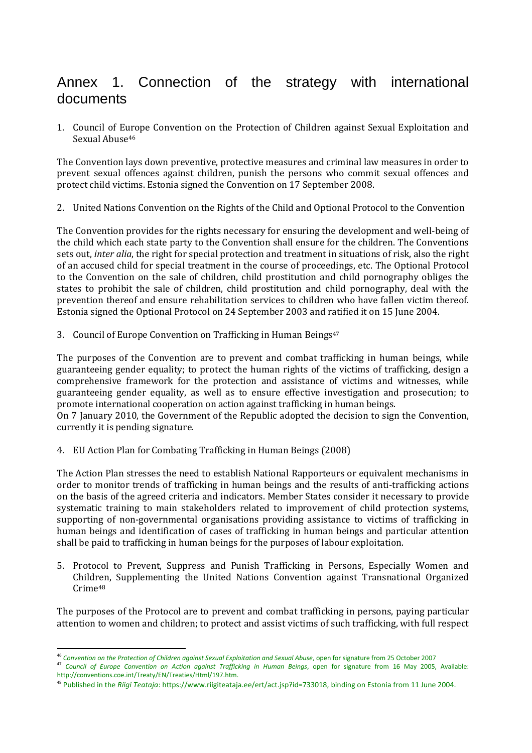# Annex 1. Connection of the strategy with international documents

1. Council of Europe Convention on the Protection of Children against Sexual Exploitation and Sexual Abuse[46]

The Convention lays down preventive, protective measures and criminal law measures in order to prevent sexual offences against children, punish the persons who commit sexual offences and protect child victims. Estonia signed the Convention on 17 September 2008.

2. United Nations Convention on the Rights of the Child and Optional Protocol to the Convention

The Convention provides for the rights necessary for ensuring the development and well-being of the child which each state party to the Convention shall ensure for the children. The Conventions sets out, *inter alia*, the right for special protection and treatment in situations of risk, also the right of an accused child for special treatment in the course of proceedings, etc. The Optional Protocol to the Convention on the sale of children, child prostitution and child pornography obliges the states to prohibit the sale of children, child prostitution and child pornography, deal with the prevention thereof and ensure rehabilitation services to children who have fallen victim thereof. Estonia signed the Optional Protocol on 24 September 2003 and ratified it on 15 June 2004.

3. Council of Europe Convention on Trafficking in Human Beings[47]

The purposes of the Convention are to prevent and combat trafficking in human beings, while guaranteeing gender equality; to protect the human rights of the victims of trafficking, design a comprehensive framework for the protection and assistance of victims and witnesses, while guaranteeing gender equality, as well as to ensure effective investigation and prosecution; to promote international cooperation on action against trafficking in human beings.
On 7 January 2010, the Government of the Republic adopted the decision to sign the Convention, currently it is pending signature.

4. EU Action Plan for Combating Trafficking in Human Beings (2008)

The Action Plan stresses the need to establish National Rapporteurs or equivalent mechanisms in order to monitor trends of trafficking in human beings and the results of anti-trafficking actions on the basis of the agreed criteria and indicators. Member States consider it necessary to provide systematic training to main stakeholders related to improvement of child protection systems, supporting of non-governmental organisations providing assistance to victims of trafficking in human beings and identification of cases of trafficking in human beings and particular attention shall be paid to trafficking in human beings for the purposes of labour exploitation.

5. Protocol to Prevent, Suppress and Punish Trafficking in Persons, Especially Women and Children, Supplementing the United Nations Convention against Transnational Organized Crime[48]

The purposes of the Protocol are to prevent and combat trafficking in persons, paying particular attention to women and children; to protect and assist victims of such trafficking, with full respect

---

[46] *Convention on the Protection of Children against Sexual Exploitation and Sexual Abuse*, open for signature from 25 October 2007

[47] *Council of Europe Convention on Action against Trafficking in Human Beings*, open for signature from 16 May 2005, Available: http://conventions.coe.int/Treaty/EN/Treaties/Html/197.htm.

[48] Published in the *Riigi Teataja*: https://www.riigiteataja.ee/ert/act.jsp?id=733018, binding on Estonia from 11 June 2004.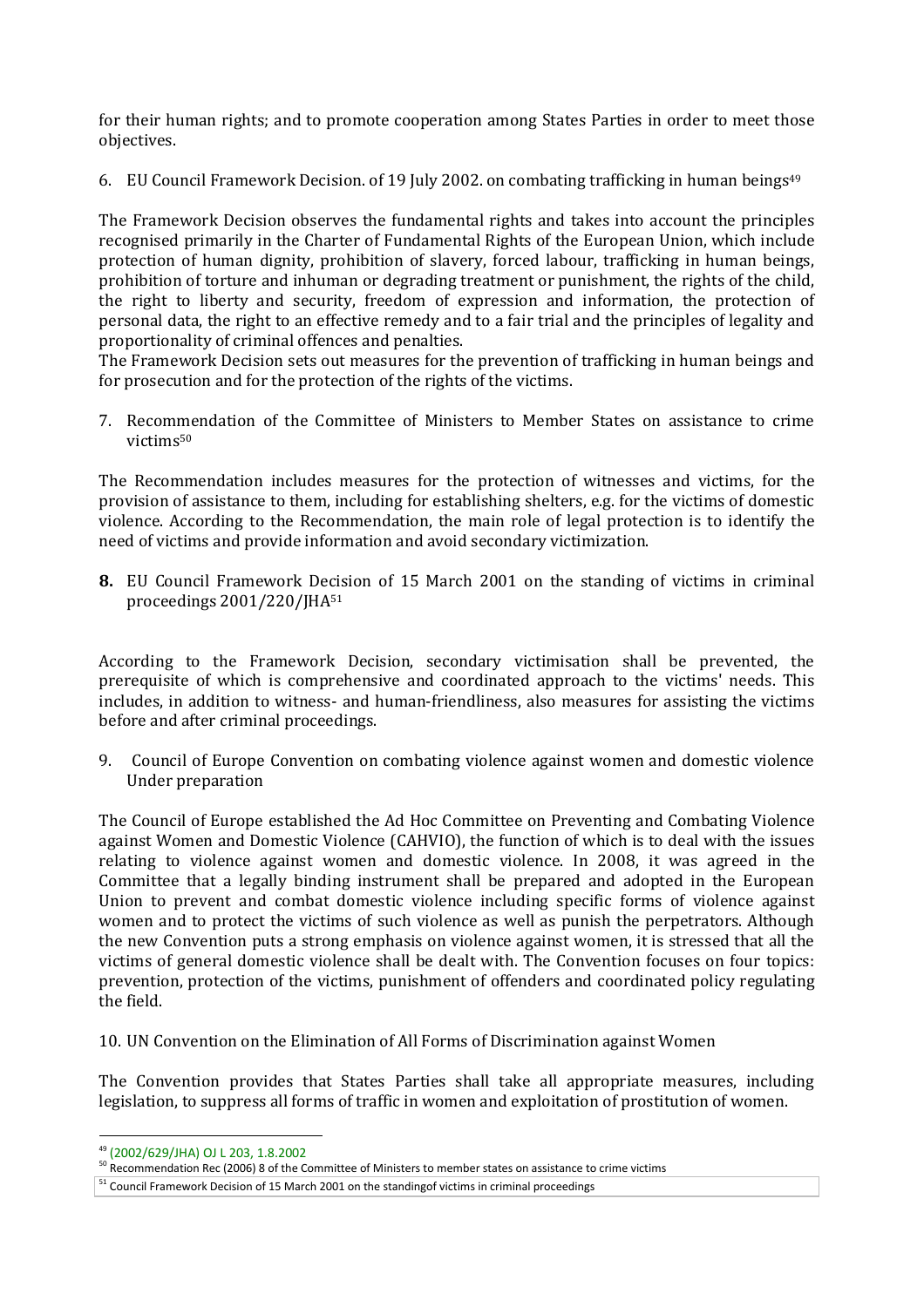for their human rights; and to promote cooperation among States Parties in order to meet those objectives.

6. EU Council Framework Decision. of 19 July 2002. on combating trafficking in human beings[49]

The Framework Decision observes the fundamental rights and takes into account the principles recognised primarily in the Charter of Fundamental Rights of the European Union, which include protection of human dignity, prohibition of slavery, forced labour, trafficking in human beings, prohibition of torture and inhuman or degrading treatment or punishment, the rights of the child, the right to liberty and security, freedom of expression and information, the protection of personal data, the right to an effective remedy and to a fair trial and the principles of legality and proportionality of criminal offences and penalties.
The Framework Decision sets out measures for the prevention of trafficking in human beings and for prosecution and for the protection of the rights of the victims.

7. Recommendation of the Committee of Ministers to Member States on assistance to crime victims[50]

The Recommendation includes measures for the protection of witnesses and victims, for the provision of assistance to them, including for establishing shelters, e.g. for the victims of domestic violence. According to the Recommendation, the main role of legal protection is to identify the need of victims and provide information and avoid secondary victimization.

**8.** EU Council Framework Decision of 15 March 2001 on the standing of victims in criminal proceedings 2001/220/JHA[51]

According to the Framework Decision, secondary victimisation shall be prevented, the prerequisite of which is comprehensive and coordinated approach to the victims' needs. This includes, in addition to witness- and human-friendliness, also measures for assisting the victims before and after criminal proceedings.

9. Council of Europe Convention on combating violence against women and domestic violence Under preparation

The Council of Europe established the Ad Hoc Committee on Preventing and Combating Violence against Women and Domestic Violence (CAHVIO), the function of which is to deal with the issues relating to violence against women and domestic violence. In 2008, it was agreed in the Committee that a legally binding instrument shall be prepared and adopted in the European Union to prevent and combat domestic violence including specific forms of violence against women and to protect the victims of such violence as well as punish the perpetrators. Although the new Convention puts a strong emphasis on violence against women, it is stressed that all the victims of general domestic violence shall be dealt with. The Convention focuses on four topics: prevention, protection of the victims, punishment of offenders and coordinated policy regulating the field.

10. UN Convention on the Elimination of All Forms of Discrimination against Women

The Convention provides that States Parties shall take all appropriate measures, including legislation, to suppress all forms of traffic in women and exploitation of prostitution of women.

---

[49] (2002/629/JHA) OJ L 203, 1.8.2002

[50] Recommendation Rec (2006) 8 of the Committee of Ministers to member states on assistance to crime victims

[51] Council Framework Decision of 15 March 2001 on the standingof victims in criminal proceedings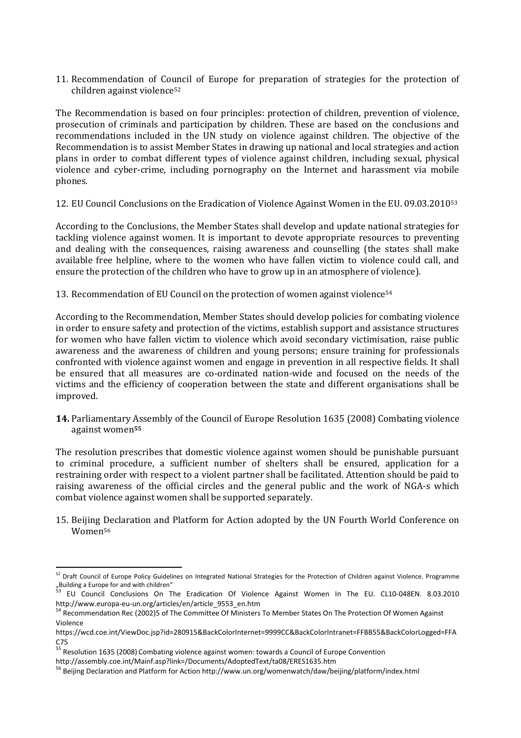11. Recommendation of Council of Europe for preparation of strategies for the protection of children against violence[52]

The Recommendation is based on four principles: protection of children, prevention of violence, prosecution of criminals and participation by children. These are based on the conclusions and recommendations included in the UN study on violence against children. The objective of the Recommendation is to assist Member States in drawing up national and local strategies and action plans in order to combat different types of violence against children, including sexual, physical violence and cyber-crime, including pornography on the Internet and harassment via mobile phones.

12. EU Council Conclusions on the Eradication of Violence Against Women in the EU. 09.03.2010[53]

According to the Conclusions, the Member States shall develop and update national strategies for tackling violence against women. It is important to devote appropriate resources to preventing and dealing with the consequences, raising awareness and counselling (the states shall make available free helpline, where to the women who have fallen victim to violence could call, and ensure the protection of the children who have to grow up in an atmosphere of violence).

13. Recommendation of EU Council on the protection of women against violence[54]

According to the Recommendation, Member States should develop policies for combating violence in order to ensure safety and protection of the victims, establish support and assistance structures for women who have fallen victim to violence which avoid secondary victimisation, raise public awareness and the awareness of children and young persons; ensure training for professionals confronted with violence against women and engage in prevention in all respective fields. It shall be ensured that all measures are co-ordinated nation-wide and focused on the needs of the victims and the efficiency of cooperation between the state and different organisations shall be improved.

**14.** Parliamentary Assembly of the Council of Europe Resolution 1635 (2008) Combating violence against women[55]

The resolution prescribes that domestic violence against women should be punishable pursuant to criminal procedure, a sufficient number of shelters shall be ensured, application for a restraining order with respect to a violent partner shall be facilitated. Attention should be paid to raising awareness of the official circles and the general public and the work of NGA-s which combat violence against women shall be supported separately.

15. Beijing Declaration and Platform for Action adopted by the UN Fourth World Conference on Women[56]

---

[52] Draft Council of Europe Policy Guidelines on Integrated National Strategies for the Protection of Children against Violence. Programme „Building a Europe for and with children"

[53] EU Council Conclusions On The Eradication Of Violence Against Women In The EU. CL10-048EN. 8.03.2010 http://www.europa-eu-un.org/articles/en/article_9553_en.htm

[54] Recommendation Rec (2002)5 of The Committee Of Ministers To Member States On The Protection Of Women Against Violence https://wcd.coe.int/ViewDoc.jsp?id=280915&BackColorInternet=9999CC&BackColorIntranet=FFBB55&BackColorLogged=FFAC75

[55] Resolution 1635 (2008) Combating violence against women: towards a Council of Europe Convention http://assembly.coe.int/Mainf.asp?link=/Documents/AdoptedText/ta08/ERES1635.htm

[56] Beijing Declaration and Platform for Action http://www.un.org/womenwatch/daw/beijing/platform/index.html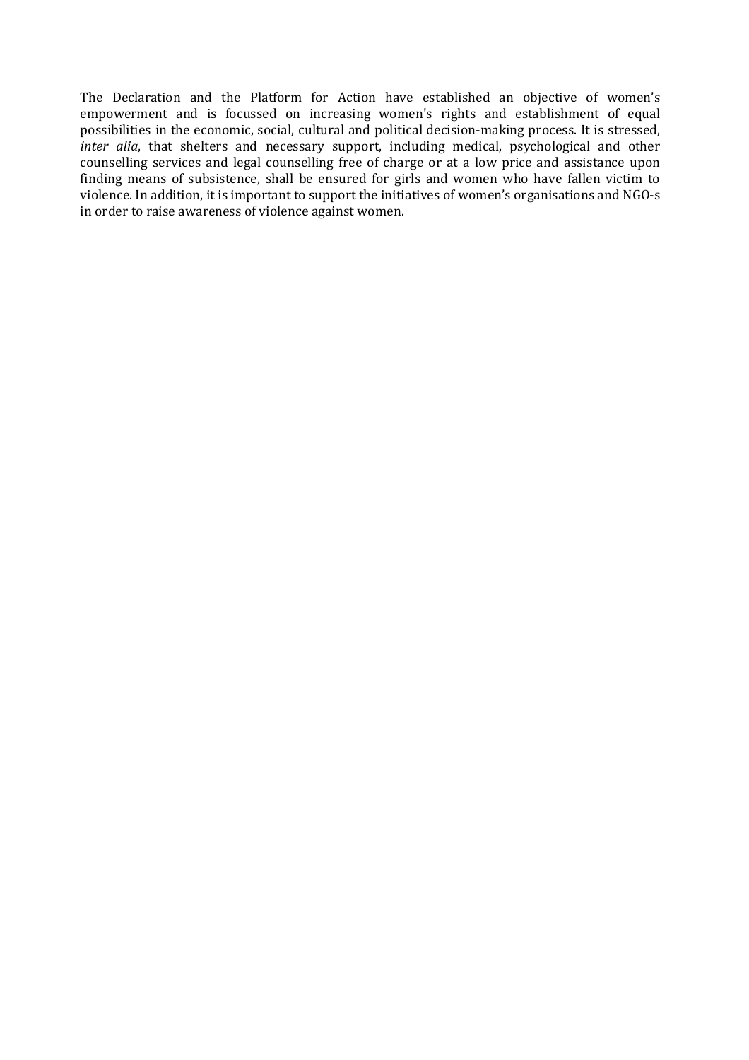The Declaration and the Platform for Action have established an objective of women's empowerment and is focussed on increasing women's rights and establishment of equal possibilities in the economic, social, cultural and political decision-making process. It is stressed, *inter alia*, that shelters and necessary support, including medical, psychological and other counselling services and legal counselling free of charge or at a low price and assistance upon finding means of subsistence, shall be ensured for girls and women who have fallen victim to violence. In addition, it is important to support the initiatives of women's organisations and NGO-s in order to raise awareness of violence against women.